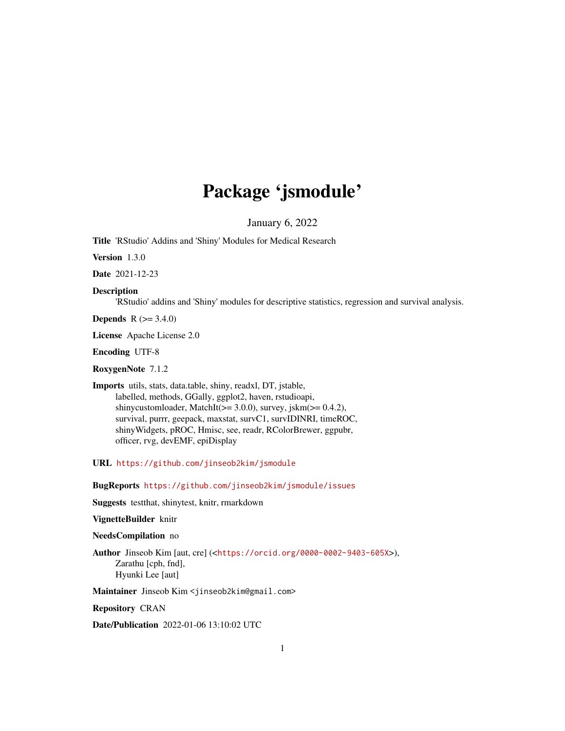# Package 'jsmodule'

January 6, 2022

**Title** 'RStudio' Addins and 'Shiny' Modules for Medical Research

**Version** 1.3.0

**Date** 2021-12-23

**Description** 'RStudio' addins and 'Shiny' modules for descriptive statistics, regression and survival analysis.

**Depends** R (>= 3.4.0)

**License** Apache License 2.0

**Encoding** UTF-8

**RoxygenNote** 7.1.2

**Imports** utils, stats, data.table, shiny, readxl, DT, jstable, labelled, methods, GGally, ggplot2, haven, rstudioapi, shinycustomloader, MatchIt(>= 3.0.0), survey, jskm(>= 0.4.2), survival, purrr, geepack, maxstat, survC1, survIDINRI, timeROC, shinyWidgets, pROC, Hmisc, see, readr, RColorBrewer, ggpubr, officer, rvg, devEMF, epiDisplay

**URL** https://github.com/jinseob2kim/jsmodule

**BugReports** https://github.com/jinseob2kim/jsmodule/issues

**Suggests** testthat, shinytest, knitr, rmarkdown

**VignetteBuilder** knitr

**NeedsCompilation** no

**Author** Jinseob Kim [aut, cre] (<https://orcid.org/0000-0002-9403-605X>), Zarathu [cph, fnd], Hyunki Lee [aut]

**Maintainer** Jinseob Kim <jinseob2kim@gmail.com>

**Repository** CRAN

**Date/Publication** 2022-01-06 13:10:02 UTC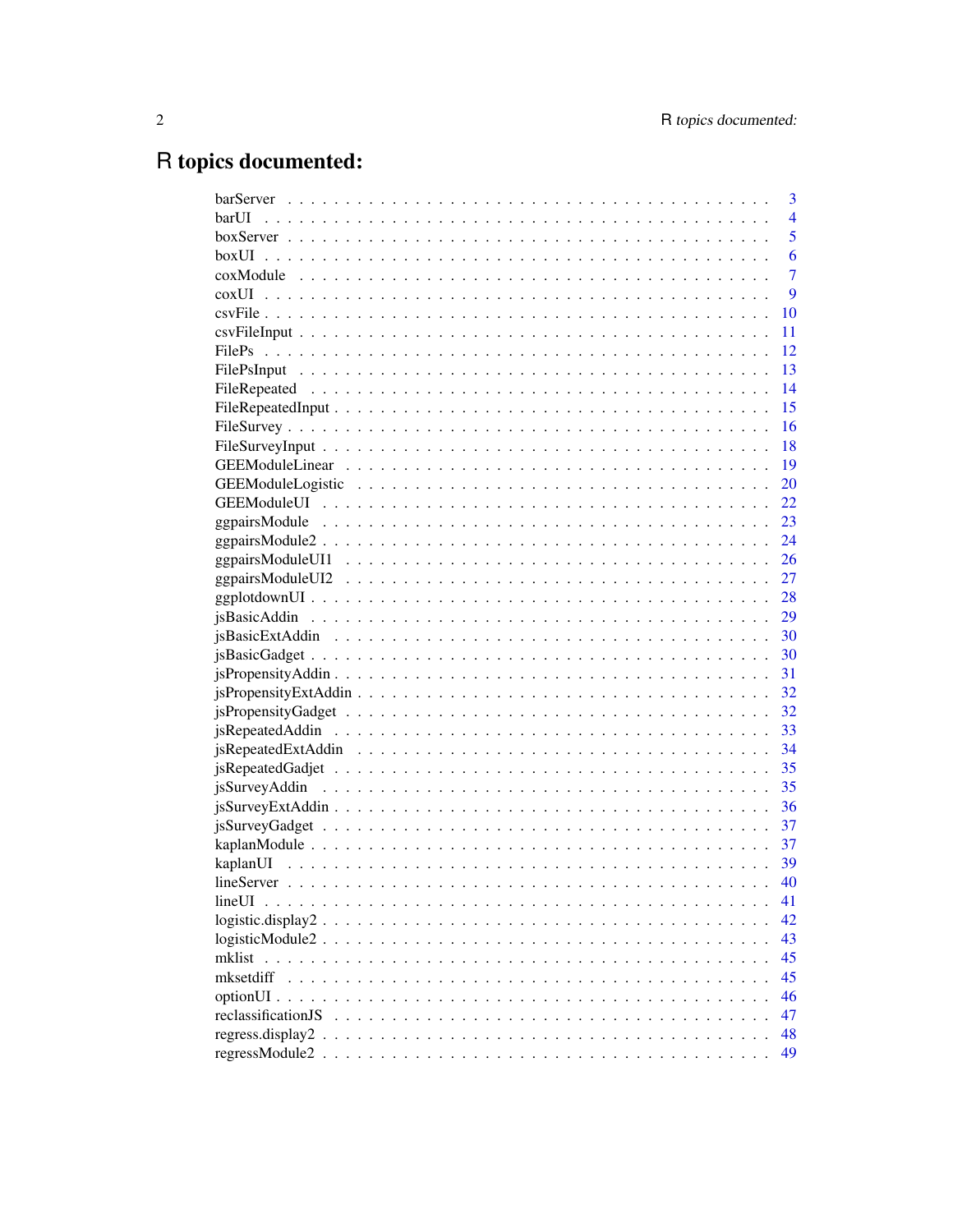# R topics documented:

| | |
|---|---|
| barServer | 3 |
| barUI | 4 |
| boxServer | 5 |
| boxUI | 6 |
| coxModule | 7 |
| coxUI | 9 |
| csvFile | 10 |
| csvFileInput | 11 |
| FilePs | 12 |
| FilePsInput | 13 |
| FileRepeated | 14 |
| FileRepeatedInput | 15 |
| FileSurvey | 16 |
| FileSurveyInput | 18 |
| GEEModuleLinear | 19 |
| GEEModuleLogistic | 20 |
| GEEModuleUI | 22 |
| ggpairsModule | 23 |
| ggpairsModule2 | 24 |
| ggpairsModuleUI1 | 26 |
| ggpairsModuleUI2 | 27 |
| ggplotdownUI | 28 |
| jsBasicAddin | 29 |
| jsBasicExtAddin | 30 |
| jsBasicGadget | 30 |
| jsPropensityAddin | 31 |
| jsPropensityExtAddin | 32 |
| jsPropensityGadget | 32 |
| jsRepeatedAddin | 33 |
| jsRepeatedExtAddin | 34 |
| jsRepeatedGadjet | 35 |
| jsSurveyAddin | 35 |
| jsSurveyExtAddin | 36 |
| jsSurveyGadget | 37 |
| kaplanModule | 37 |
| kaplanUI | 39 |
| lineServer | 40 |
| lineUI | 41 |
| logistic.display2 | 42 |
| logisticModule2 | 43 |
| mklist | 45 |
| mksetdiff | 45 |
| optionUI | 46 |
| reclassificationJS | 47 |
| regress.display2 | 48 |
| regressModule2 | 49 |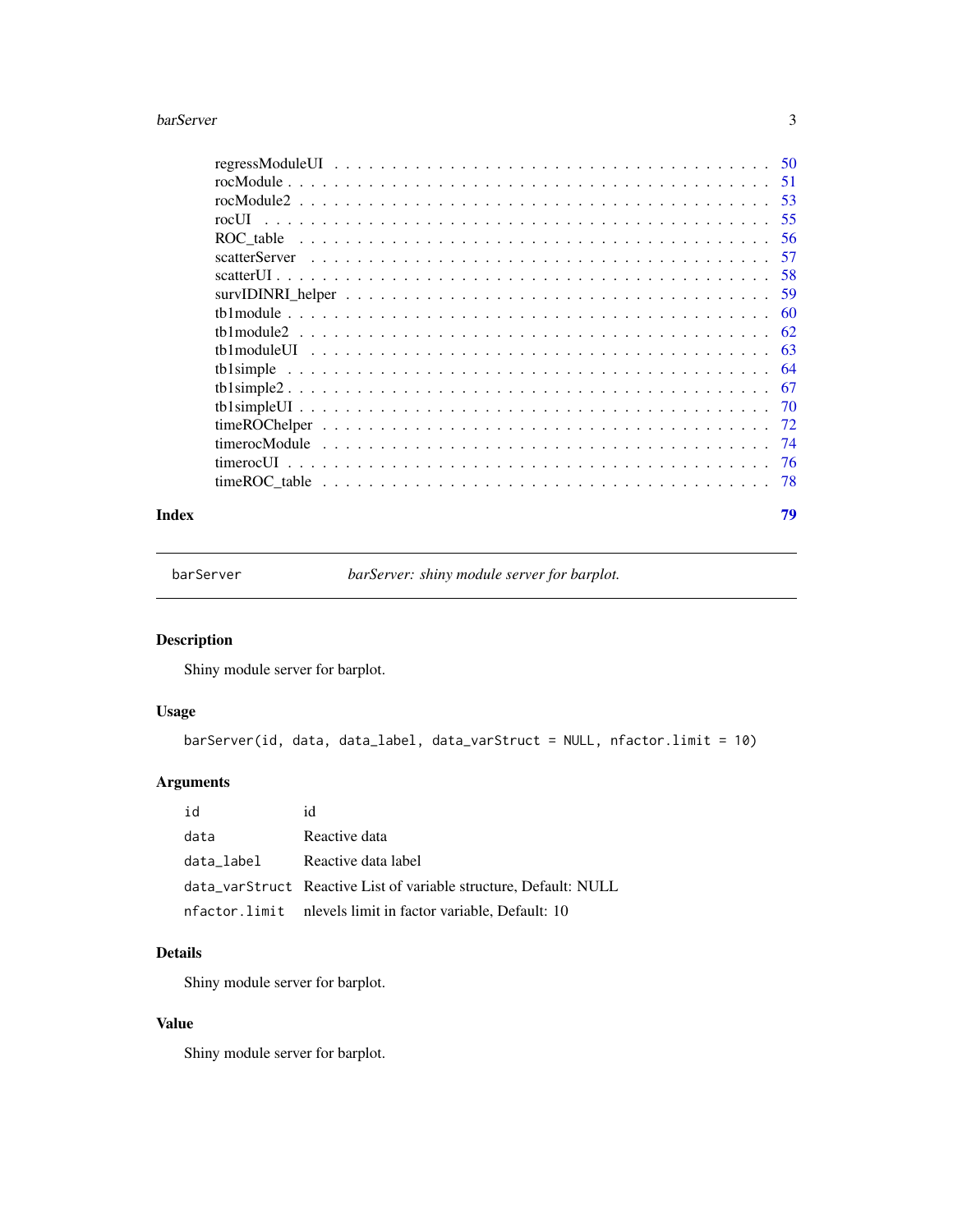| | |
|---|---|
| regressModuleUI | 50 |
| rocModule | 51 |
| rocModule2 | 53 |
| rocUI | 55 |
| ROC_table | 56 |
| scatterServer | 57 |
| scatterUI | 58 |
| survIDINRI_helper | 59 |
| tb1module | 60 |
| tb1module2 | 62 |
| tb1moduleUI | 63 |
| tb1simple | 64 |
| tb1simple2 | 67 |
| tb1simpleUI | 70 |
| timeROChelper | 72 |
| timerocModule | 74 |
| timerocUI | 76 |
| timeROC_table | 78 |

**Index** 79

---

`barServer` *barServer: shiny module server for barplot.*

---

## Description

Shiny module server for barplot.

## Usage

```
barServer(id, data, data_label, data_varStruct = NULL, nfactor.limit = 10)
```

## Arguments

| | |
|---|---|
| `id` | id |
| `data` | Reactive data |
| `data_label` | Reactive data label |
| `data_varStruct` | Reactive List of variable structure, Default: NULL |
| `nfactor.limit` | nlevels limit in factor variable, Default: 10 |

## Details

Shiny module server for barplot.

## Value

Shiny module server for barplot.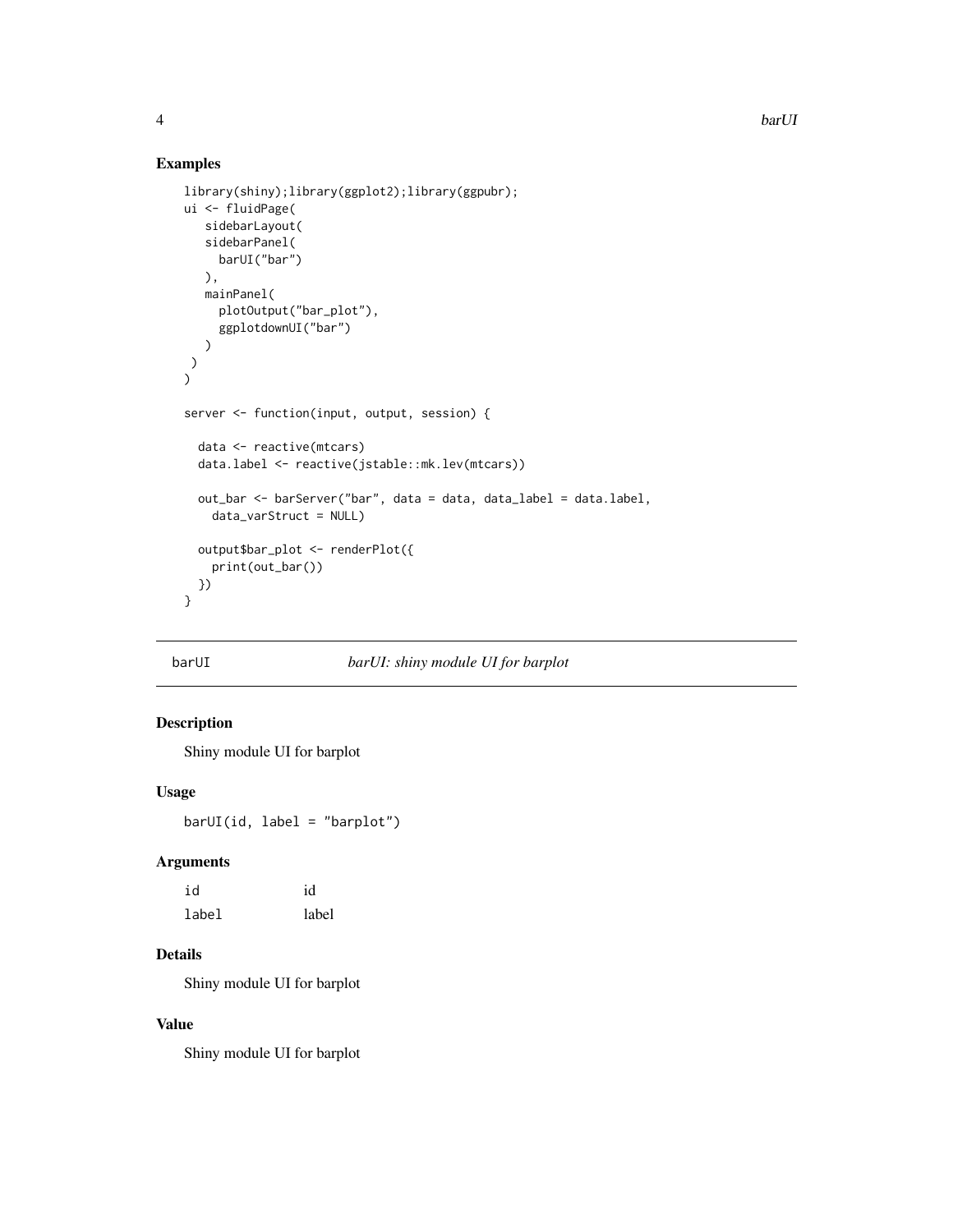## Examples

```
library(shiny);library(ggplot2);library(ggpubr);
ui <- fluidPage(
   sidebarLayout(
   sidebarPanel(
     barUI("bar")
   ),
   mainPanel(
     plotOutput("bar_plot"),
     ggplotdownUI("bar")
   )
 )
)

server <- function(input, output, session) {

  data <- reactive(mtcars)
  data.label <- reactive(jstable::mk.lev(mtcars))

  out_bar <- barServer("bar", data = data, data_label = data.label,
    data_varStruct = NULL)

  output$bar_plot <- renderPlot({
    print(out_bar())
  })
}
```

---

# barUI — *barUI: shiny module UI for barplot*

## Description

Shiny module UI for barplot

## Usage

```
barUI(id, label = "barplot")
```

## Arguments

| | |
|---|---|
| `id` | id |
| `label` | label |

## Details

Shiny module UI for barplot

## Value

Shiny module UI for barplot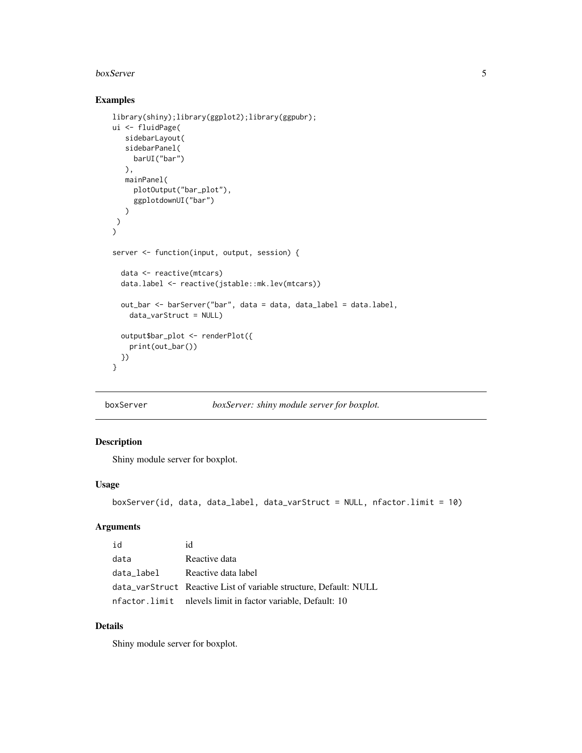## Examples

```
library(shiny);library(ggplot2);library(ggpubr);
ui <- fluidPage(
   sidebarLayout(
   sidebarPanel(
     barUI("bar")
   ),
   mainPanel(
     plotOutput("bar_plot"),
     ggplotdownUI("bar")
   )
 )
)

server <- function(input, output, session) {

  data <- reactive(mtcars)
  data.label <- reactive(jstable::mk.lev(mtcars))

  out_bar <- barServer("bar", data = data, data_label = data.label,
    data_varStruct = NULL)

  output$bar_plot <- renderPlot({
    print(out_bar())
  })
}
```

---

# boxServer — *boxServer: shiny module server for boxplot.*

## Description

Shiny module server for boxplot.

## Usage

```
boxServer(id, data, data_label, data_varStruct = NULL, nfactor.limit = 10)
```

## Arguments

| | |
|---|---|
| id | id |
| data | Reactive data |
| data_label | Reactive data label |
| data_varStruct | Reactive List of variable structure, Default: NULL |
| nfactor.limit | nlevels limit in factor variable, Default: 10 |

## Details

Shiny module server for boxplot.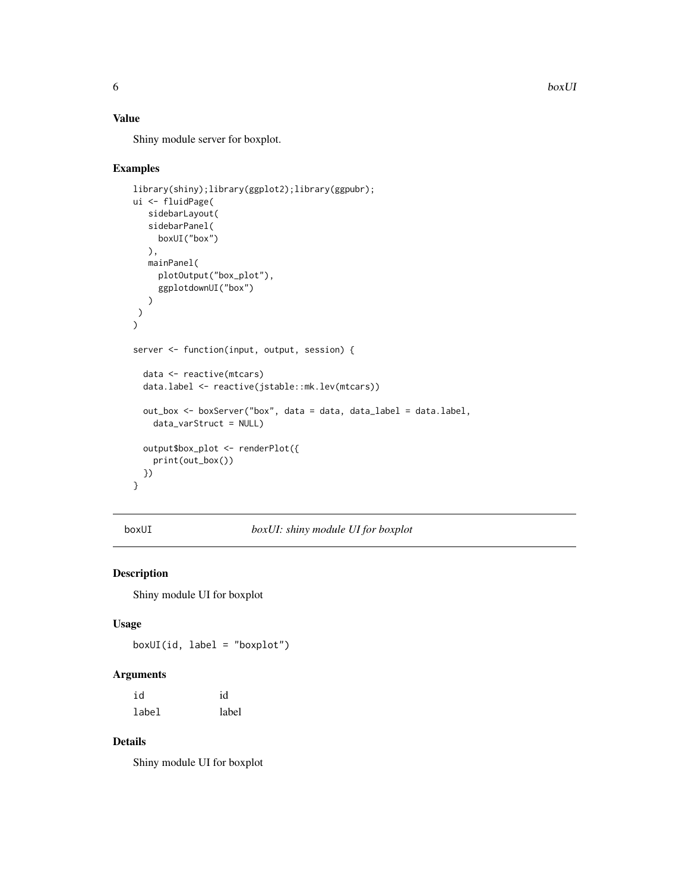## Value

Shiny module server for boxplot.

## Examples

```
library(shiny);library(ggplot2);library(ggpubr);
ui <- fluidPage(
   sidebarLayout(
   sidebarPanel(
     boxUI("box")
   ),
   mainPanel(
     plotOutput("box_plot"),
     ggplotdownUI("box")
   )
 )
)

server <- function(input, output, session) {

  data <- reactive(mtcars)
  data.label <- reactive(jstable::mk.lev(mtcars))

  out_box <- boxServer("box", data = data, data_label = data.label,
    data_varStruct = NULL)

  output$box_plot <- renderPlot({
    print(out_box())
  })
}
```

---

# boxUI — *boxUI: shiny module UI for boxplot*

## Description

Shiny module UI for boxplot

## Usage

```
boxUI(id, label = "boxplot")
```

## Arguments

| | |
|---|---|
| id | id |
| label | label |

## Details

Shiny module UI for boxplot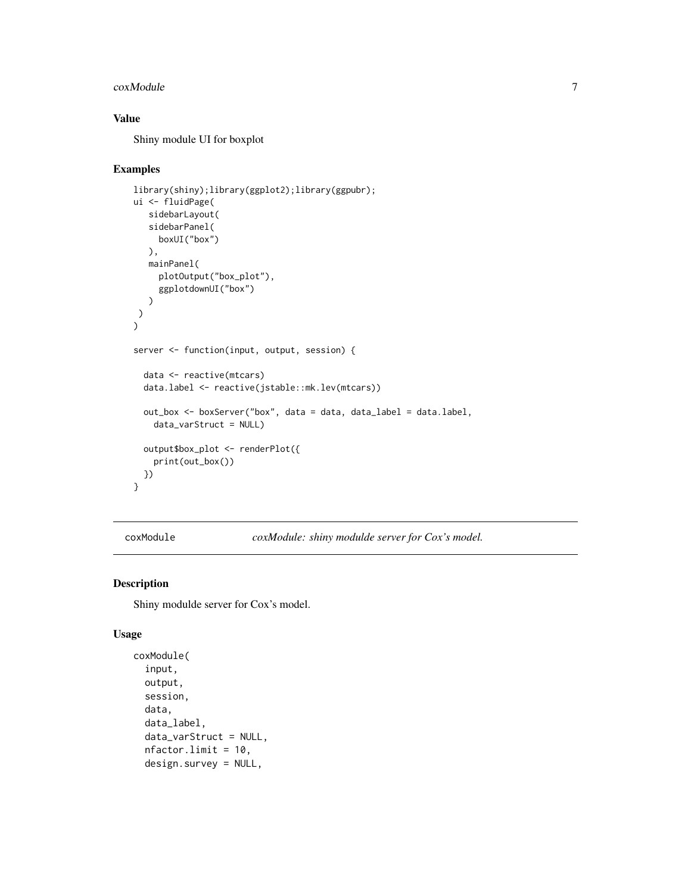### Value

Shiny module UI for boxplot

### Examples

```
library(shiny);library(ggplot2);library(ggpubr);
ui <- fluidPage(
   sidebarLayout(
   sidebarPanel(
     boxUI("box")
   ),
   mainPanel(
     plotOutput("box_plot"),
     ggplotdownUI("box")
   )
 )
)

server <- function(input, output, session) {

  data <- reactive(mtcars)
  data.label <- reactive(jstable::mk.lev(mtcars))

  out_box <- boxServer("box", data = data, data_label = data.label,
    data_varStruct = NULL)

  output$box_plot <- renderPlot({
    print(out_box())
  })
}
```

---

## coxModule — *coxModule: shiny modulde server for Cox's model.*

### Description

Shiny modulde server for Cox's model.

### Usage

```
coxModule(
  input,
  output,
  session,
  data,
  data_label,
  data_varStruct = NULL,
  nfactor.limit = 10,
  design.survey = NULL,
```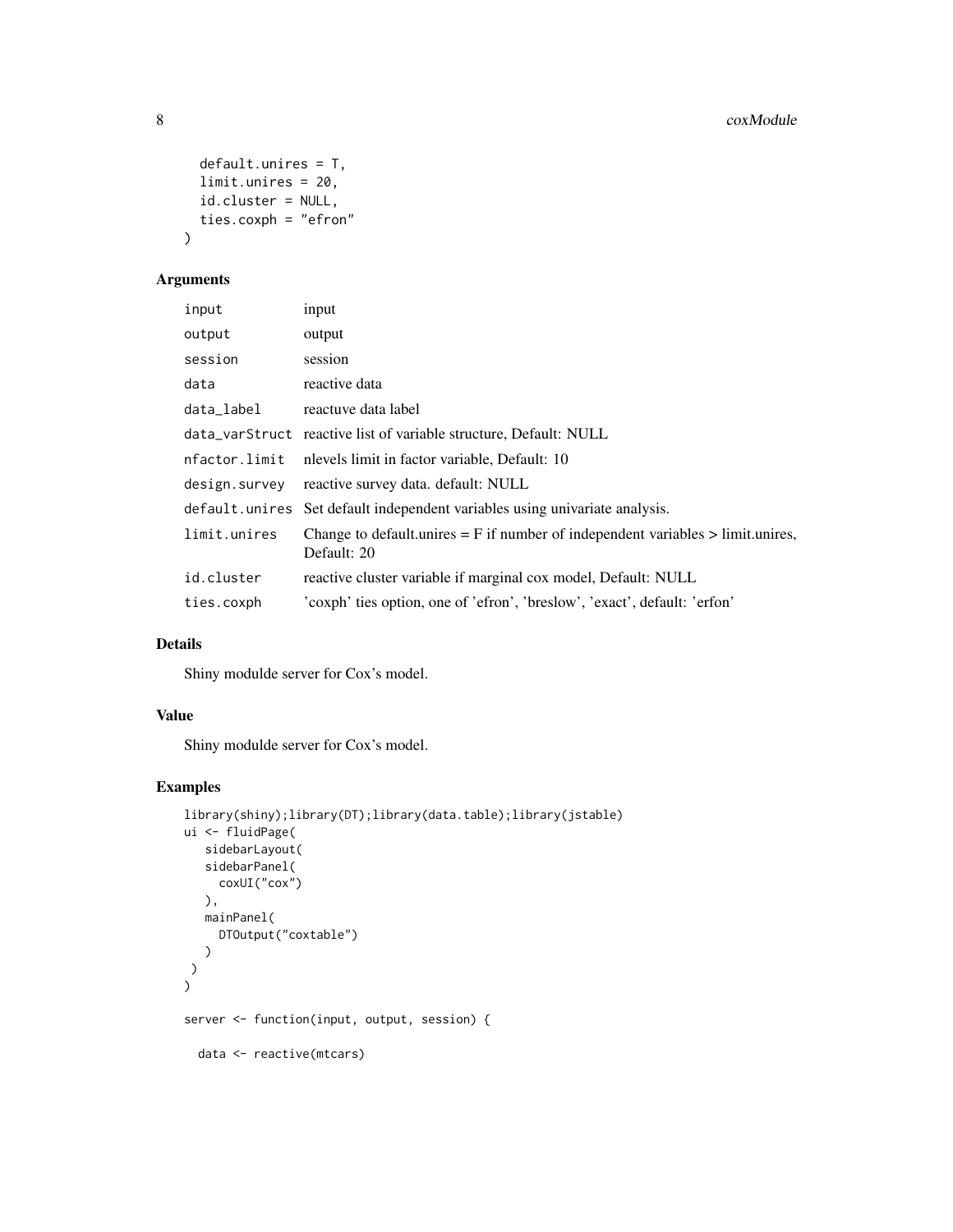```
  default.unires = T,
  limit.unires = 20,
  id.cluster = NULL,
  ties.coxph = "efron"
)
```

## Arguments

| | |
|---|---|
| input | input |
| output | output |
| session | session |
| data | reactive data |
| data_label | reactuve data label |
| data_varStruct | reactive list of variable structure, Default: NULL |
| nfactor.limit | nlevels limit in factor variable, Default: 10 |
| design.survey | reactive survey data. default: NULL |
| default.unires | Set default independent variables using univariate analysis. |
| limit.unires | Change to default.unires = F if number of independent variables > limit.unires, Default: 20 |
| id.cluster | reactive cluster variable if marginal cox model, Default: NULL |
| ties.coxph | 'coxph' ties option, one of 'efron', 'breslow', 'exact', default: 'erfon' |

## Details

Shiny modulde server for Cox's model.

## Value

Shiny modulde server for Cox's model.

## Examples

```
library(shiny);library(DT);library(data.table);library(jstable)
ui <- fluidPage(
   sidebarLayout(
   sidebarPanel(
     coxUI("cox")
   ),
   mainPanel(
     DTOutput("coxtable")
   )
 )
)

server <- function(input, output, session) {

  data <- reactive(mtcars)
```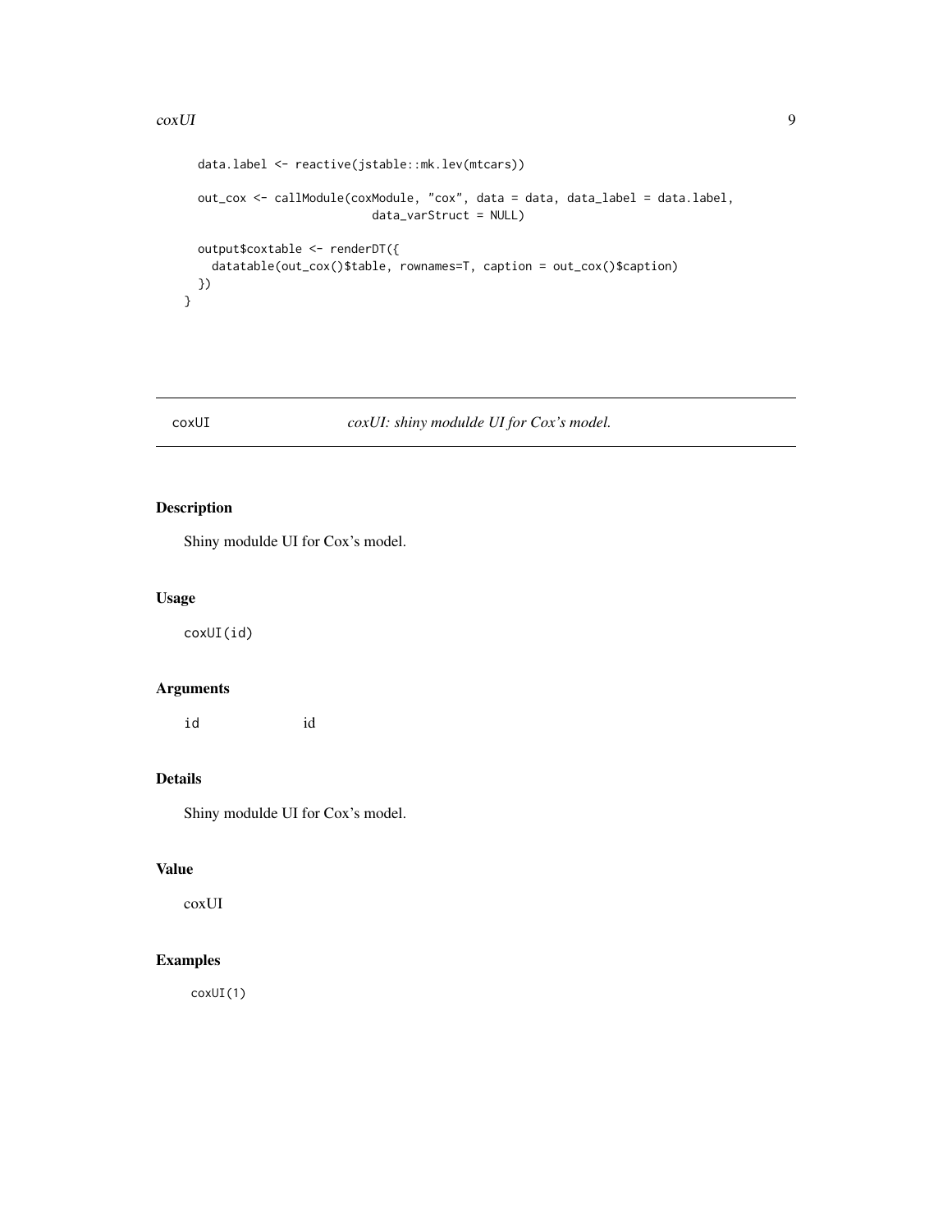```
    data.label <- reactive(jstable::mk.lev(mtcars))

    out_cox <- callModule(coxModule, "cox", data = data, data_label = data.label,
                          data_varStruct = NULL)

    output$coxtable <- renderDT({
      datatable(out_cox()$table, rownames=T, caption = out_cox()$caption)
    })
  }
```

## coxUI — *coxUI: shiny modulde UI for Cox's model.*

### Description

Shiny modulde UI for Cox's model.

### Usage

```
coxUI(id)
```

### Arguments

| | |
|---|---|
| `id` | id |

### Details

Shiny modulde UI for Cox's model.

### Value

coxUI

### Examples

```
coxUI(1)
```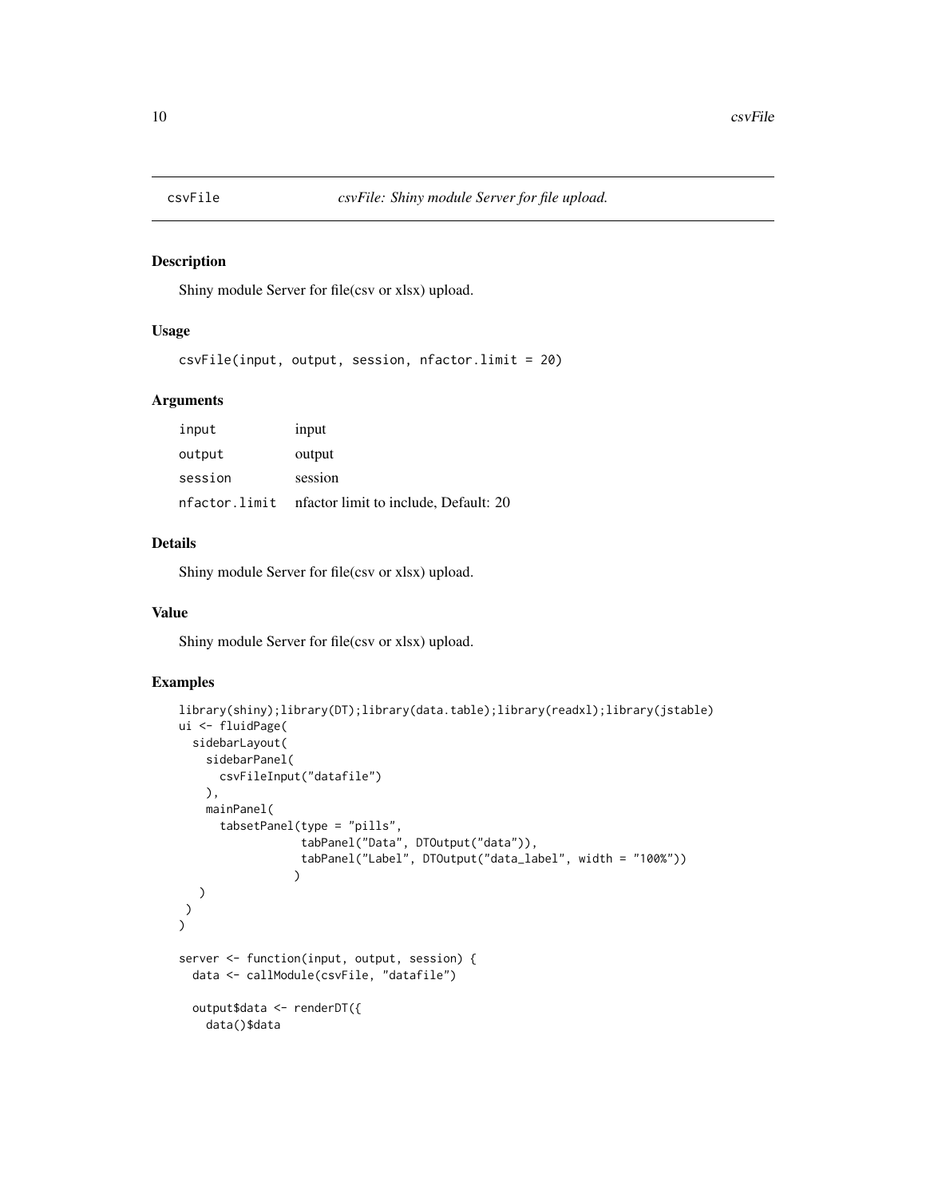## csvFile

*csvFile: Shiny module Server for file upload.*

### Description

Shiny module Server for file(csv or xlsx) upload.

### Usage

```
csvFile(input, output, session, nfactor.limit = 20)
```

### Arguments

| | |
|---|---|
| input | input |
| output | output |
| session | session |
| nfactor.limit | nfactor limit to include, Default: 20 |

### Details

Shiny module Server for file(csv or xlsx) upload.

### Value

Shiny module Server for file(csv or xlsx) upload.

### Examples

```
library(shiny);library(DT);library(data.table);library(readxl);library(jstable)
ui <- fluidPage(
  sidebarLayout(
    sidebarPanel(
      csvFileInput("datafile")
    ),
    mainPanel(
      tabsetPanel(type = "pills",
                  tabPanel("Data", DTOutput("data")),
                  tabPanel("Label", DTOutput("data_label", width = "100%"))
                 )
   )
 )
)

server <- function(input, output, session) {
  data <- callModule(csvFile, "datafile")

  output$data <- renderDT({
    data()$data
```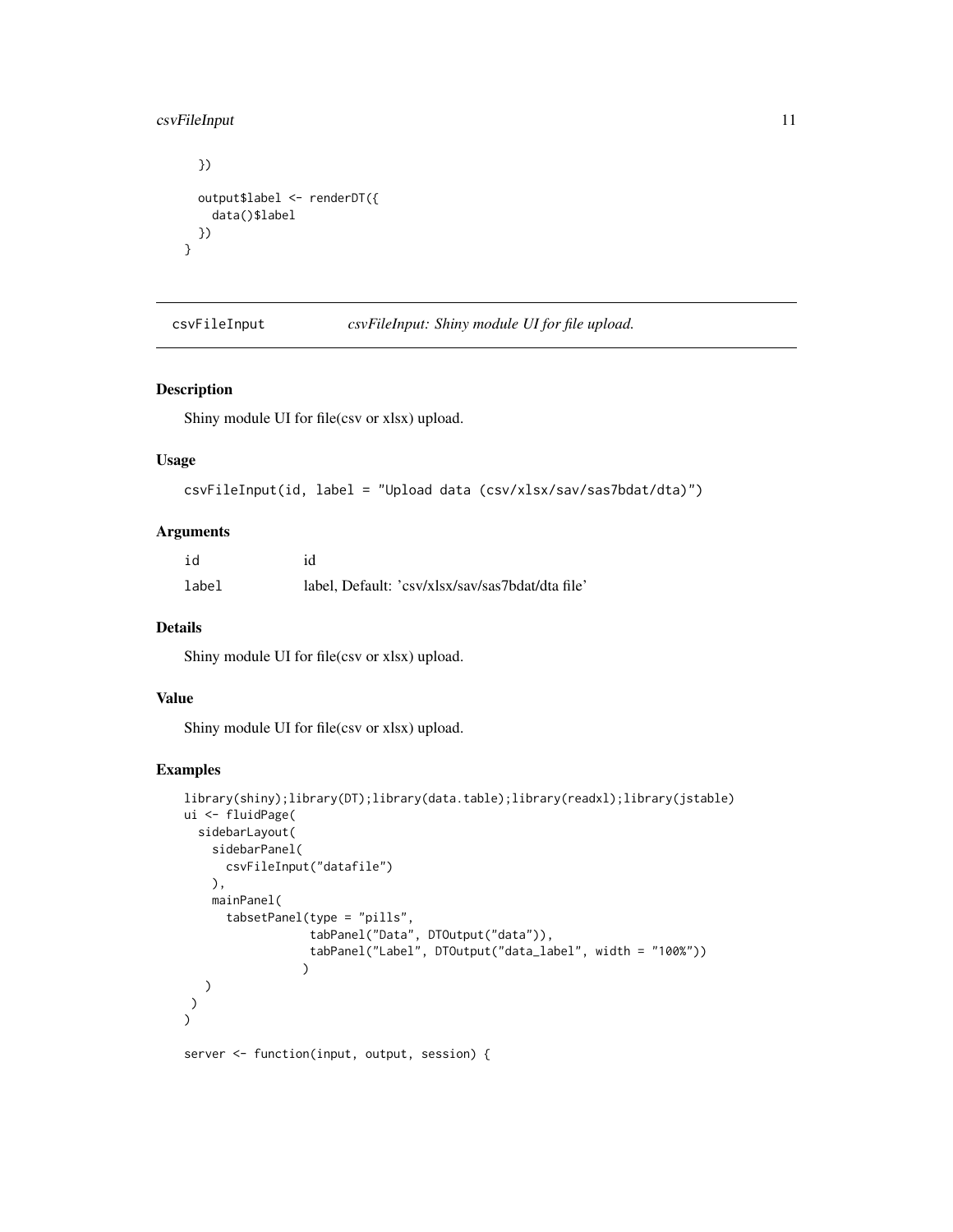```
  })

  output$label <- renderDT({
    data()$label
  })
}
```

## csvFileInput — *csvFileInput: Shiny module UI for file upload.*

### Description

Shiny module UI for file(csv or xlsx) upload.

### Usage

```
csvFileInput(id, label = "Upload data (csv/xlsx/sav/sas7bdat/dta)")
```

### Arguments

| | |
|---|---|
| id | id |
| label | label, Default: 'csv/xlsx/sav/sas7bdat/dta file' |

### Details

Shiny module UI for file(csv or xlsx) upload.

### Value

Shiny module UI for file(csv or xlsx) upload.

### Examples

```
library(shiny);library(DT);library(data.table);library(readxl);library(jstable)
ui <- fluidPage(
  sidebarLayout(
    sidebarPanel(
      csvFileInput("datafile")
    ),
    mainPanel(
      tabsetPanel(type = "pills",
                  tabPanel("Data", DTOutput("data")),
                  tabPanel("Label", DTOutput("data_label", width = "100%"))
                 )
    )
  )
)

server <- function(input, output, session) {
```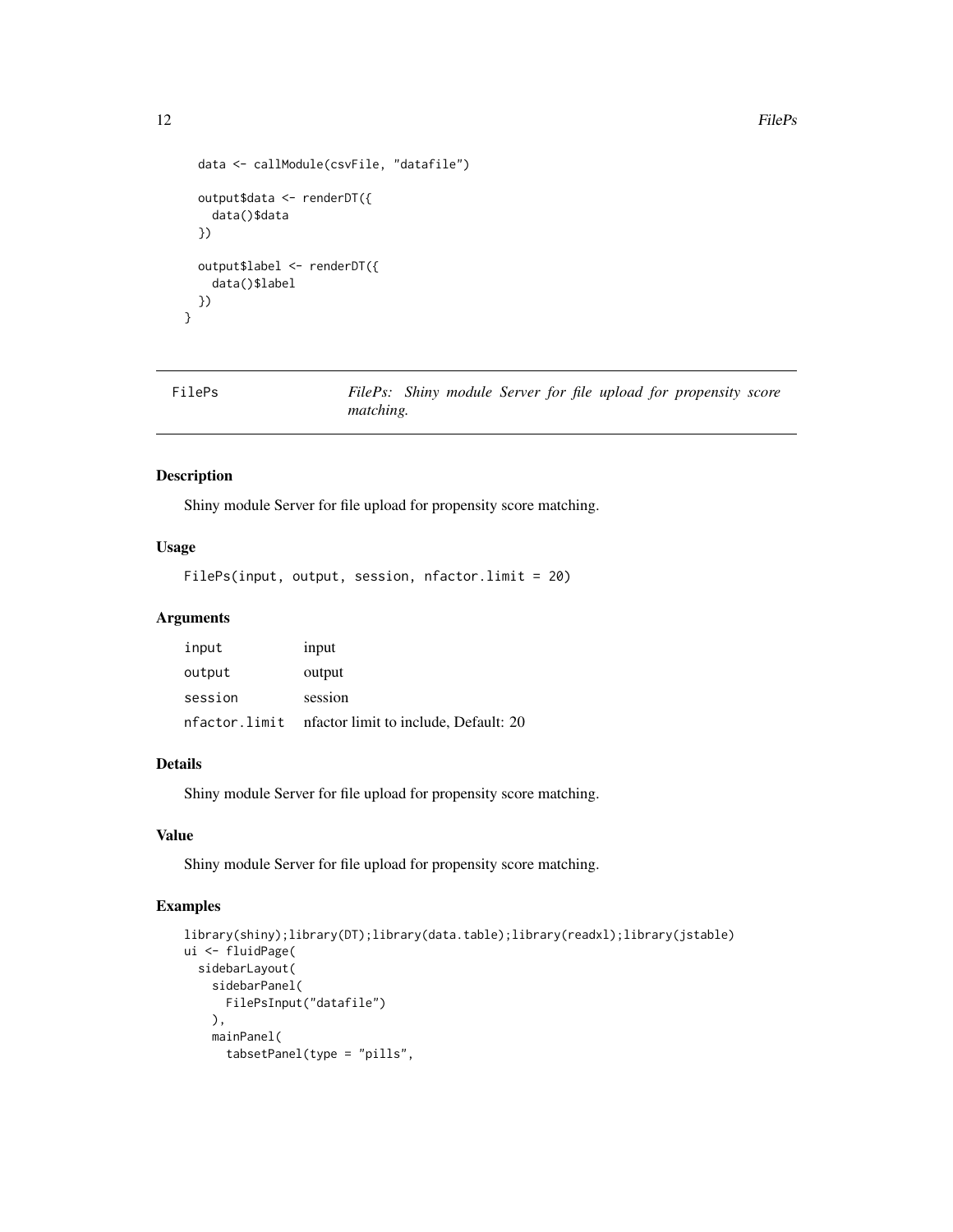```
  data <- callModule(csvFile, "datafile")

  output$data <- renderDT({
    data()$data
  })

  output$label <- renderDT({
    data()$label
  })
}
```

## FilePs — *FilePs: Shiny module Server for file upload for propensity score matching.*

### Description

Shiny module Server for file upload for propensity score matching.

### Usage

```
FilePs(input, output, session, nfactor.limit = 20)
```

### Arguments

| | |
|---|---|
| input | input |
| output | output |
| session | session |
| nfactor.limit | nfactor limit to include, Default: 20 |

### Details

Shiny module Server for file upload for propensity score matching.

### Value

Shiny module Server for file upload for propensity score matching.

### Examples

```
library(shiny);library(DT);library(data.table);library(readxl);library(jstable)
ui <- fluidPage(
  sidebarLayout(
    sidebarPanel(
      FilePsInput("datafile")
    ),
    mainPanel(
      tabsetPanel(type = "pills",
```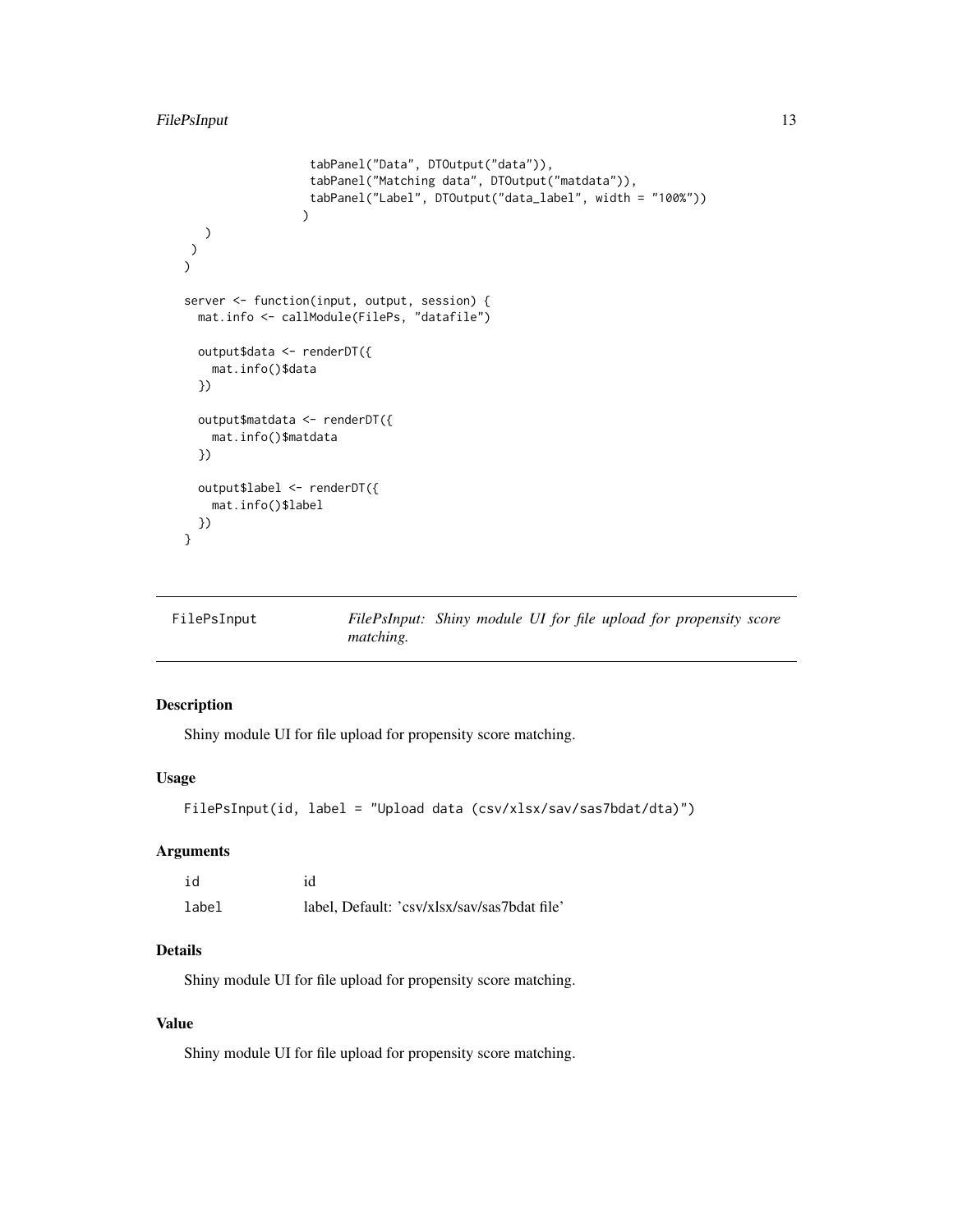```
                tabPanel("Data", DTOutput("data")),
                tabPanel("Matching data", DTOutput("matdata")),
                tabPanel("Label", DTOutput("data_label", width = "100%"))
              )
    )
  )
)

server <- function(input, output, session) {
  mat.info <- callModule(FilePs, "datafile")

  output$data <- renderDT({
    mat.info()$data
  })

  output$matdata <- renderDT({
    mat.info()$matdata
  })

  output$label <- renderDT({
    mat.info()$label
  })
}
```

## FilePsInput — *FilePsInput: Shiny module UI for file upload for propensity score matching.*

### Description

Shiny module UI for file upload for propensity score matching.

### Usage

```
FilePsInput(id, label = "Upload data (csv/xlsx/sav/sas7bdat/dta)")
```

### Arguments

| | |
|---|---|
| id | id |
| label | label, Default: 'csv/xlsx/sav/sas7bdat file' |

### Details

Shiny module UI for file upload for propensity score matching.

### Value

Shiny module UI for file upload for propensity score matching.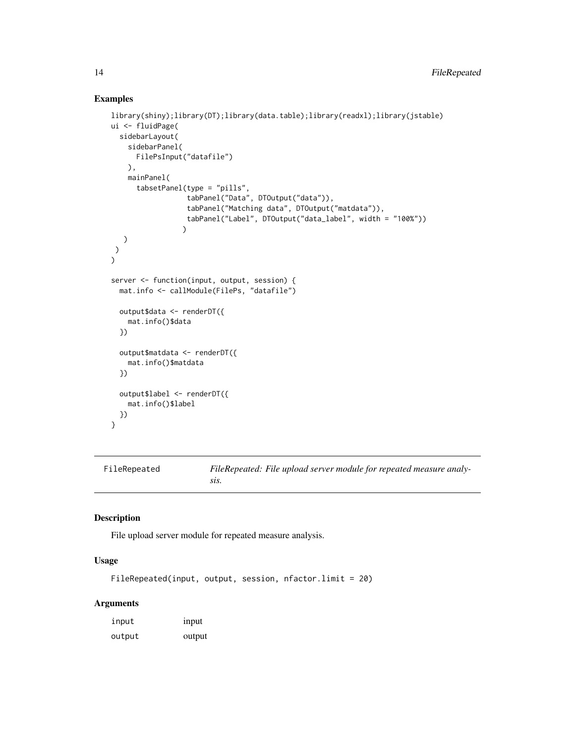## Examples

```
library(shiny);library(DT);library(data.table);library(readxl);library(jstable)
ui <- fluidPage(
  sidebarLayout(
    sidebarPanel(
      FilePsInput("datafile")
    ),
    mainPanel(
      tabsetPanel(type = "pills",
                  tabPanel("Data", DTOutput("data")),
                  tabPanel("Matching data", DTOutput("matdata")),
                  tabPanel("Label", DTOutput("data_label", width = "100%"))
                 )
   )
 )
)

server <- function(input, output, session) {
  mat.info <- callModule(FilePs, "datafile")

  output$data <- renderDT({
    mat.info()$data
  })

  output$matdata <- renderDT({
    mat.info()$matdata
  })

  output$label <- renderDT({
    mat.info()$label
  })
}
```

---

`FileRepeated` *FileRepeated: File upload server module for repeated measure analysis.*

---

## Description

File upload server module for repeated measure analysis.

## Usage

```
FileRepeated(input, output, session, nfactor.limit = 20)
```

## Arguments

| | |
|---|---|
| input | input |
| output | output |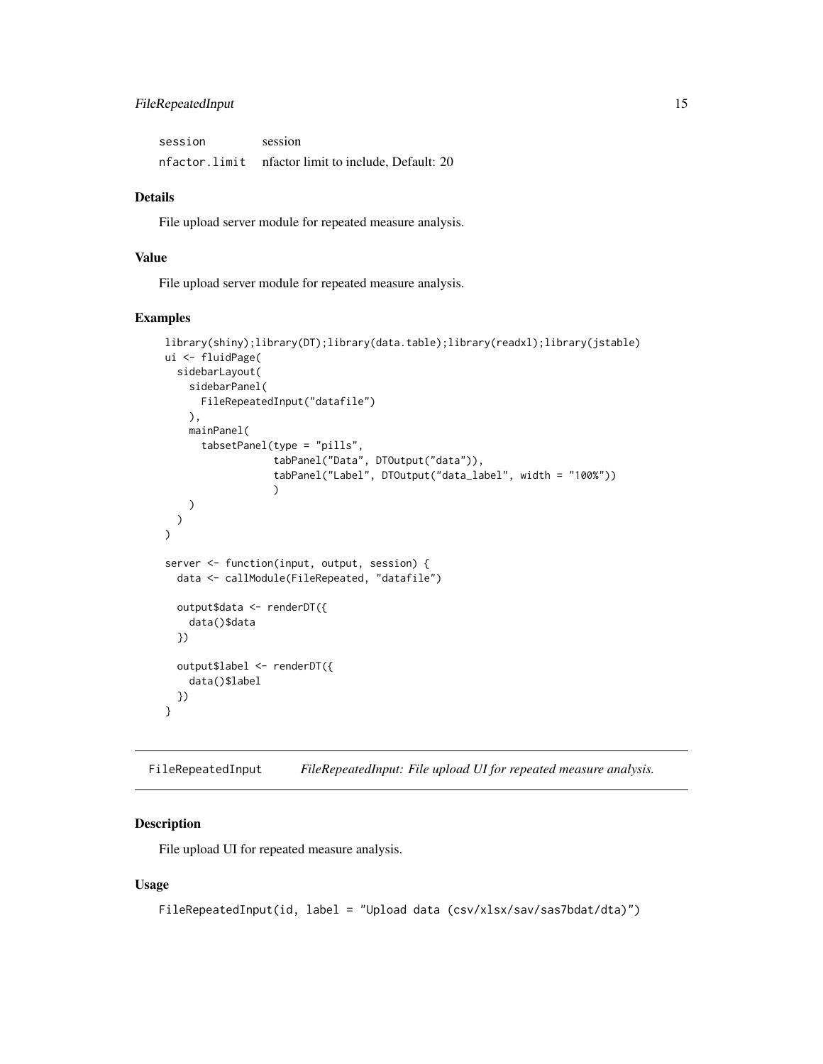| | |
|---|---|
| session | session |
| nfactor.limit | nfactor limit to include, Default: 20 |

### Details

File upload server module for repeated measure analysis.

### Value

File upload server module for repeated measure analysis.

### Examples

```
library(shiny);library(DT);library(data.table);library(readxl);library(jstable)
ui <- fluidPage(
  sidebarLayout(
    sidebarPanel(
      FileRepeatedInput("datafile")
    ),
    mainPanel(
      tabsetPanel(type = "pills",
                  tabPanel("Data", DTOutput("data")),
                  tabPanel("Label", DTOutput("data_label", width = "100%"))
                  )
    )
  )
)

server <- function(input, output, session) {
  data <- callModule(FileRepeated, "datafile")

  output$data <- renderDT({
    data()$data
  })

  output$label <- renderDT({
    data()$label
  })
}
```

## FileRepeatedInput &nbsp;&nbsp; *FileRepeatedInput: File upload UI for repeated measure analysis.*

### Description

File upload UI for repeated measure analysis.

### Usage

```
FileRepeatedInput(id, label = "Upload data (csv/xlsx/sav/sas7bdat/dta)")
```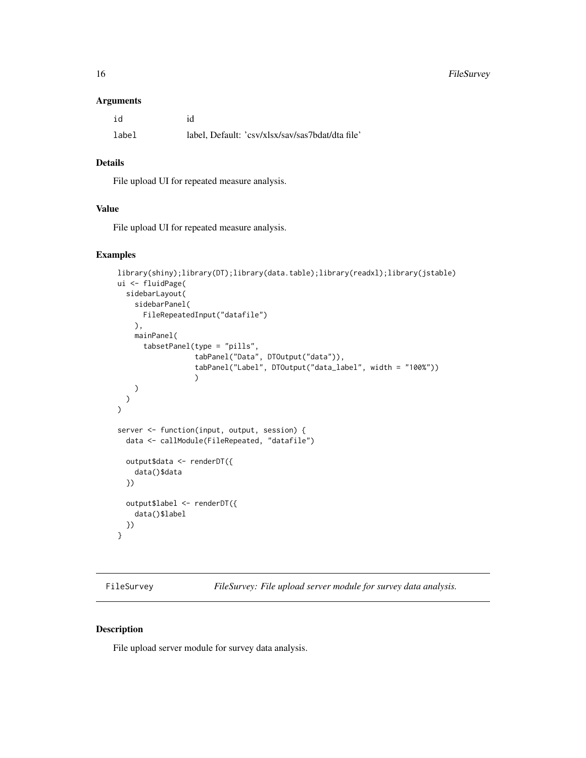### Arguments

| | |
|---|---|
| id | id |
| label | label, Default: 'csv/xlsx/sav/sas7bdat/dta file' |

### Details

File upload UI for repeated measure analysis.

### Value

File upload UI for repeated measure analysis.

### Examples

```
library(shiny);library(DT);library(data.table);library(readxl);library(jstable)
ui <- fluidPage(
  sidebarLayout(
    sidebarPanel(
      FileRepeatedInput("datafile")
    ),
    mainPanel(
      tabsetPanel(type = "pills",
                  tabPanel("Data", DTOutput("data")),
                  tabPanel("Label", DTOutput("data_label", width = "100%"))
                  )
    )
  )
)

server <- function(input, output, session) {
  data <- callModule(FileRepeated, "datafile")

  output$data <- renderDT({
    data()$data
  })

  output$label <- renderDT({
    data()$label
  })
}
```

---

## FileSurvey    *FileSurvey: File upload server module for survey data analysis.*

### Description

File upload server module for survey data analysis.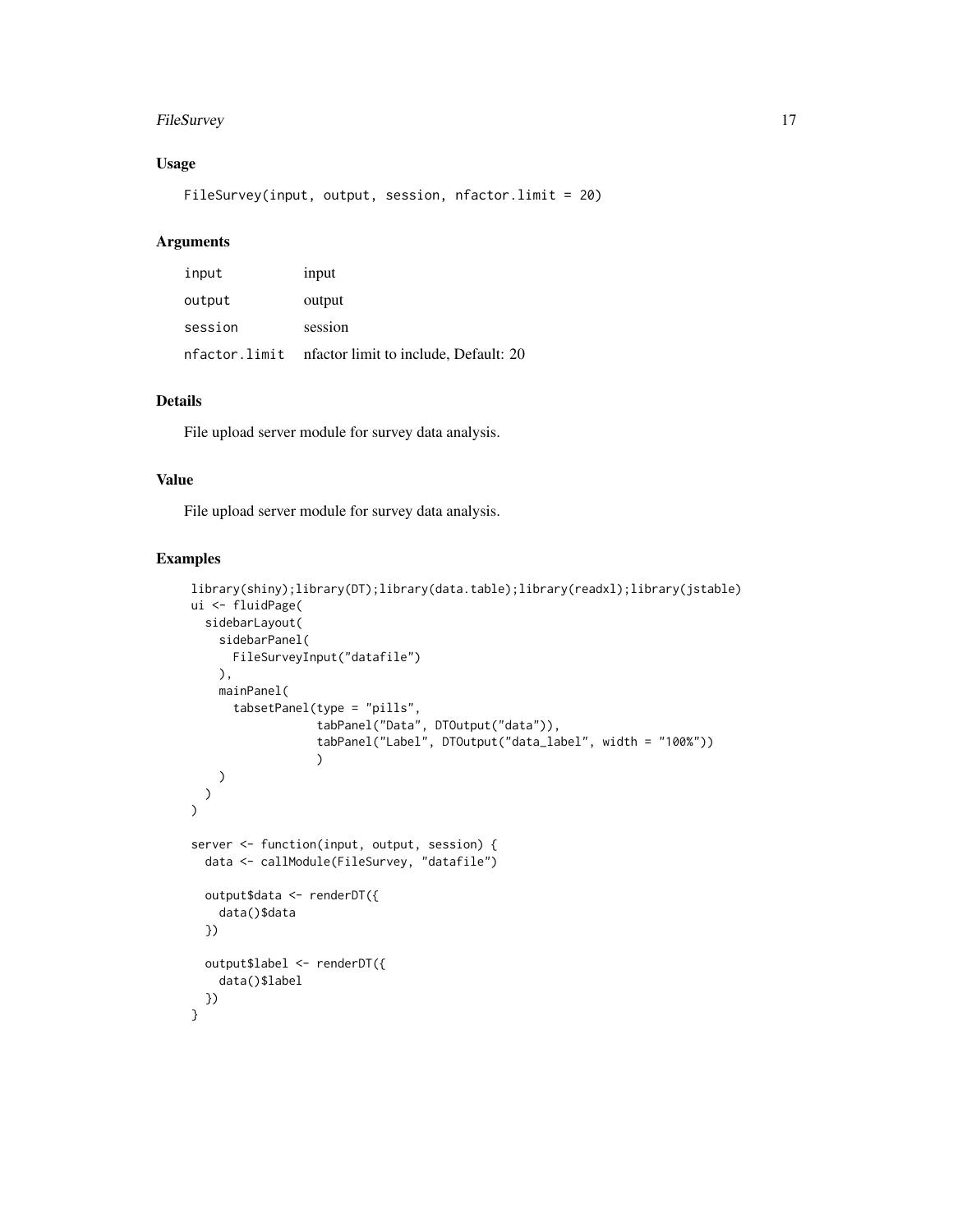### Usage

```
FileSurvey(input, output, session, nfactor.limit = 20)
```

### Arguments

| | |
|---|---|
| input | input |
| output | output |
| session | session |
| nfactor.limit | nfactor limit to include, Default: 20 |

### Details

File upload server module for survey data analysis.

### Value

File upload server module for survey data analysis.

### Examples

```
library(shiny);library(DT);library(data.table);library(readxl);library(jstable)
ui <- fluidPage(
  sidebarLayout(
    sidebarPanel(
      FileSurveyInput("datafile")
    ),
    mainPanel(
      tabsetPanel(type = "pills",
                  tabPanel("Data", DTOutput("data")),
                  tabPanel("Label", DTOutput("data_label", width = "100%"))
                  )
    )
  )
)

server <- function(input, output, session) {
  data <- callModule(FileSurvey, "datafile")

  output$data <- renderDT({
    data()$data
  })

  output$label <- renderDT({
    data()$label
  })
}
```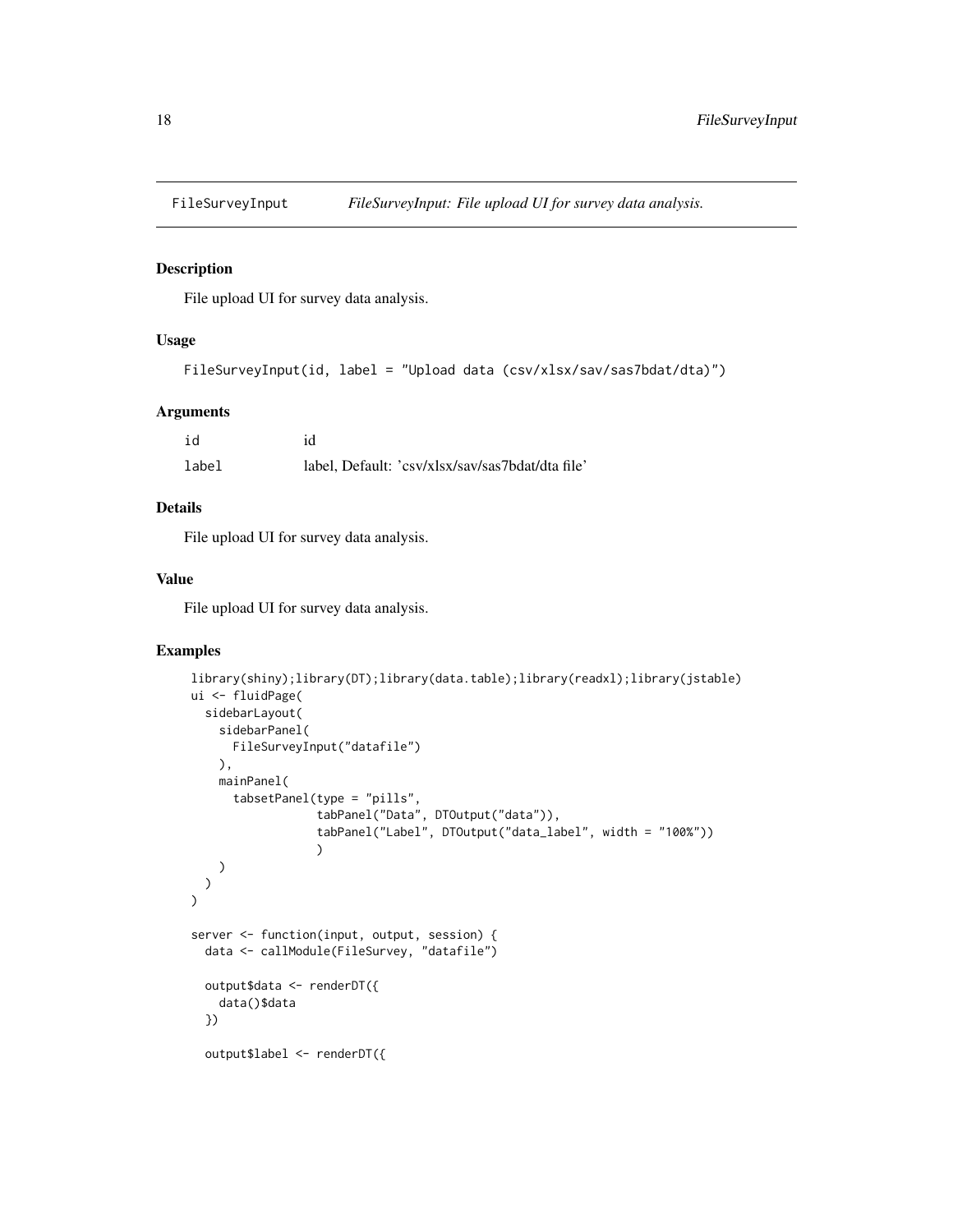# FileSurveyInput    *FileSurveyInput: File upload UI for survey data analysis.*

## Description

File upload UI for survey data analysis.

## Usage

```
FileSurveyInput(id, label = "Upload data (csv/xlsx/sav/sas7bdat/dta)")
```

## Arguments

| | |
|---|---|
| id | id |
| label | label, Default: 'csv/xlsx/sav/sas7bdat/dta file' |

## Details

File upload UI for survey data analysis.

## Value

File upload UI for survey data analysis.

## Examples

```
library(shiny);library(DT);library(data.table);library(readxl);library(jstable)
ui <- fluidPage(
  sidebarLayout(
    sidebarPanel(
      FileSurveyInput("datafile")
    ),
    mainPanel(
      tabsetPanel(type = "pills",
                  tabPanel("Data", DTOutput("data")),
                  tabPanel("Label", DTOutput("data_label", width = "100%"))
                  )
    )
  )
)

server <- function(input, output, session) {
  data <- callModule(FileSurvey, "datafile")

  output$data <- renderDT({
    data()$data
  })

  output$label <- renderDT({
```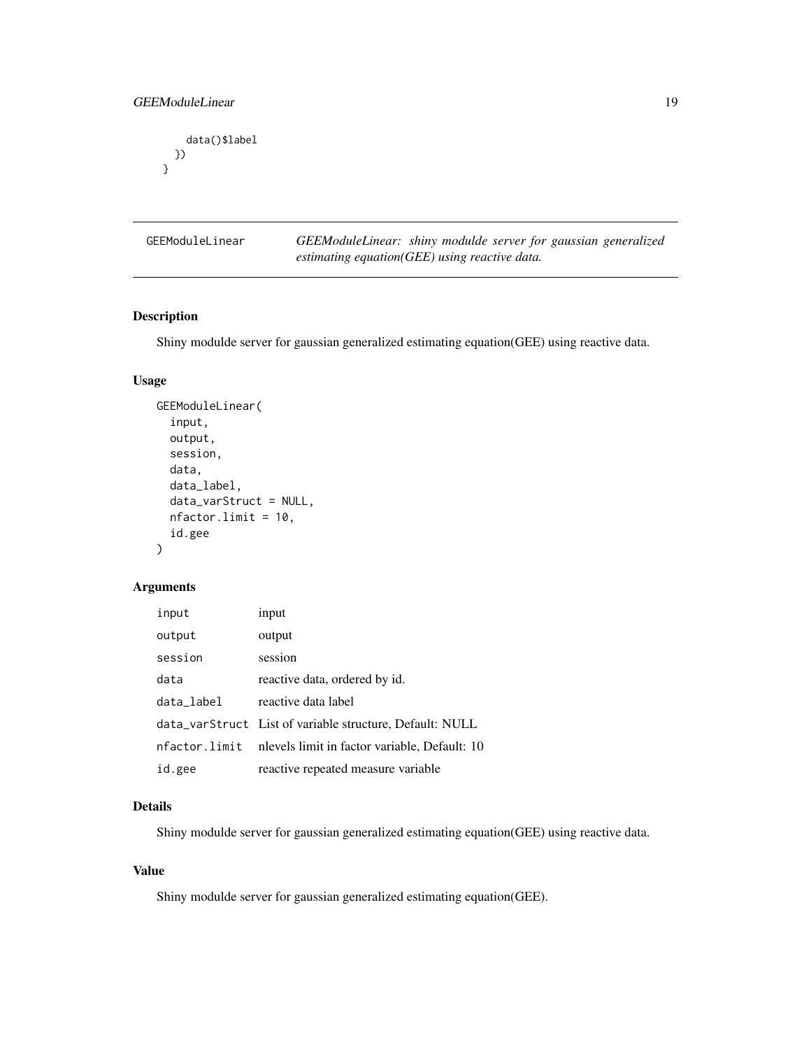```
    data()$label
  })
}
```

## GEEModuleLinear — *GEEModuleLinear: shiny modulde server for gaussian generalized estimating equation(GEE) using reactive data.*

### Description

Shiny modulde server for gaussian generalized estimating equation(GEE) using reactive data.

### Usage

```
GEEModuleLinear(
  input,
  output,
  session,
  data,
  data_label,
  data_varStruct = NULL,
  nfactor.limit = 10,
  id.gee
)
```

### Arguments

| | |
|---|---|
| input | input |
| output | output |
| session | session |
| data | reactive data, ordered by id. |
| data_label | reactive data label |
| data_varStruct | List of variable structure, Default: NULL |
| nfactor.limit | nlevels limit in factor variable, Default: 10 |
| id.gee | reactive repeated measure variable |

### Details

Shiny modulde server for gaussian generalized estimating equation(GEE) using reactive data.

### Value

Shiny modulde server for gaussian generalized estimating equation(GEE).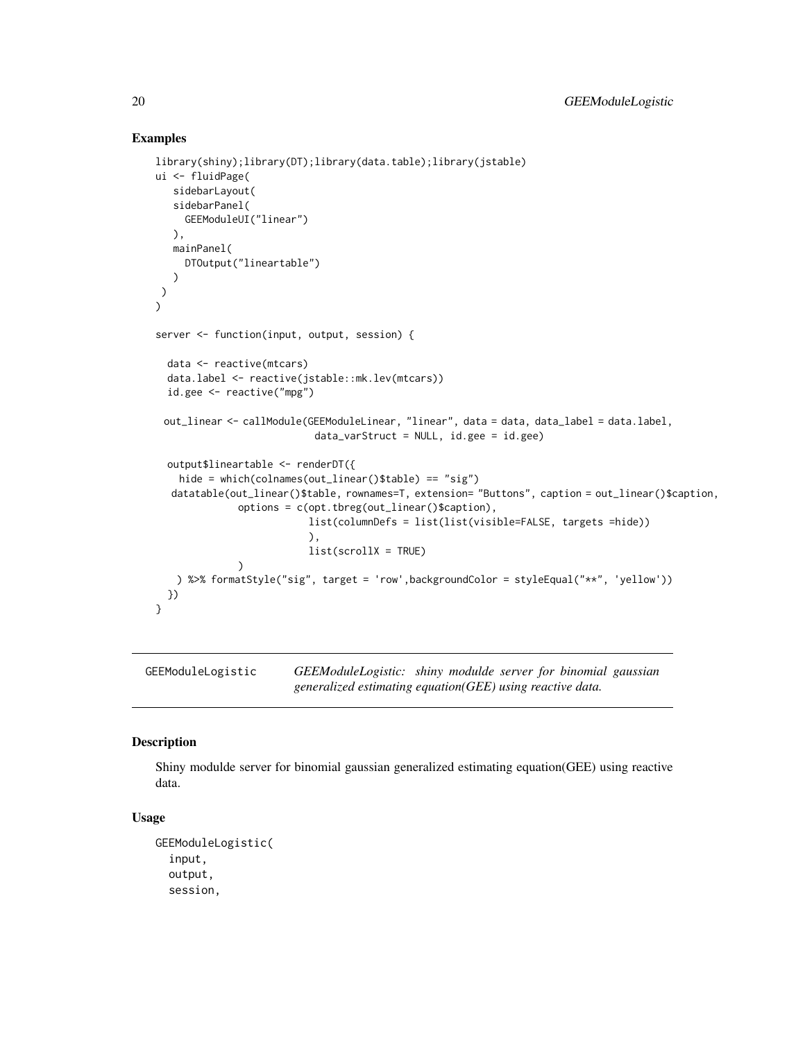## Examples

```
library(shiny);library(DT);library(data.table);library(jstable)
ui <- fluidPage(
   sidebarLayout(
   sidebarPanel(
     GEEModuleUI("linear")
   ),
   mainPanel(
     DTOutput("lineartable")
   )
 )
)

server <- function(input, output, session) {

  data <- reactive(mtcars)
  data.label <- reactive(jstable::mk.lev(mtcars))
  id.gee <- reactive("mpg")

 out_linear <- callModule(GEEModuleLinear, "linear", data = data, data_label = data.label,
                          data_varStruct = NULL, id.gee = id.gee)

  output$lineartable <- renderDT({
    hide = which(colnames(out_linear()$table) == "sig")
   datatable(out_linear()$table, rownames=T, extension= "Buttons", caption = out_linear()$caption,
             options = c(opt.tbreg(out_linear()$caption),
                         list(columnDefs = list(list(visible=FALSE, targets =hide))
                         ),
                         list(scrollX = TRUE)
             )
    ) %>% formatStyle("sig", target = 'row',backgroundColor = styleEqual("**", 'yellow'))
  })
}
```

---

`GEEModuleLogistic` — *GEEModuleLogistic: shiny modulde server for binomial gaussian generalized estimating equation(GEE) using reactive data.*

---

## Description

Shiny modulde server for binomial gaussian generalized estimating equation(GEE) using reactive data.

## Usage

```
GEEModuleLogistic(
  input,
  output,
  session,
```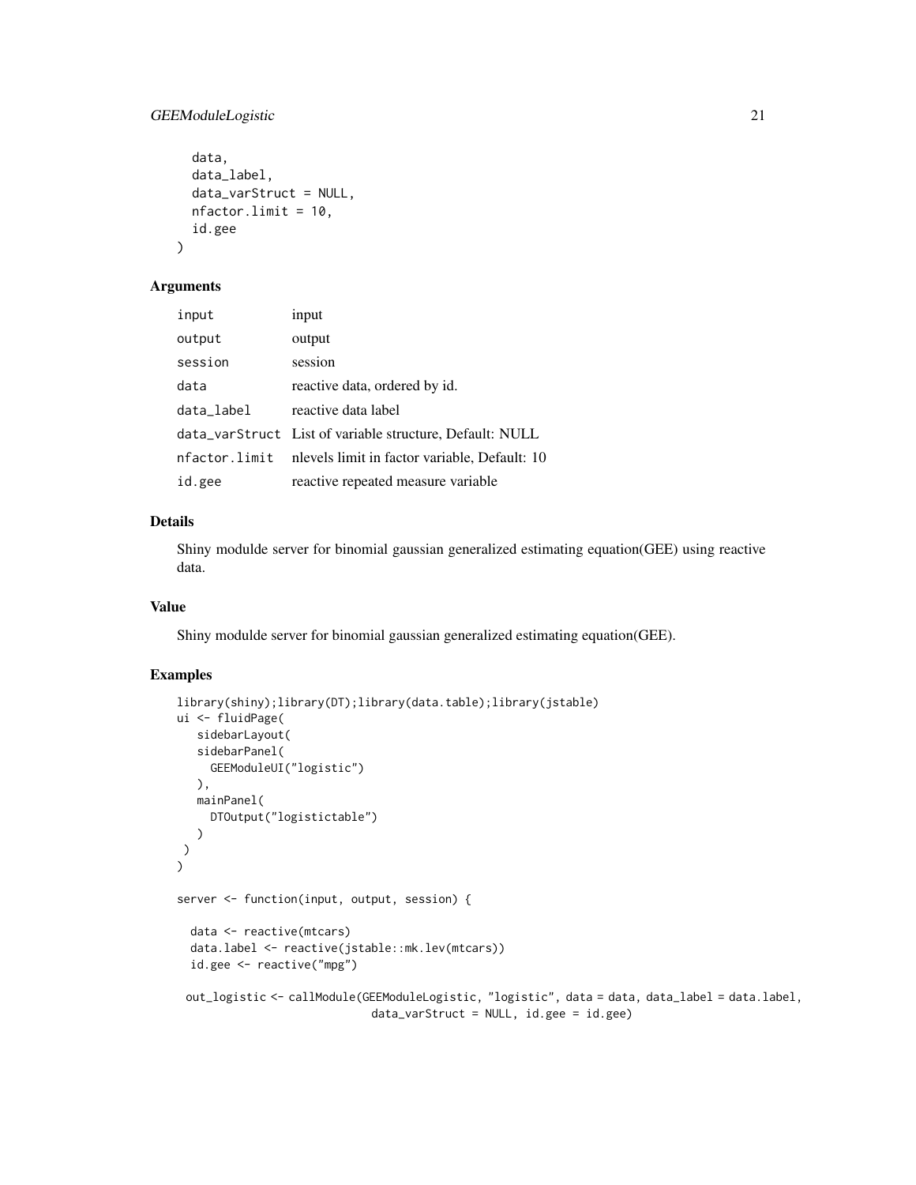```
  data,
  data_label,
  data_varStruct = NULL,
  nfactor.limit = 10,
  id.gee
)
```

## Arguments

| | |
|---|---|
| `input` | input |
| `output` | output |
| `session` | session |
| `data` | reactive data, ordered by id. |
| `data_label` | reactive data label |
| `data_varStruct` | List of variable structure, Default: NULL |
| `nfactor.limit` | nlevels limit in factor variable, Default: 10 |
| `id.gee` | reactive repeated measure variable |

## Details

Shiny modulde server for binomial gaussian generalized estimating equation(GEE) using reactive data.

## Value

Shiny modulde server for binomial gaussian generalized estimating equation(GEE).

## Examples

```
library(shiny);library(DT);library(data.table);library(jstable)
ui <- fluidPage(
   sidebarLayout(
   sidebarPanel(
     GEEModuleUI("logistic")
   ),
   mainPanel(
     DTOutput("logistictable")
   )
 )
)

server <- function(input, output, session) {

  data <- reactive(mtcars)
  data.label <- reactive(jstable::mk.lev(mtcars))
  id.gee <- reactive("mpg")

 out_logistic <- callModule(GEEModuleLogistic, "logistic", data = data, data_label = data.label,
                            data_varStruct = NULL, id.gee = id.gee)
```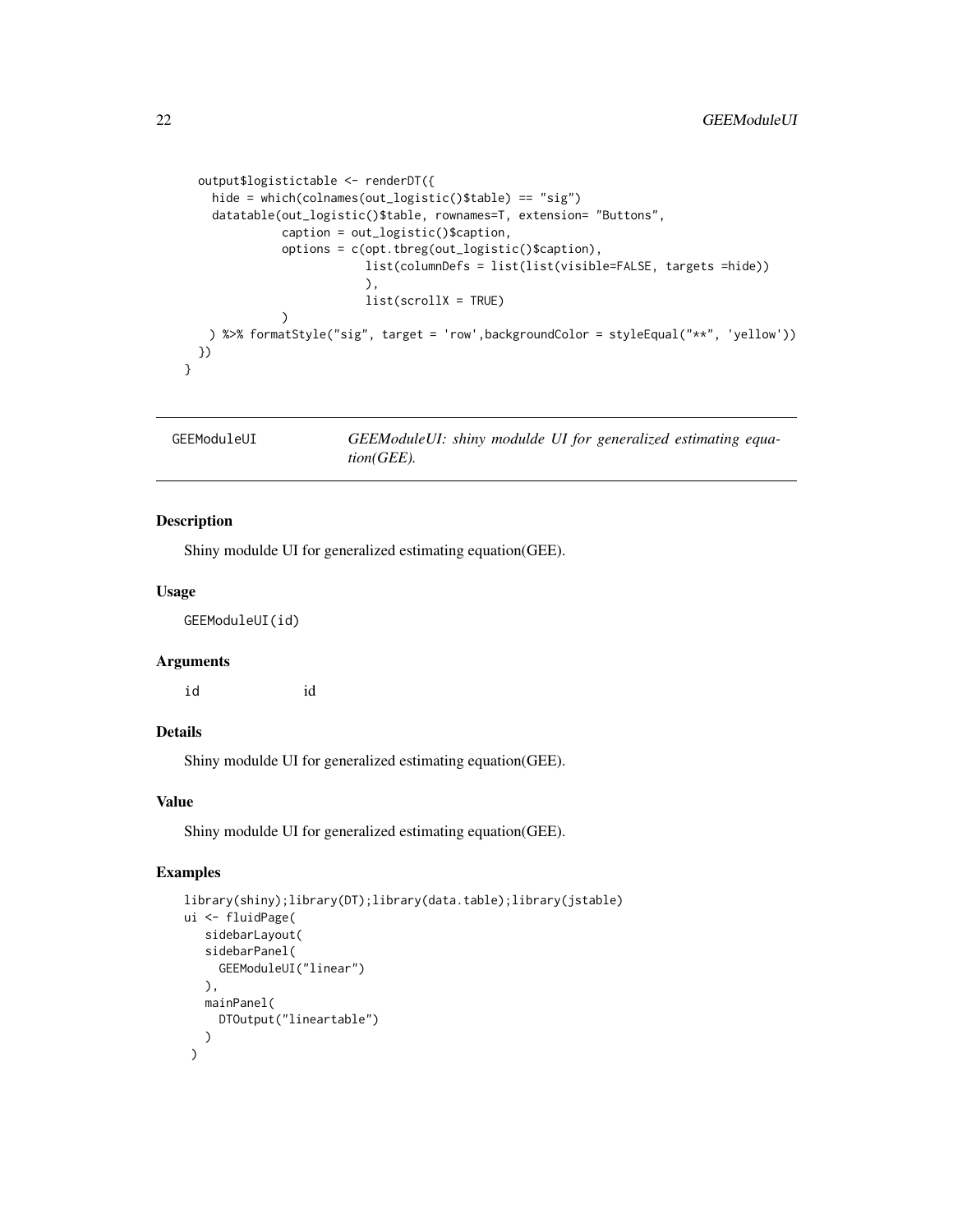```
output$logistictable <- renderDT({
    hide = which(colnames(out_logistic()$table) == "sig")
    datatable(out_logistic()$table, rownames=T, extension= "Buttons",
              caption = out_logistic()$caption,
              options = c(opt.tbreg(out_logistic()$caption),
                          list(columnDefs = list(list(visible=FALSE, targets =hide))
                          ),
                          list(scrollX = TRUE)
              )
    ) %>% formatStyle("sig", target = 'row',backgroundColor = styleEqual("**", 'yellow'))
  })
}
```

---

## GEEModuleUI — *GEEModuleUI: shiny modulde UI for generalized estimating equation(GEE).*

### Description

Shiny modulde UI for generalized estimating equation(GEE).

### Usage

```
GEEModuleUI(id)
```

### Arguments

| | |
|---|---|
| id | id |

### Details

Shiny modulde UI for generalized estimating equation(GEE).

### Value

Shiny modulde UI for generalized estimating equation(GEE).

### Examples

```
library(shiny);library(DT);library(data.table);library(jstable)
ui <- fluidPage(
   sidebarLayout(
   sidebarPanel(
     GEEModuleUI("linear")
   ),
   mainPanel(
     DTOutput("lineartable")
   )
 )
```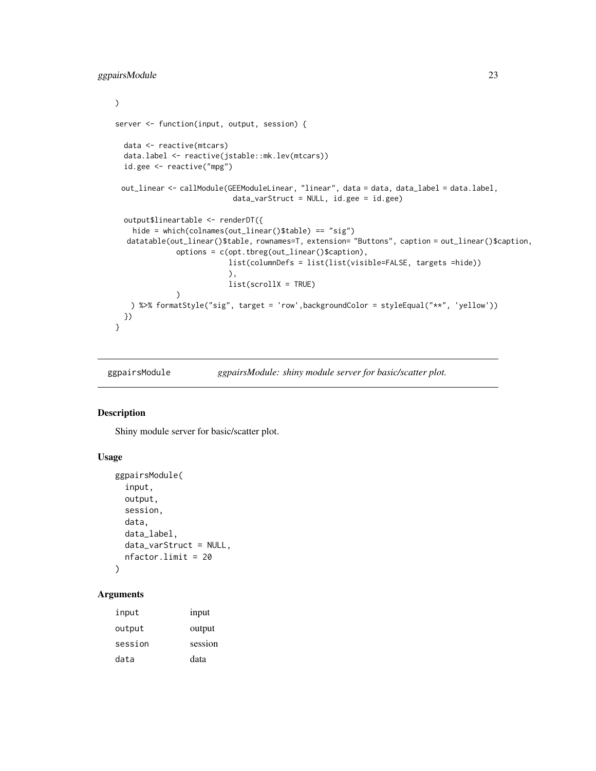```
)

server <- function(input, output, session) {

  data <- reactive(mtcars)
  data.label <- reactive(jstable::mk.lev(mtcars))
  id.gee <- reactive("mpg")

 out_linear <- callModule(GEEModuleLinear, "linear", data = data, data_label = data.label,
                          data_varStruct = NULL, id.gee = id.gee)

  output$lineartable <- renderDT({
    hide = which(colnames(out_linear()$table) == "sig")
   datatable(out_linear()$table, rownames=T, extension= "Buttons", caption = out_linear()$caption,
              options = c(opt.tbreg(out_linear()$caption),
                          list(columnDefs = list(list(visible=FALSE, targets =hide))
                          ),
                          list(scrollX = TRUE)
              )
    ) %>% formatStyle("sig", target = 'row',backgroundColor = styleEqual("**", 'yellow'))
  })
}
```

## ggpairsModule — *ggpairsModule: shiny module server for basic/scatter plot.*

### Description

Shiny module server for basic/scatter plot.

### Usage

```
ggpairsModule(
  input,
  output,
  session,
  data,
  data_label,
  data_varStruct = NULL,
  nfactor.limit = 20
)
```

### Arguments

| | |
|---|---|
| input | input |
| output | output |
| session | session |
| data | data |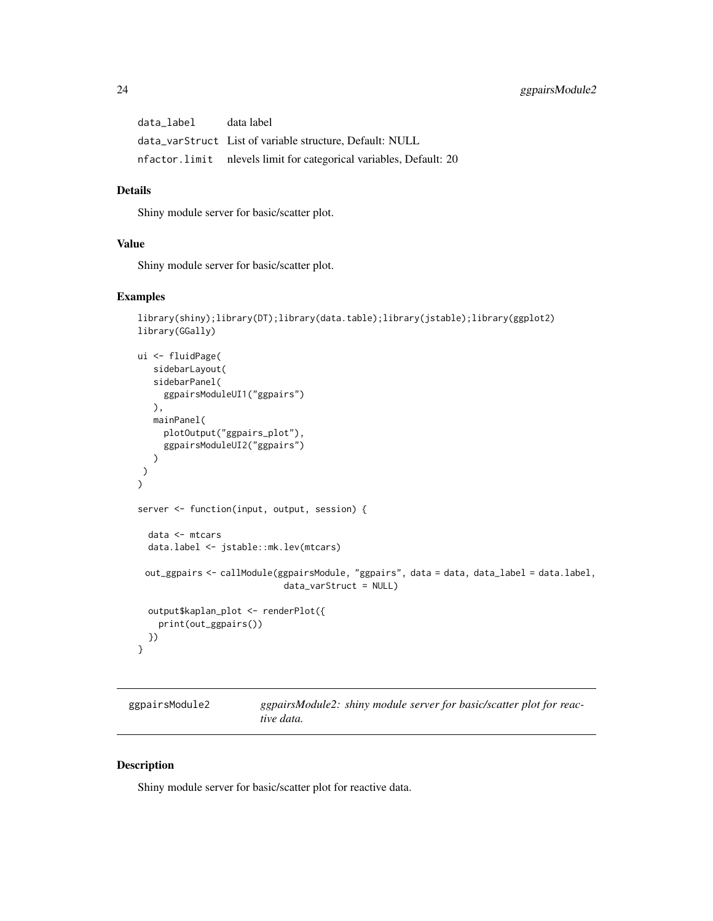| | |
|---|---|
| data_label | data label |
| data_varStruct | List of variable structure, Default: NULL |
| nfactor.limit | nlevels limit for categorical variables, Default: 20 |

### Details

Shiny module server for basic/scatter plot.

### Value

Shiny module server for basic/scatter plot.

### Examples

```
library(shiny);library(DT);library(data.table);library(jstable);library(ggplot2)
library(GGally)

ui <- fluidPage(
   sidebarLayout(
   sidebarPanel(
     ggpairsModuleUI1("ggpairs")
   ),
   mainPanel(
     plotOutput("ggpairs_plot"),
     ggpairsModuleUI2("ggpairs")
   )
 )
)

server <- function(input, output, session) {

  data <- mtcars
  data.label <- jstable::mk.lev(mtcars)

 out_ggpairs <- callModule(ggpairsModule, "ggpairs", data = data, data_label = data.label,
                           data_varStruct = NULL)

  output$kaplan_plot <- renderPlot({
    print(out_ggpairs())
  })
}
```

---

## ggpairsModule2 — *ggpairsModule2: shiny module server for basic/scatter plot for reactive data.*

### Description

Shiny module server for basic/scatter plot for reactive data.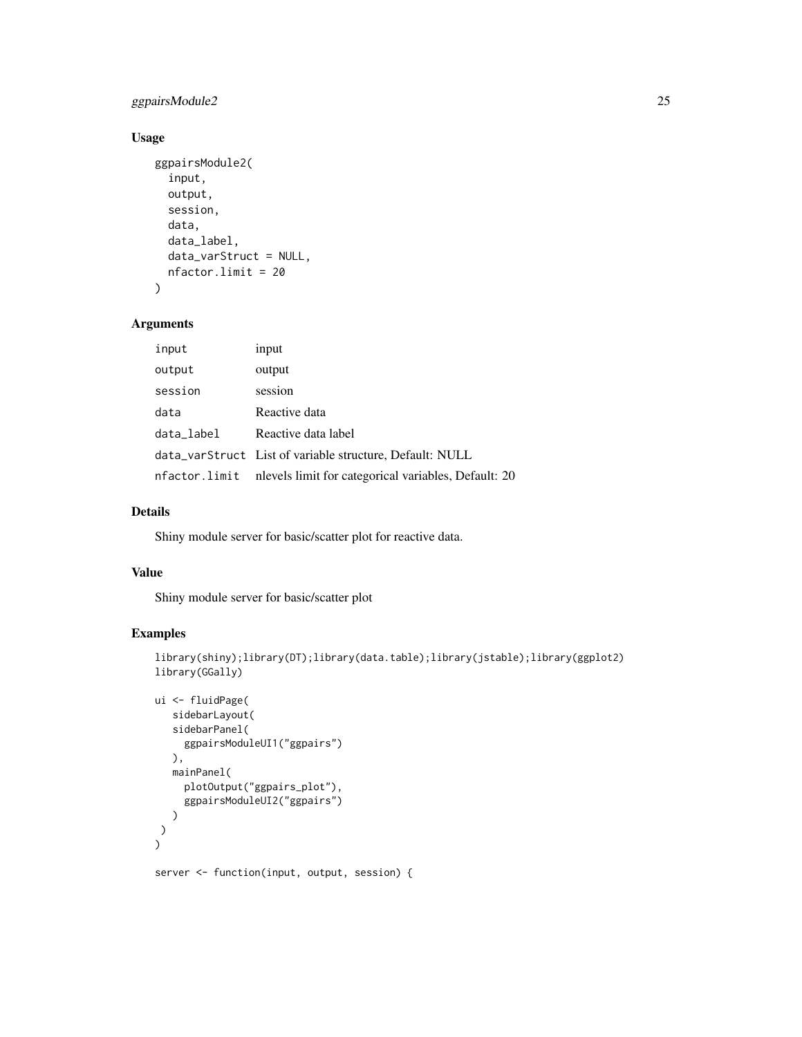## Usage

```
ggpairsModule2(
  input,
  output,
  session,
  data,
  data_label,
  data_varStruct = NULL,
  nfactor.limit = 20
)
```

## Arguments

| | |
|---|---|
| input | input |
| output | output |
| session | session |
| data | Reactive data |
| data_label | Reactive data label |
| data_varStruct | List of variable structure, Default: NULL |
| nfactor.limit | nlevels limit for categorical variables, Default: 20 |

## Details

Shiny module server for basic/scatter plot for reactive data.

## Value

Shiny module server for basic/scatter plot

## Examples

```
library(shiny);library(DT);library(data.table);library(jstable);library(ggplot2)
library(GGally)

ui <- fluidPage(
   sidebarLayout(
   sidebarPanel(
     ggpairsModuleUI1("ggpairs")
   ),
   mainPanel(
     plotOutput("ggpairs_plot"),
     ggpairsModuleUI2("ggpairs")
   )
 )
)

server <- function(input, output, session) {
```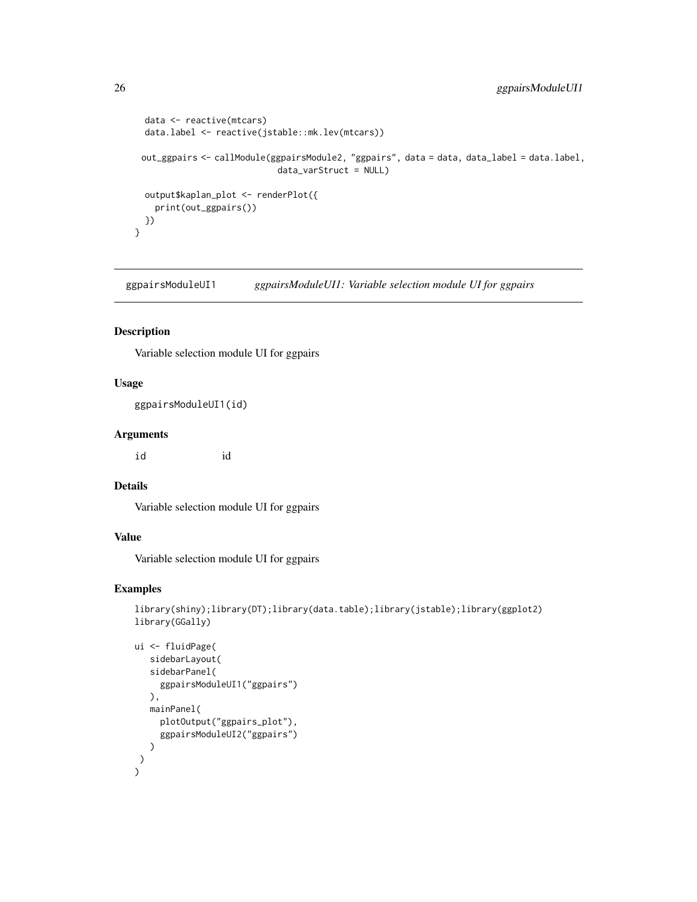```
  data <- reactive(mtcars)
  data.label <- reactive(jstable::mk.lev(mtcars))

 out_ggpairs <- callModule(ggpairsModule2, "ggpairs", data = data, data_label = data.label,
                          data_varStruct = NULL)

  output$kaplan_plot <- renderPlot({
    print(out_ggpairs())
  })
}
```

## ggpairsModuleUI1 — *ggpairsModuleUI1: Variable selection module UI for ggpairs*

### Description

Variable selection module UI for ggpairs

### Usage

```
ggpairsModuleUI1(id)
```

### Arguments

| | |
|---|---|
| id | id |

### Details

Variable selection module UI for ggpairs

### Value

Variable selection module UI for ggpairs

### Examples

```
library(shiny);library(DT);library(data.table);library(jstable);library(ggplot2)
library(GGally)

ui <- fluidPage(
   sidebarLayout(
   sidebarPanel(
     ggpairsModuleUI1("ggpairs")
   ),
   mainPanel(
     plotOutput("ggpairs_plot"),
     ggpairsModuleUI2("ggpairs")
   )
 )
)
```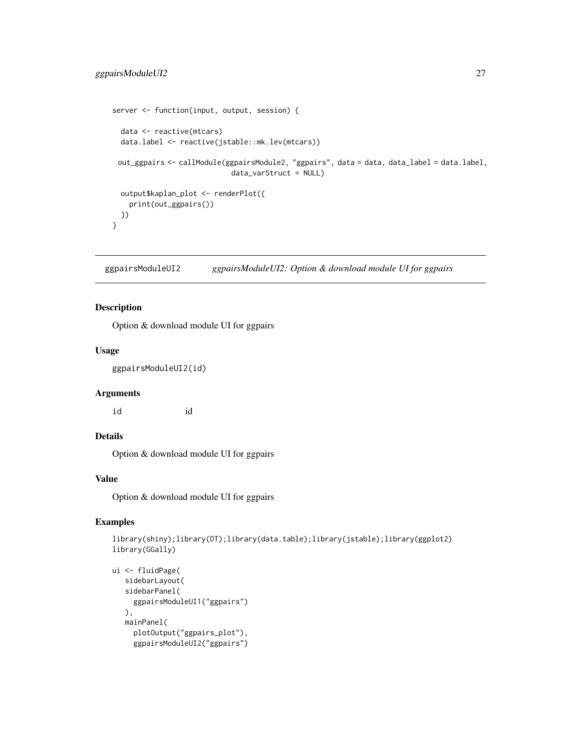```
server <- function(input, output, session) {

  data <- reactive(mtcars)
  data.label <- reactive(jstable::mk.lev(mtcars))

 out_ggpairs <- callModule(ggpairsModule2, "ggpairs", data = data, data_label = data.label,
                           data_varStruct = NULL)

  output$kaplan_plot <- renderPlot({
    print(out_ggpairs())
  })
}
```

## ggpairsModuleUI2 — *ggpairsModuleUI2: Option & download module UI for ggpairs*

### Description

Option & download module UI for ggpairs

### Usage

```
ggpairsModuleUI2(id)
```

### Arguments

| | |
|---|---|
| id | id |

### Details

Option & download module UI for ggpairs

### Value

Option & download module UI for ggpairs

### Examples

```
library(shiny);library(DT);library(data.table);library(jstable);library(ggplot2)
library(GGally)

ui <- fluidPage(
   sidebarLayout(
   sidebarPanel(
     ggpairsModuleUI1("ggpairs")
   ),
   mainPanel(
     plotOutput("ggpairs_plot"),
     ggpairsModuleUI2("ggpairs")
```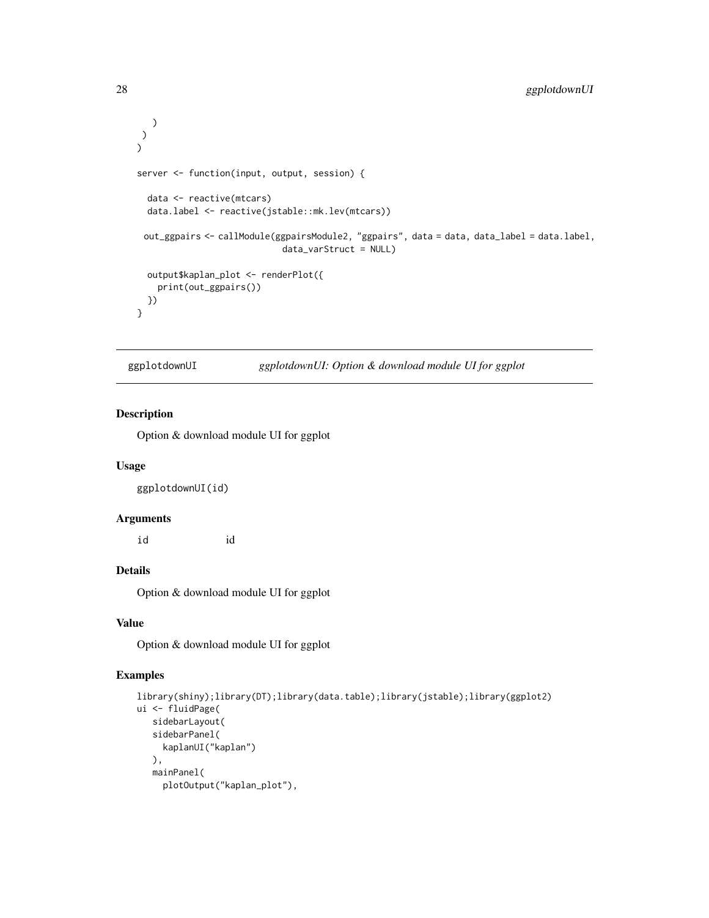```
    )
  )
)

server <- function(input, output, session) {

  data <- reactive(mtcars)
  data.label <- reactive(jstable::mk.lev(mtcars))

 out_ggpairs <- callModule(ggpairsModule2, "ggpairs", data = data, data_label = data.label,
                           data_varStruct = NULL)

  output$kaplan_plot <- renderPlot({
    print(out_ggpairs())
  })
}
```

## ggplotdownUI &nbsp;&nbsp;&nbsp; *ggplotdownUI: Option & download module UI for ggplot*

### Description

Option & download module UI for ggplot

### Usage

```
ggplotdownUI(id)
```

### Arguments

| | |
|---|---|
| `id` | id |

### Details

Option & download module UI for ggplot

### Value

Option & download module UI for ggplot

### Examples

```
library(shiny);library(DT);library(data.table);library(jstable);library(ggplot2)
ui <- fluidPage(
   sidebarLayout(
   sidebarPanel(
     kaplanUI("kaplan")
   ),
   mainPanel(
     plotOutput("kaplan_plot"),
```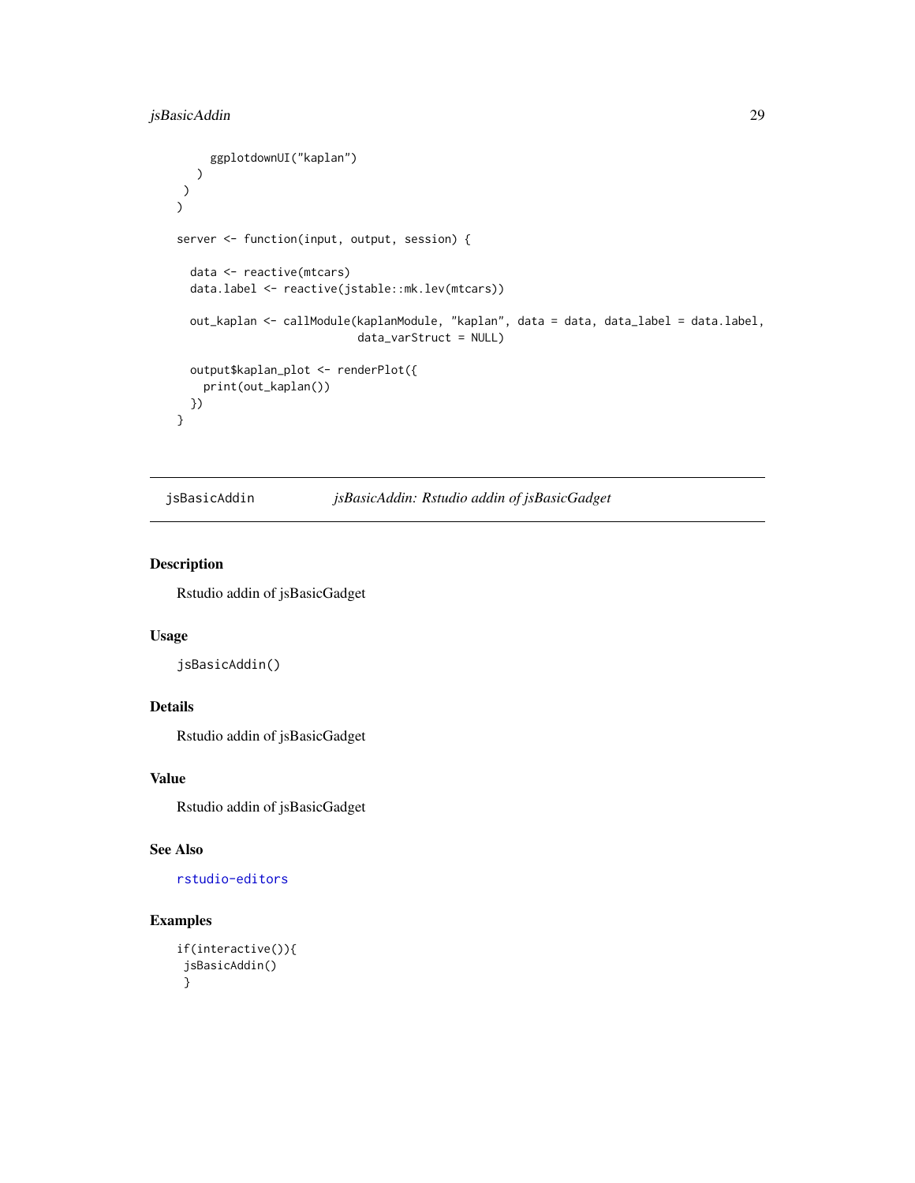```
      ggplotdownUI("kaplan")
    )
  )
)

server <- function(input, output, session) {

  data <- reactive(mtcars)
  data.label <- reactive(jstable::mk.lev(mtcars))

  out_kaplan <- callModule(kaplanModule, "kaplan", data = data, data_label = data.label,
                          data_varStruct = NULL)

  output$kaplan_plot <- renderPlot({
    print(out_kaplan())
  })
}
```

## jsBasicAddin *jsBasicAddin: Rstudio addin of jsBasicGadget*

### Description

Rstudio addin of jsBasicGadget

### Usage

```
jsBasicAddin()
```

### Details

Rstudio addin of jsBasicGadget

### Value

Rstudio addin of jsBasicGadget

### See Also

rstudio-editors

### Examples

```
if(interactive()){
 jsBasicAddin()
 }
```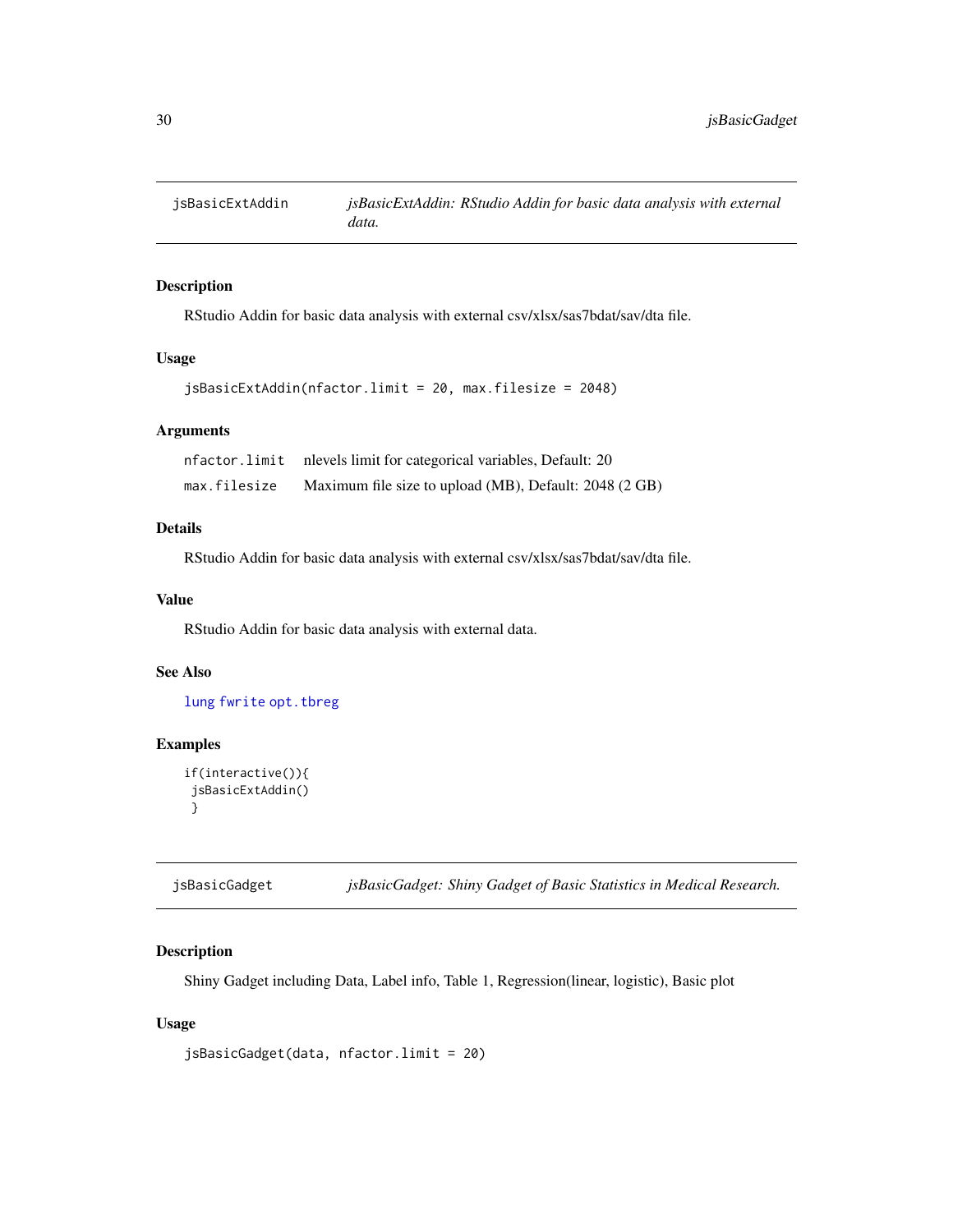## jsBasicExtAddin — *jsBasicExtAddin: RStudio Addin for basic data analysis with external data.*

### Description

RStudio Addin for basic data analysis with external csv/xlsx/sas7bdat/sav/dta file.

### Usage

```
jsBasicExtAddin(nfactor.limit = 20, max.filesize = 2048)
```

### Arguments

| | |
|---|---|
| nfactor.limit | nlevels limit for categorical variables, Default: 20 |
| max.filesize | Maximum file size to upload (MB), Default: 2048 (2 GB) |

### Details

RStudio Addin for basic data analysis with external csv/xlsx/sas7bdat/sav/dta file.

### Value

RStudio Addin for basic data analysis with external data.

### See Also

lung fwrite opt.tbreg

### Examples

```
if(interactive()){
 jsBasicExtAddin()
 }
```

## jsBasicGadget — *jsBasicGadget: Shiny Gadget of Basic Statistics in Medical Research.*

### Description

Shiny Gadget including Data, Label info, Table 1, Regression(linear, logistic), Basic plot

### Usage

```
jsBasicGadget(data, nfactor.limit = 20)
```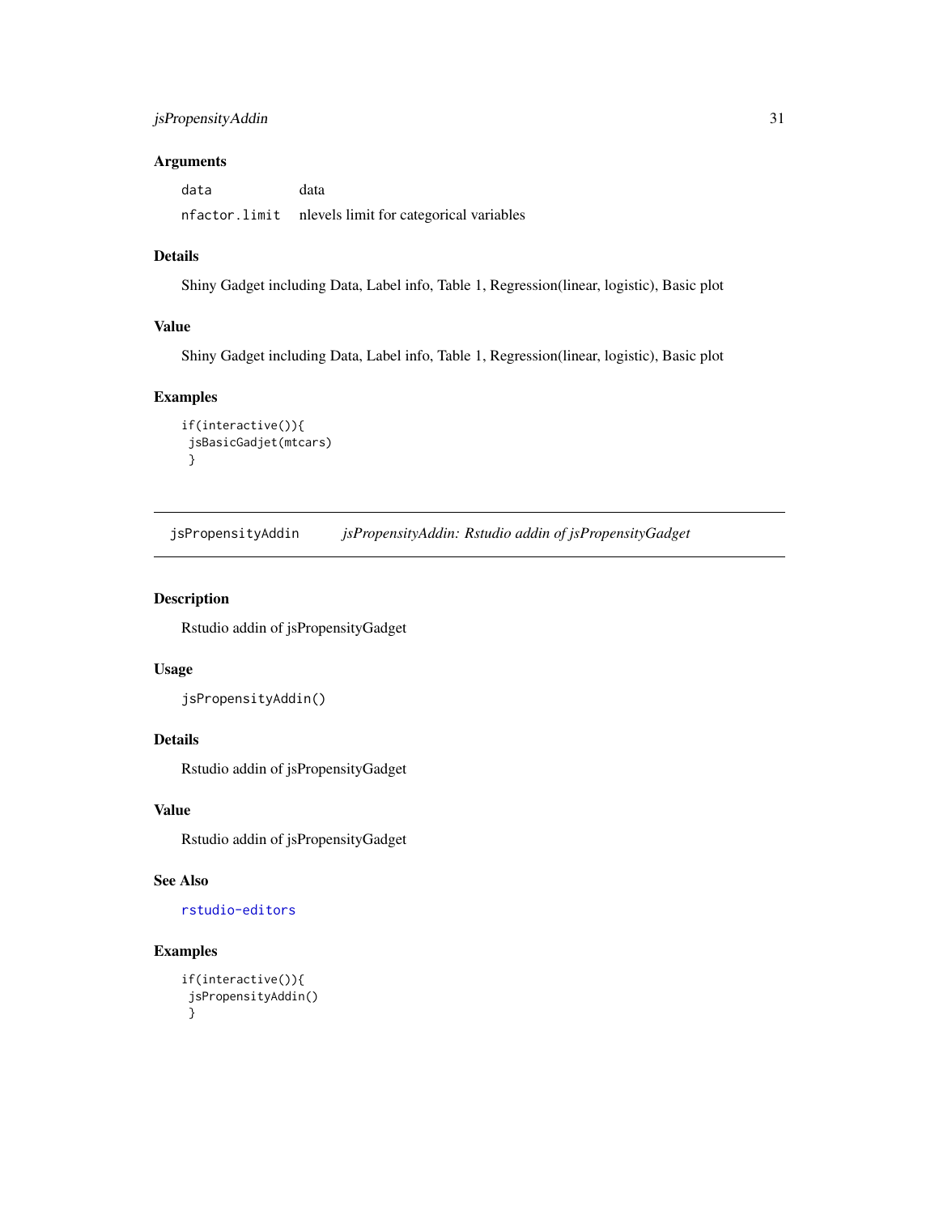## Arguments

| | |
|---|---|
| `data` | data |
| `nfactor.limit` | nlevels limit for categorical variables |

## Details

Shiny Gadget including Data, Label info, Table 1, Regression(linear, logistic), Basic plot

## Value

Shiny Gadget including Data, Label info, Table 1, Regression(linear, logistic), Basic plot

## Examples

```
if(interactive()){
 jsBasicGadjet(mtcars)
 }
```

---

# jsPropensityAddin    *jsPropensityAddin: Rstudio addin of jsPropensityGadget*

## Description

Rstudio addin of jsPropensityGadget

## Usage

```
jsPropensityAddin()
```

## Details

Rstudio addin of jsPropensityGadget

## Value

Rstudio addin of jsPropensityGadget

## See Also

`rstudio-editors`

## Examples

```
if(interactive()){
 jsPropensityAddin()
 }
```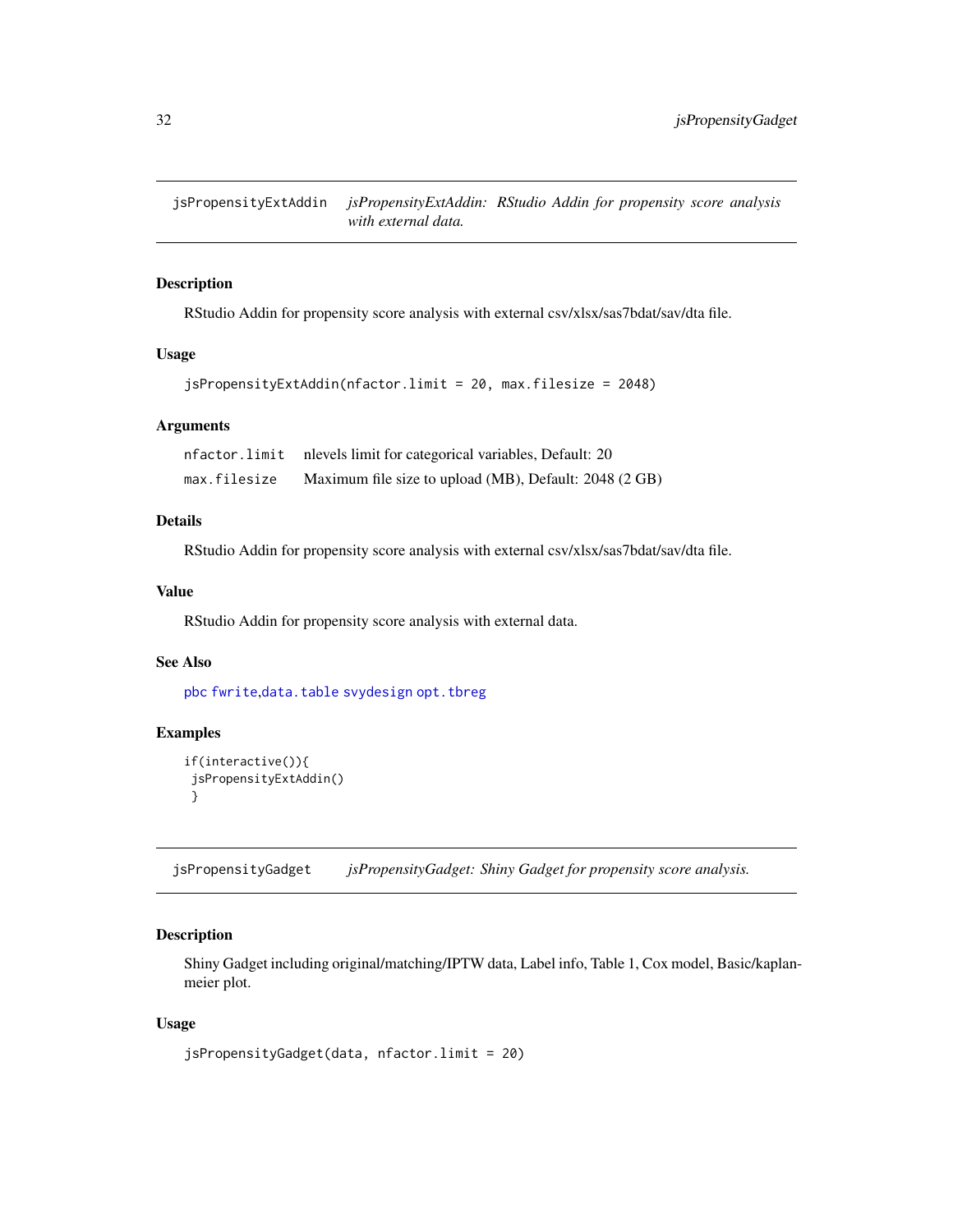## jsPropensityExtAddin — *jsPropensityExtAddin: RStudio Addin for propensity score analysis with external data.*

### Description

RStudio Addin for propensity score analysis with external csv/xlsx/sas7bdat/sav/dta file.

### Usage

```
jsPropensityExtAddin(nfactor.limit = 20, max.filesize = 2048)
```

### Arguments

| | |
|---|---|
| nfactor.limit | nlevels limit for categorical variables, Default: 20 |
| max.filesize | Maximum file size to upload (MB), Default: 2048 (2 GB) |

### Details

RStudio Addin for propensity score analysis with external csv/xlsx/sas7bdat/sav/dta file.

### Value

RStudio Addin for propensity score analysis with external data.

### See Also

pbc fwrite,data.table svydesign opt.tbreg

### Examples

```
if(interactive()){
 jsPropensityExtAddin()
 }
```

## jsPropensityGadget — *jsPropensityGadget: Shiny Gadget for propensity score analysis.*

### Description

Shiny Gadget including original/matching/IPTW data, Label info, Table 1, Cox model, Basic/kaplan-meier plot.

### Usage

```
jsPropensityGadget(data, nfactor.limit = 20)
```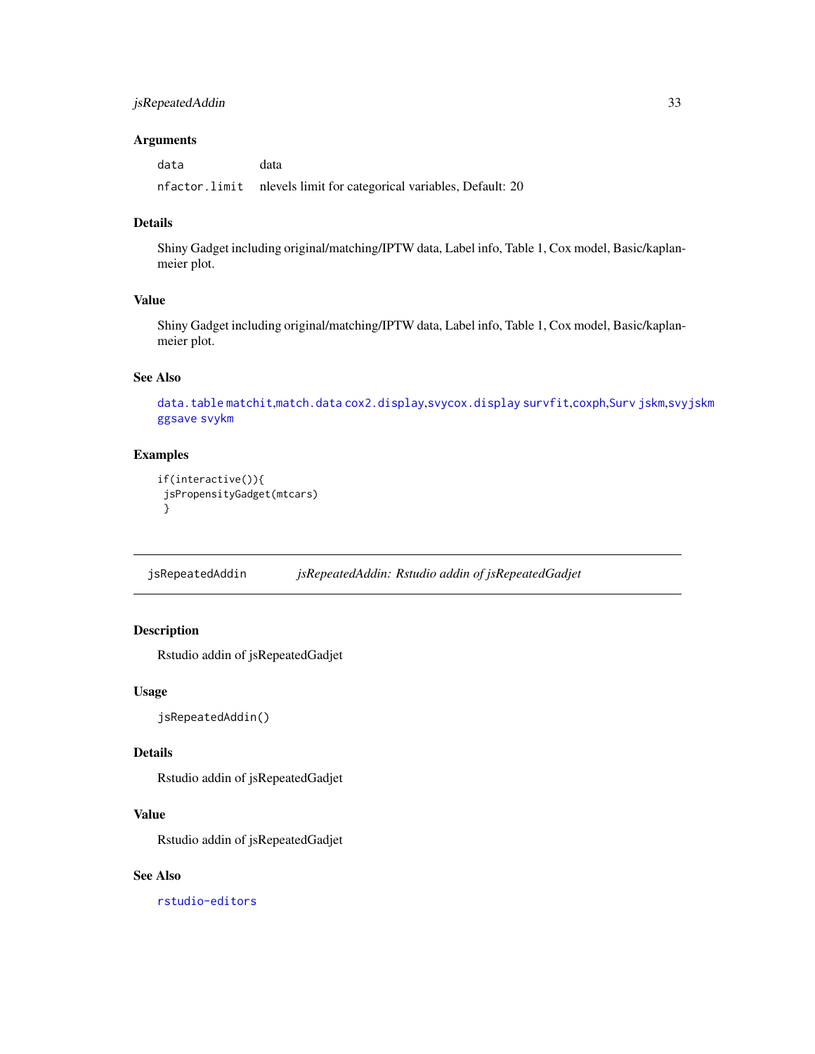### Arguments

| | |
|---|---|
| data | data |
| nfactor.limit | nlevels limit for categorical variables, Default: 20 |

### Details

Shiny Gadget including original/matching/IPTW data, Label info, Table 1, Cox model, Basic/kaplan-meier plot.

### Value

Shiny Gadget including original/matching/IPTW data, Label info, Table 1, Cox model, Basic/kaplan-meier plot.

### See Also

data.table matchit,match.data cox2.display,svycox.display survfit,coxph,Surv jskm,svyjskm ggsave svykm

### Examples

```
if(interactive()){
 jsPropensityGadget(mtcars)
 }
```

---

## jsRepeatedAddin *jsRepeatedAddin: Rstudio addin of jsRepeatedGadjet*

### Description

Rstudio addin of jsRepeatedGadjet

### Usage

```
jsRepeatedAddin()
```

### Details

Rstudio addin of jsRepeatedGadjet

### Value

Rstudio addin of jsRepeatedGadjet

### See Also

rstudio-editors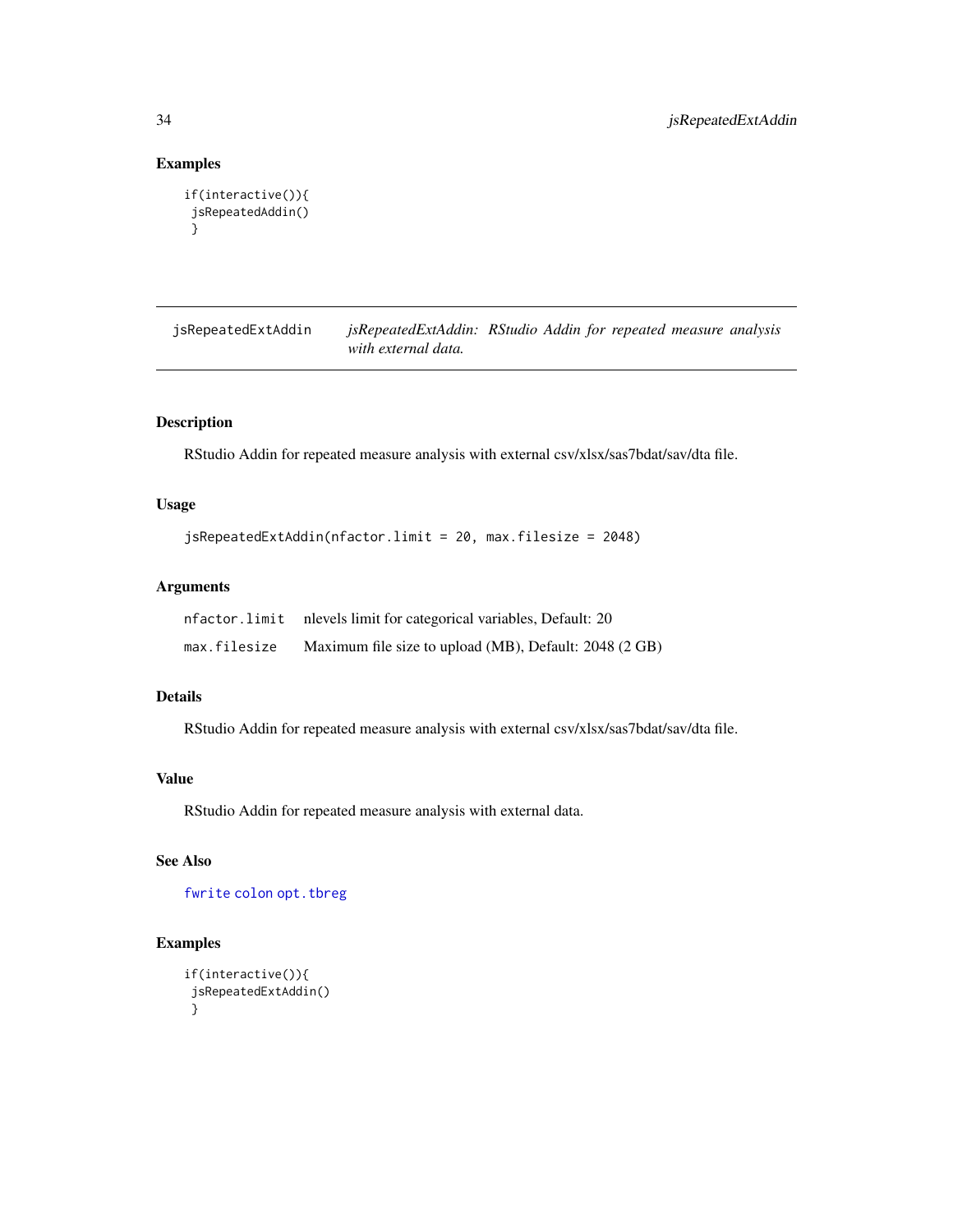### Examples

```
if(interactive()){
 jsRepeatedAddin()
 }
```

---

## jsRepeatedExtAddin — *jsRepeatedExtAddin: RStudio Addin for repeated measure analysis with external data.*

---

### Description

RStudio Addin for repeated measure analysis with external csv/xlsx/sas7bdat/sav/dta file.

### Usage

```
jsRepeatedExtAddin(nfactor.limit = 20, max.filesize = 2048)
```

### Arguments

| | |
|---|---|
| `nfactor.limit` | nlevels limit for categorical variables, Default: 20 |
| `max.filesize` | Maximum file size to upload (MB), Default: 2048 (2 GB) |

### Details

RStudio Addin for repeated measure analysis with external csv/xlsx/sas7bdat/sav/dta file.

### Value

RStudio Addin for repeated measure analysis with external data.

### See Also

`fwrite` `colon` `opt.tbreg`

### Examples

```
if(interactive()){
 jsRepeatedExtAddin()
 }
```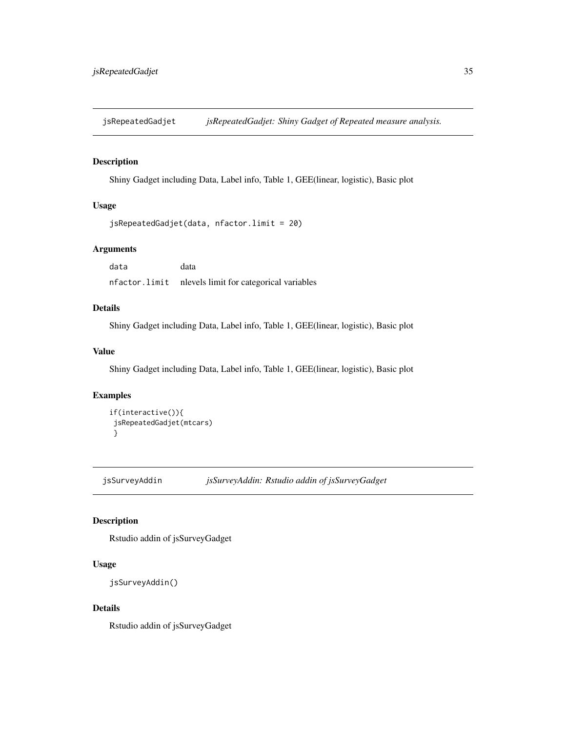## jsRepeatedGadjet    *jsRepeatedGadjet: Shiny Gadget of Repeated measure analysis.*

### Description

Shiny Gadget including Data, Label info, Table 1, GEE(linear, logistic), Basic plot

### Usage

```
jsRepeatedGadjet(data, nfactor.limit = 20)
```

### Arguments

| | |
|---|---|
| data | data |
| nfactor.limit | nlevels limit for categorical variables |

### Details

Shiny Gadget including Data, Label info, Table 1, GEE(linear, logistic), Basic plot

### Value

Shiny Gadget including Data, Label info, Table 1, GEE(linear, logistic), Basic plot

### Examples

```
if(interactive()){
 jsRepeatedGadjet(mtcars)
 }
```

## jsSurveyAddin    *jsSurveyAddin: Rstudio addin of jsSurveyGadget*

### Description

Rstudio addin of jsSurveyGadget

### Usage

```
jsSurveyAddin()
```

### Details

Rstudio addin of jsSurveyGadget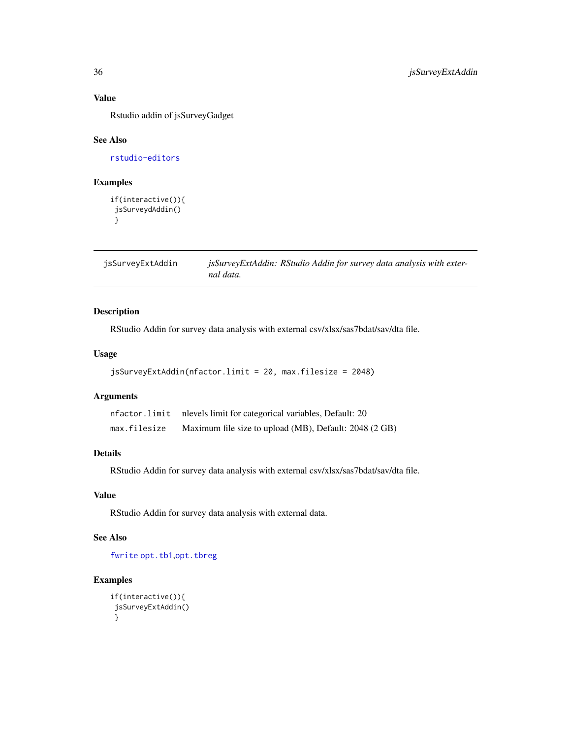### Value

Rstudio addin of jsSurveyGadget

### See Also

rstudio-editors

### Examples

```
if(interactive()){
 jsSurveydAddin()
 }
```

---

## jsSurveyExtAddin — *jsSurveyExtAddin: RStudio Addin for survey data analysis with external data.*

---

### Description

RStudio Addin for survey data analysis with external csv/xlsx/sas7bdat/sav/dta file.

### Usage

```
jsSurveyExtAddin(nfactor.limit = 20, max.filesize = 2048)
```

### Arguments

| | |
|---|---|
| nfactor.limit | nlevels limit for categorical variables, Default: 20 |
| max.filesize | Maximum file size to upload (MB), Default: 2048 (2 GB) |

### Details

RStudio Addin for survey data analysis with external csv/xlsx/sas7bdat/sav/dta file.

### Value

RStudio Addin for survey data analysis with external data.

### See Also

fwrite opt.tb1,opt.tbreg

### Examples

```
if(interactive()){
 jsSurveyExtAddin()
 }
```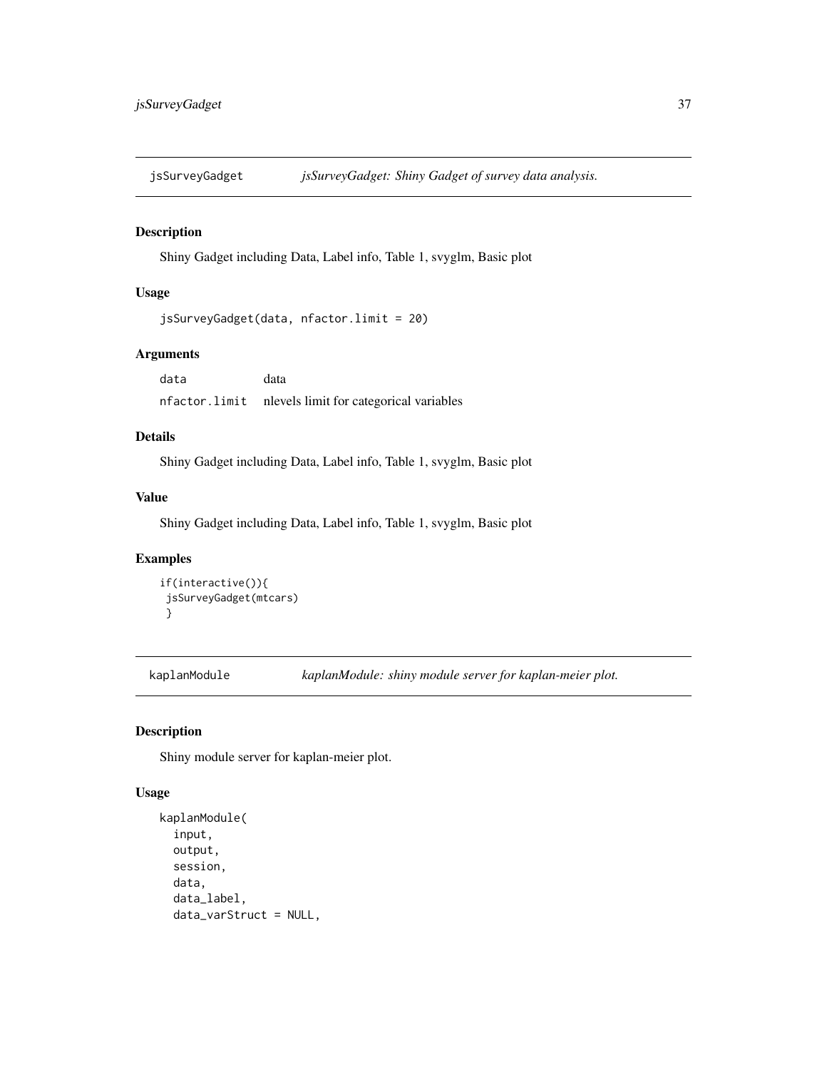## jsSurveyGadget — *jsSurveyGadget: Shiny Gadget of survey data analysis.*

### Description

Shiny Gadget including Data, Label info, Table 1, svyglm, Basic plot

### Usage

```
jsSurveyGadget(data, nfactor.limit = 20)
```

### Arguments

| | |
|---|---|
| data | data |
| nfactor.limit | nlevels limit for categorical variables |

### Details

Shiny Gadget including Data, Label info, Table 1, svyglm, Basic plot

### Value

Shiny Gadget including Data, Label info, Table 1, svyglm, Basic plot

### Examples

```
if(interactive()){
 jsSurveyGadget(mtcars)
 }
```

## kaplanModule — *kaplanModule: shiny module server for kaplan-meier plot.*

### Description

Shiny module server for kaplan-meier plot.

### Usage

```
kaplanModule(
  input,
  output,
  session,
  data,
  data_label,
  data_varStruct = NULL,
```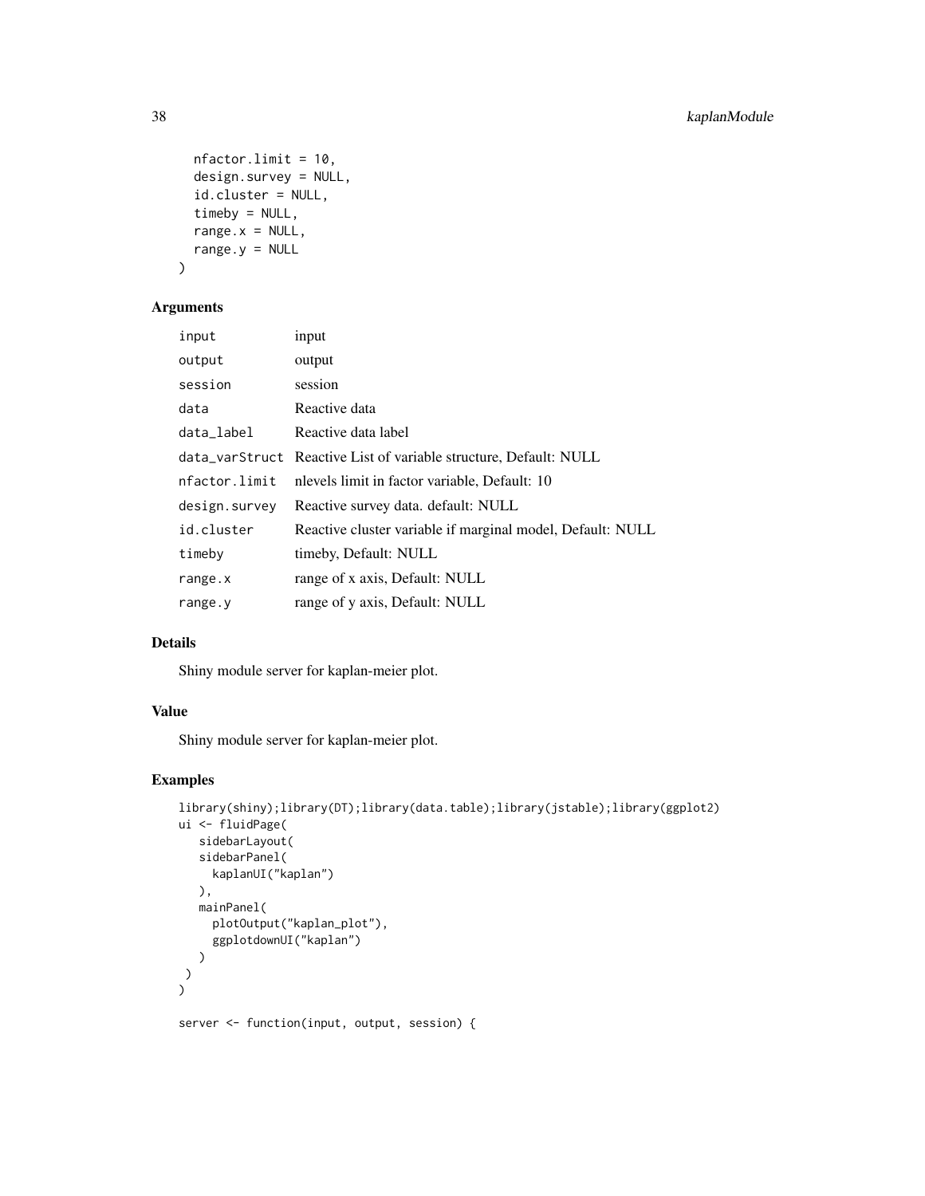```
  nfactor.limit = 10,
  design.survey = NULL,
  id.cluster = NULL,
  timeby = NULL,
  range.x = NULL,
  range.y = NULL
)
```

## Arguments

| | |
|---|---|
| input | input |
| output | output |
| session | session |
| data | Reactive data |
| data_label | Reactive data label |
| data_varStruct | Reactive List of variable structure, Default: NULL |
| nfactor.limit | nlevels limit in factor variable, Default: 10 |
| design.survey | Reactive survey data. default: NULL |
| id.cluster | Reactive cluster variable if marginal model, Default: NULL |
| timeby | timeby, Default: NULL |
| range.x | range of x axis, Default: NULL |
| range.y | range of y axis, Default: NULL |

## Details

Shiny module server for kaplan-meier plot.

## Value

Shiny module server for kaplan-meier plot.

## Examples

```
library(shiny);library(DT);library(data.table);library(jstable);library(ggplot2)
ui <- fluidPage(
   sidebarLayout(
   sidebarPanel(
     kaplanUI("kaplan")
   ),
   mainPanel(
     plotOutput("kaplan_plot"),
     ggplotdownUI("kaplan")
   )
 )
)

server <- function(input, output, session) {
```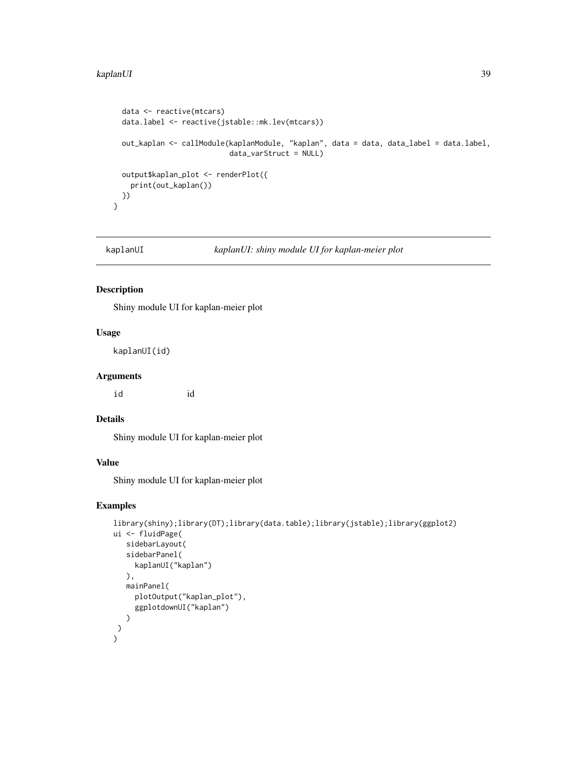```
  data <- reactive(mtcars)
  data.label <- reactive(jstable::mk.lev(mtcars))

  out_kaplan <- callModule(kaplanModule, "kaplan", data = data, data_label = data.label,
                           data_varStruct = NULL)

  output$kaplan_plot <- renderPlot({
    print(out_kaplan())
  })
}
```

## kaplanUI — *kaplanUI: shiny module UI for kaplan-meier plot*

### Description

Shiny module UI for kaplan-meier plot

### Usage

```
kaplanUI(id)
```

### Arguments

| | |
|---|---|
| id | id |

### Details

Shiny module UI for kaplan-meier plot

### Value

Shiny module UI for kaplan-meier plot

### Examples

```
library(shiny);library(DT);library(data.table);library(jstable);library(ggplot2)
ui <- fluidPage(
   sidebarLayout(
   sidebarPanel(
     kaplanUI("kaplan")
   ),
   mainPanel(
     plotOutput("kaplan_plot"),
     ggplotdownUI("kaplan")
   )
 )
)
```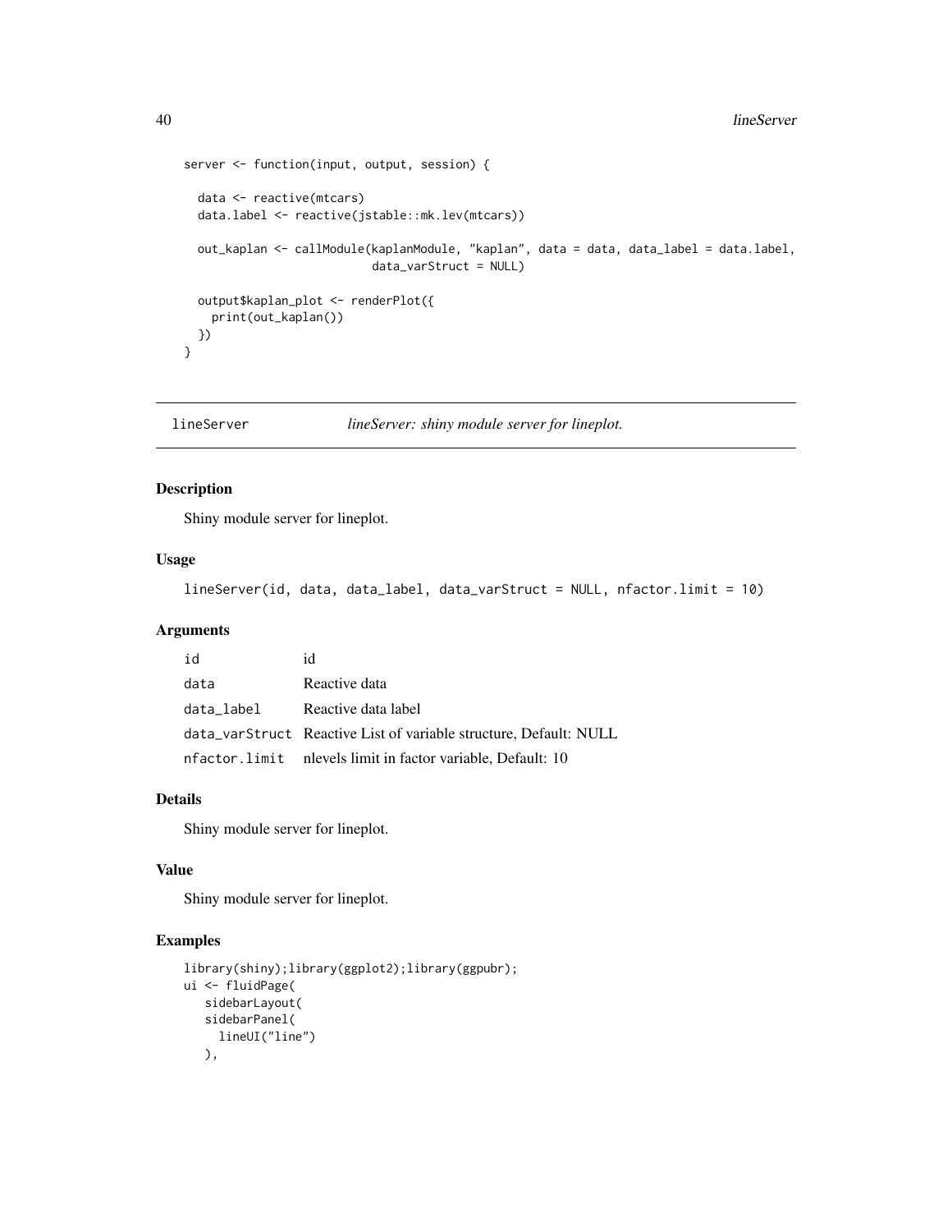```
server <- function(input, output, session) {

  data <- reactive(mtcars)
  data.label <- reactive(jstable::mk.lev(mtcars))

  out_kaplan <- callModule(kaplanModule, "kaplan", data = data, data_label = data.label,
                          data_varStruct = NULL)

  output$kaplan_plot <- renderPlot({
    print(out_kaplan())
  })
}
```

## lineServer *lineServer: shiny module server for lineplot.*

### Description

Shiny module server for lineplot.

### Usage

```
lineServer(id, data, data_label, data_varStruct = NULL, nfactor.limit = 10)
```

### Arguments

| | |
|---|---|
| id | id |
| data | Reactive data |
| data_label | Reactive data label |
| data_varStruct | Reactive List of variable structure, Default: NULL |
| nfactor.limit | nlevels limit in factor variable, Default: 10 |

### Details

Shiny module server for lineplot.

### Value

Shiny module server for lineplot.

### Examples

```
library(shiny);library(ggplot2);library(ggpubr);
ui <- fluidPage(
   sidebarLayout(
   sidebarPanel(
     lineUI("line")
   ),
```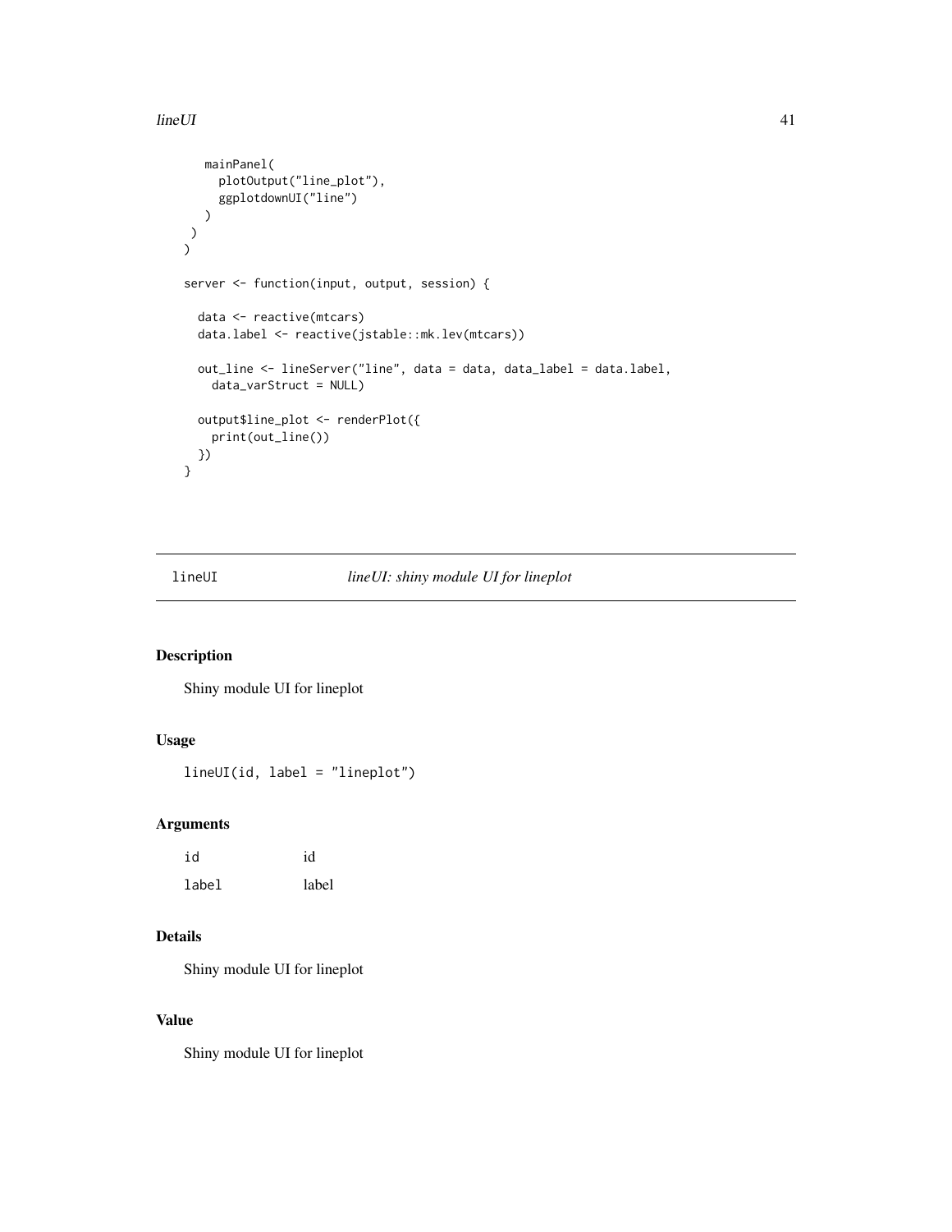```
    mainPanel(
      plotOutput("line_plot"),
      ggplotdownUI("line")
    )
  )
)

server <- function(input, output, session) {

  data <- reactive(mtcars)
  data.label <- reactive(jstable::mk.lev(mtcars))

  out_line <- lineServer("line", data = data, data_label = data.label,
    data_varStruct = NULL)

  output$line_plot <- renderPlot({
    print(out_line())
  })
}
```

---

`lineUI` *lineUI: shiny module UI for lineplot*

---

## Description

Shiny module UI for lineplot

## Usage

```
lineUI(id, label = "lineplot")
```

## Arguments

| | |
|---|---|
| `id` | id |
| `label` | label |

## Details

Shiny module UI for lineplot

## Value

Shiny module UI for lineplot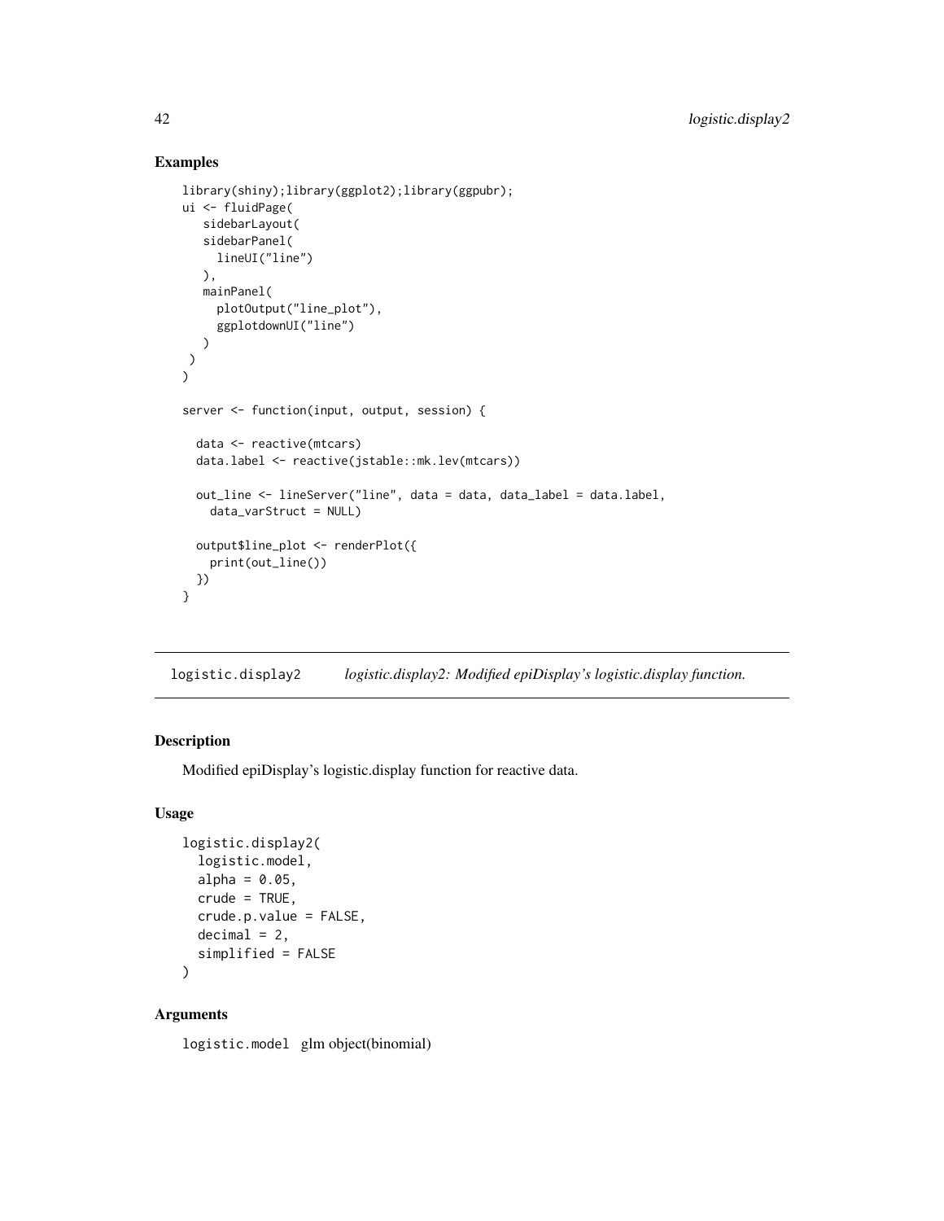## Examples

```
library(shiny);library(ggplot2);library(ggpubr);
ui <- fluidPage(
   sidebarLayout(
   sidebarPanel(
     lineUI("line")
   ),
   mainPanel(
     plotOutput("line_plot"),
     ggplotdownUI("line")
   )
 )
)

server <- function(input, output, session) {

  data <- reactive(mtcars)
  data.label <- reactive(jstable::mk.lev(mtcars))

  out_line <- lineServer("line", data = data, data_label = data.label,
    data_varStruct = NULL)

  output$line_plot <- renderPlot({
    print(out_line())
  })
}
```

---

# logistic.display2 *logistic.display2: Modified epiDisplay's logistic.display function.*

---

## Description

Modified epiDisplay's logistic.display function for reactive data.

## Usage

```
logistic.display2(
  logistic.model,
  alpha = 0.05,
  crude = TRUE,
  crude.p.value = FALSE,
  decimal = 2,
  simplified = FALSE
)
```

## Arguments

`logistic.model` glm object(binomial)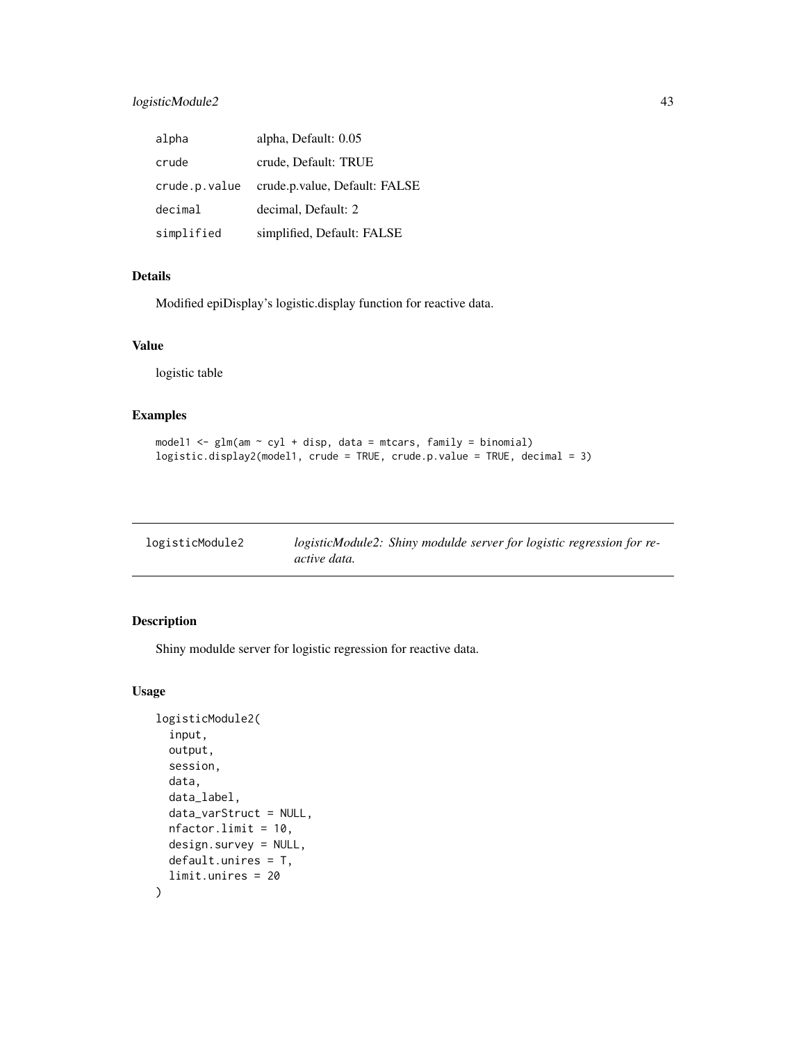| | |
|---|---|
| alpha | alpha, Default: 0.05 |
| crude | crude, Default: TRUE |
| crude.p.value | crude.p.value, Default: FALSE |
| decimal | decimal, Default: 2 |
| simplified | simplified, Default: FALSE |

### Details

Modified epiDisplay's logistic.display function for reactive data.

### Value

logistic table

### Examples

```
model1 <- glm(am ~ cyl + disp, data = mtcars, family = binomial)
logistic.display2(model1, crude = TRUE, crude.p.value = TRUE, decimal = 3)
```

---

## logisticModule2 — *logisticModule2: Shiny modulde server for logistic regression for reactive data.*

---

### Description

Shiny modulde server for logistic regression for reactive data.

### Usage

```
logisticModule2(
  input,
  output,
  session,
  data,
  data_label,
  data_varStruct = NULL,
  nfactor.limit = 10,
  design.survey = NULL,
  default.unires = T,
  limit.unires = 20
)
```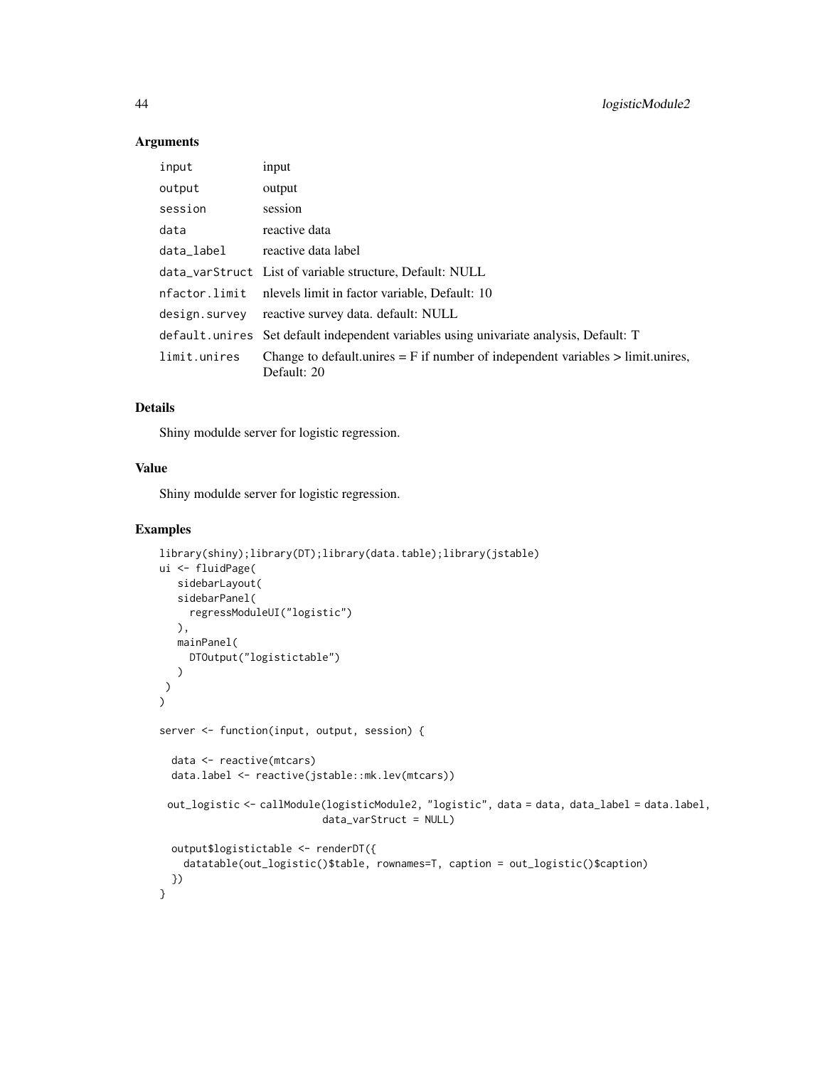## Arguments

| | |
|---|---|
| input | input |
| output | output |
| session | session |
| data | reactive data |
| data_label | reactive data label |
| data_varStruct | List of variable structure, Default: NULL |
| nfactor.limit | nlevels limit in factor variable, Default: 10 |
| design.survey | reactive survey data. default: NULL |
| default.unires | Set default independent variables using univariate analysis, Default: T |
| limit.unires | Change to default.unires = F if number of independent variables > limit.unires, Default: 20 |

## Details

Shiny modulde server for logistic regression.

## Value

Shiny modulde server for logistic regression.

## Examples

```
library(shiny);library(DT);library(data.table);library(jstable)
ui <- fluidPage(
   sidebarLayout(
   sidebarPanel(
     regressModuleUI("logistic")
   ),
   mainPanel(
     DTOutput("logistictable")
   )
 )
)

server <- function(input, output, session) {

  data <- reactive(mtcars)
  data.label <- reactive(jstable::mk.lev(mtcars))

 out_logistic <- callModule(logisticModule2, "logistic", data = data, data_label = data.label,
                           data_varStruct = NULL)

  output$logistictable <- renderDT({
    datatable(out_logistic()$table, rownames=T, caption = out_logistic()$caption)
  })
}
```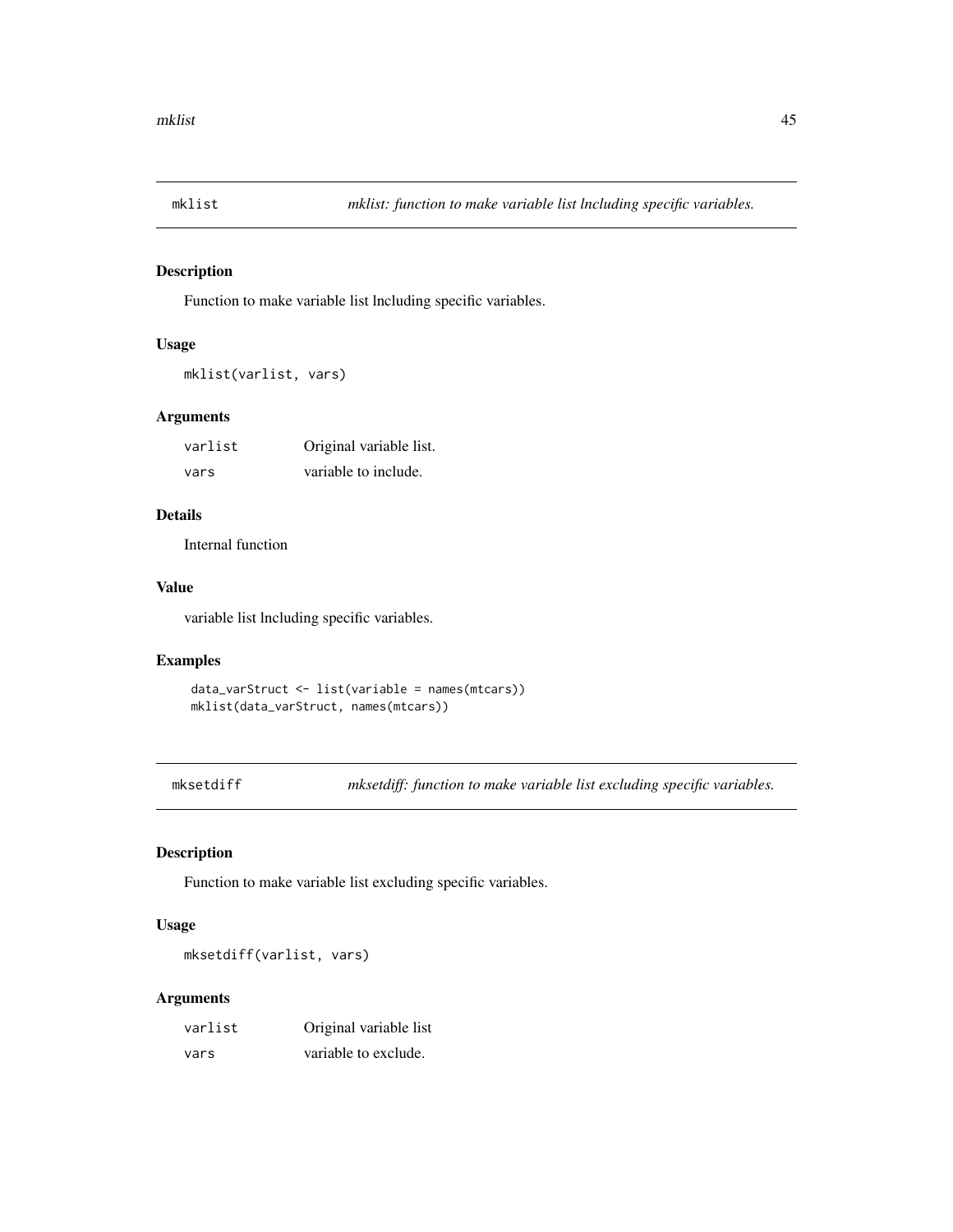## mklist — *mklist: function to make variable list lncluding specific variables.*

### Description

Function to make variable list lncluding specific variables.

### Usage

```
mklist(varlist, vars)
```

### Arguments

| | |
|---|---|
| varlist | Original variable list. |
| vars | variable to include. |

### Details

Internal function

### Value

variable list lncluding specific variables.

### Examples

```
data_varStruct <- list(variable = names(mtcars))
mklist(data_varStruct, names(mtcars))
```

## mksetdiff — *mksetdiff: function to make variable list excluding specific variables.*

### Description

Function to make variable list excluding specific variables.

### Usage

```
mksetdiff(varlist, vars)
```

### Arguments

| | |
|---|---|
| varlist | Original variable list |
| vars | variable to exclude. |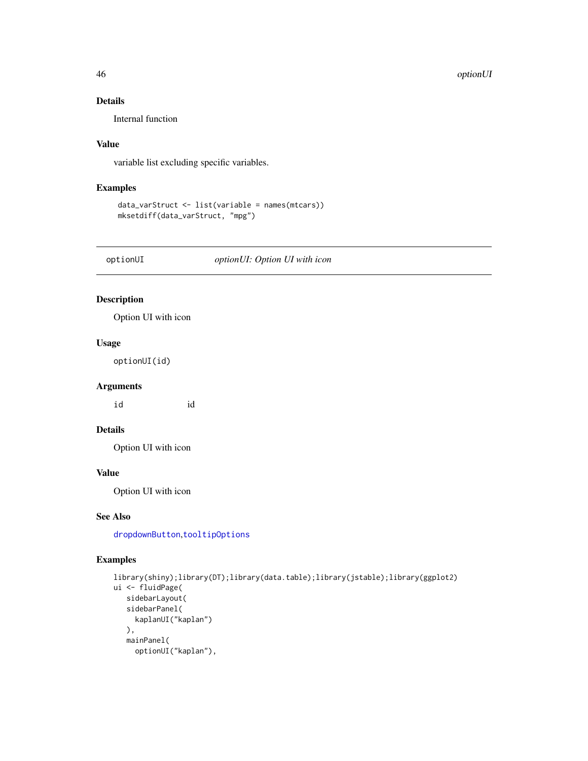### Details

Internal function

### Value

variable list excluding specific variables.

### Examples

```
data_varStruct <- list(variable = names(mtcars))
mksetdiff(data_varStruct, "mpg")
```

---

## optionUI    *optionUI: Option UI with icon*

---

### Description

Option UI with icon

### Usage

```
optionUI(id)
```

### Arguments

| | |
|---|---|
| id | id |

### Details

Option UI with icon

### Value

Option UI with icon

### See Also

dropdownButton,tooltipOptions

### Examples

```
library(shiny);library(DT);library(data.table);library(jstable);library(ggplot2)
ui <- fluidPage(
   sidebarLayout(
   sidebarPanel(
     kaplanUI("kaplan")
   ),
   mainPanel(
     optionUI("kaplan"),
```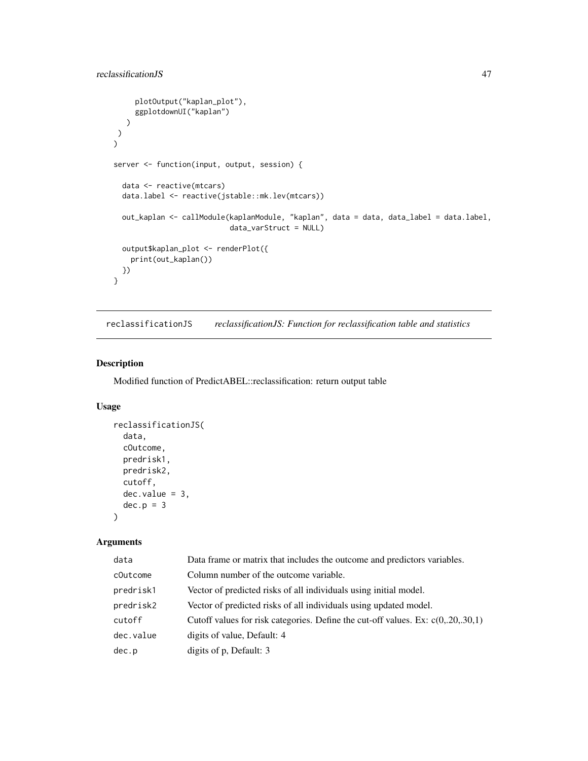```
      plotOutput("kaplan_plot"),
      ggplotdownUI("kaplan")
    )
  )
)

server <- function(input, output, session) {

  data <- reactive(mtcars)
  data.label <- reactive(jstable::mk.lev(mtcars))

  out_kaplan <- callModule(kaplanModule, "kaplan", data = data, data_label = data.label,
                          data_varStruct = NULL)

  output$kaplan_plot <- renderPlot({
    print(out_kaplan())
  })
}
```

## reclassificationJS — *reclassificationJS: Function for reclassification table and statistics*

### Description

Modified function of PredictABEL::reclassification: return output table

### Usage

```
reclassificationJS(
  data,
  cOutcome,
  predrisk1,
  predrisk2,
  cutoff,
  dec.value = 3,
  dec.p = 3
)
```

### Arguments

| | |
|---|---|
| data | Data frame or matrix that includes the outcome and predictors variables. |
| cOutcome | Column number of the outcome variable. |
| predrisk1 | Vector of predicted risks of all individuals using initial model. |
| predrisk2 | Vector of predicted risks of all individuals using updated model. |
| cutoff | Cutoff values for risk categories. Define the cut-off values. Ex: c(0,.20,.30,1) |
| dec.value | digits of value, Default: 4 |
| dec.p | digits of p, Default: 3 |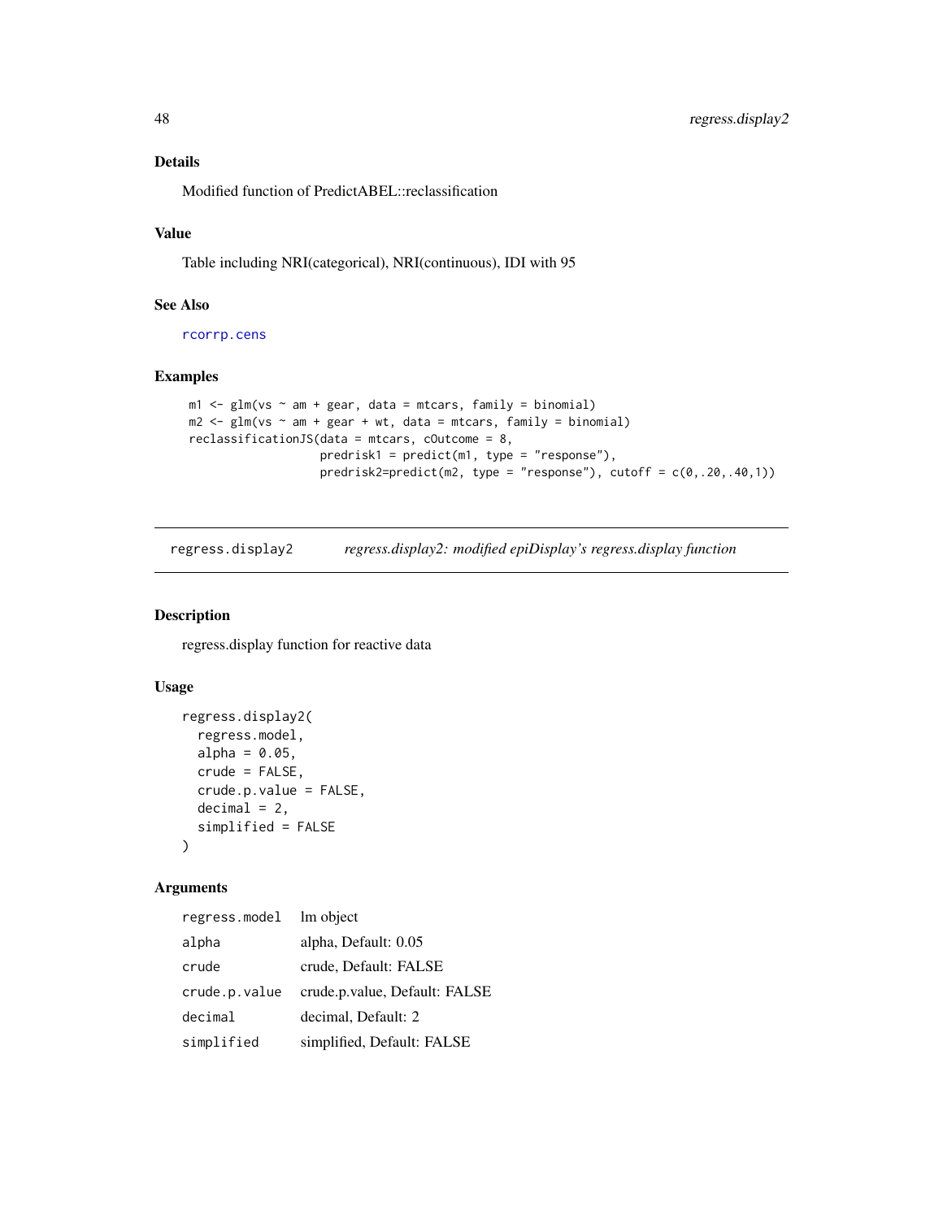## Details

Modified function of PredictABEL::reclassification

## Value

Table including NRI(categorical), NRI(continuous), IDI with 95

## See Also

rcorrp.cens

## Examples

```
m1 <- glm(vs ~ am + gear, data = mtcars, family = binomial)
m2 <- glm(vs ~ am + gear + wt, data = mtcars, family = binomial)
reclassificationJS(data = mtcars, cOutcome = 8,
                   predrisk1 = predict(m1, type = "response"),
                   predrisk2=predict(m2, type = "response"), cutoff = c(0,.20,.40,1))
```

---

# regress.display2 — *regress.display2: modified epiDisplay's regress.display function*

## Description

regress.display function for reactive data

## Usage

```
regress.display2(
  regress.model,
  alpha = 0.05,
  crude = FALSE,
  crude.p.value = FALSE,
  decimal = 2,
  simplified = FALSE
)
```

## Arguments

| | |
|---|---|
| regress.model | lm object |
| alpha | alpha, Default: 0.05 |
| crude | crude, Default: FALSE |
| crude.p.value | crude.p.value, Default: FALSE |
| decimal | decimal, Default: 2 |
| simplified | simplified, Default: FALSE |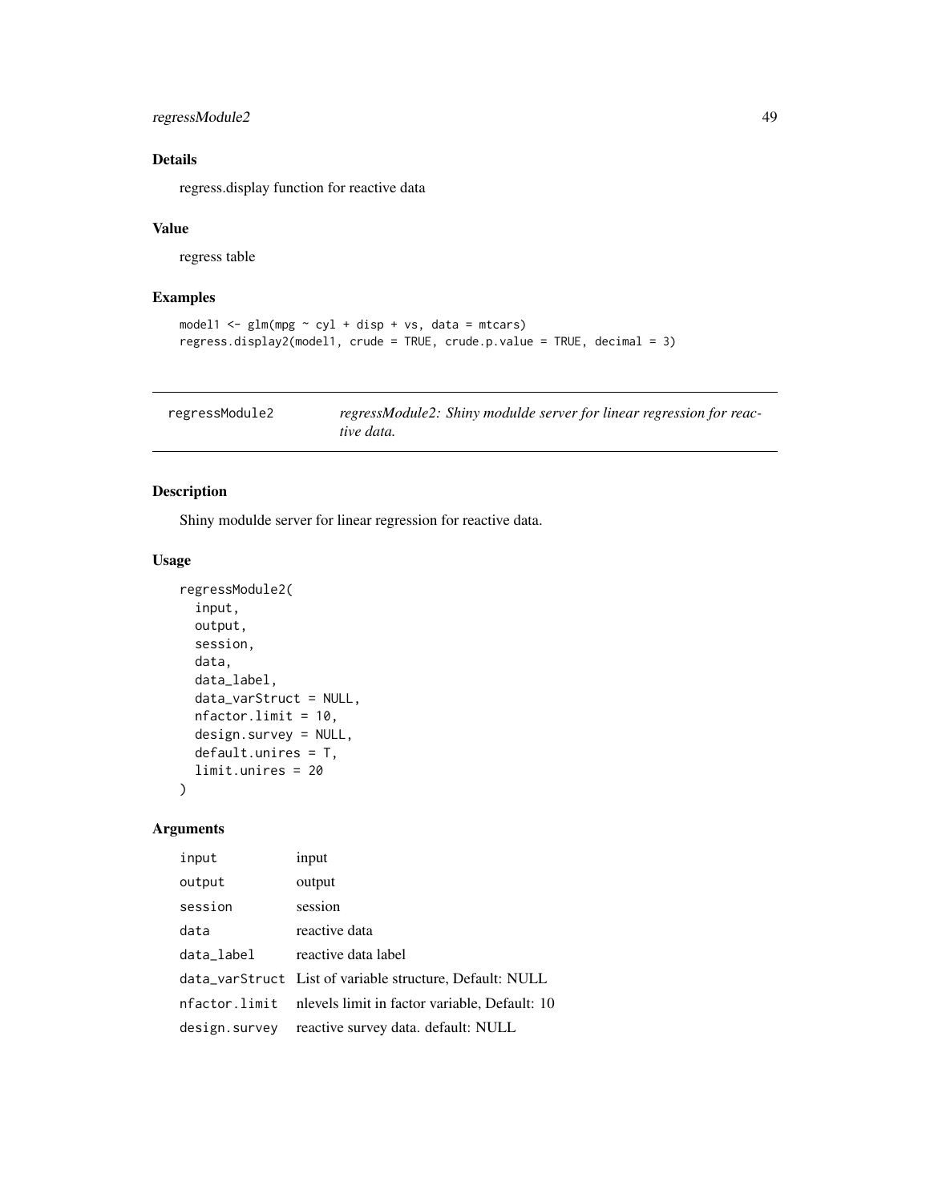## Details

regress.display function for reactive data

## Value

regress table

## Examples

```
model1 <- glm(mpg ~ cyl + disp + vs, data = mtcars)
regress.display2(model1, crude = TRUE, crude.p.value = TRUE, decimal = 3)
```

---

# regressModule2 *regressModule2: Shiny modulde server for linear regression for reactive data.*

---

## Description

Shiny modulde server for linear regression for reactive data.

## Usage

```
regressModule2(
  input,
  output,
  session,
  data,
  data_label,
  data_varStruct = NULL,
  nfactor.limit = 10,
  design.survey = NULL,
  default.unires = T,
  limit.unires = 20
)
```

## Arguments

| | |
|---|---|
| input | input |
| output | output |
| session | session |
| data | reactive data |
| data_label | reactive data label |
| data_varStruct | List of variable structure, Default: NULL |
| nfactor.limit | nlevels limit in factor variable, Default: 10 |
| design.survey | reactive survey data. default: NULL |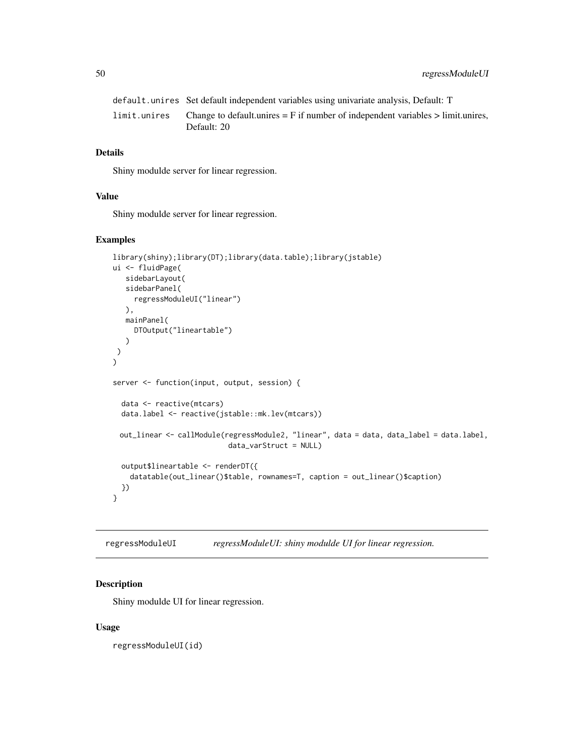| | |
|---|---|
| default.unires | Set default independent variables using univariate analysis, Default: T |
| limit.unires | Change to default.unires = F if number of independent variables > limit.unires, Default: 20 |

### Details

Shiny modulde server for linear regression.

### Value

Shiny modulde server for linear regression.

### Examples

```
library(shiny);library(DT);library(data.table);library(jstable)
ui <- fluidPage(
   sidebarLayout(
   sidebarPanel(
     regressModuleUI("linear")
   ),
   mainPanel(
     DTOutput("lineartable")
   )
 )
)

server <- function(input, output, session) {

  data <- reactive(mtcars)
  data.label <- reactive(jstable::mk.lev(mtcars))

 out_linear <- callModule(regressModule2, "linear", data = data, data_label = data.label,
                          data_varStruct = NULL)

  output$lineartable <- renderDT({
    datatable(out_linear()$table, rownames=T, caption = out_linear()$caption)
  })
}
```

---

## regressModuleUI — *regressModuleUI: shiny modulde UI for linear regression.*

### Description

Shiny modulde UI for linear regression.

### Usage

```
regressModuleUI(id)
```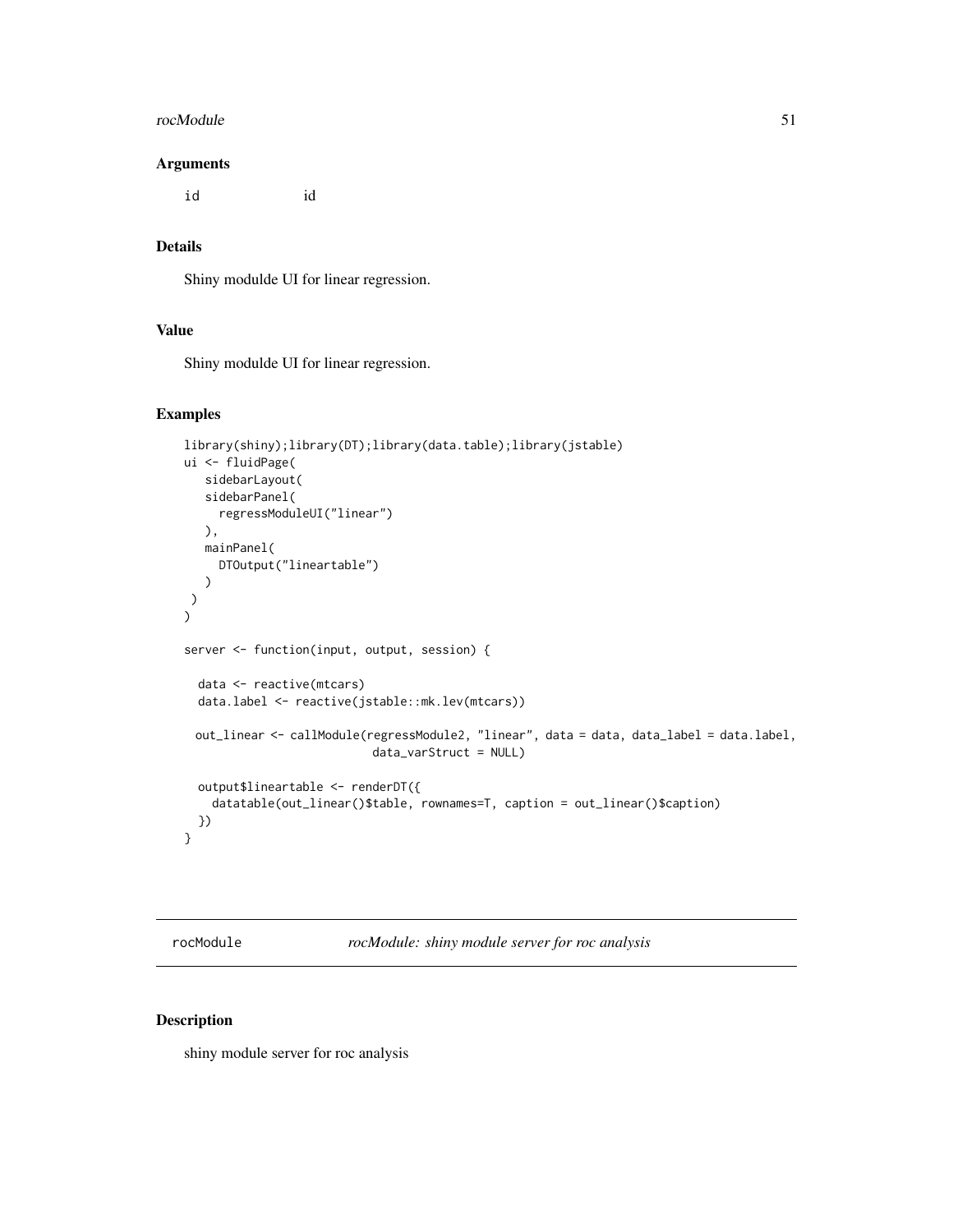## Arguments

id id

## Details

Shiny modulde UI for linear regression.

## Value

Shiny modulde UI for linear regression.

## Examples

```
library(shiny);library(DT);library(data.table);library(jstable)
ui <- fluidPage(
   sidebarLayout(
   sidebarPanel(
     regressModuleUI("linear")
   ),
   mainPanel(
     DTOutput("lineartable")
   )
 )
)

server <- function(input, output, session) {

  data <- reactive(mtcars)
  data.label <- reactive(jstable::mk.lev(mtcars))

 out_linear <- callModule(regressModule2, "linear", data = data, data_label = data.label,
                          data_varStruct = NULL)

  output$lineartable <- renderDT({
    datatable(out_linear()$table, rownames=T, caption = out_linear()$caption)
  })
}
```

---

# rocModule    *rocModule: shiny module server for roc analysis*

## Description

shiny module server for roc analysis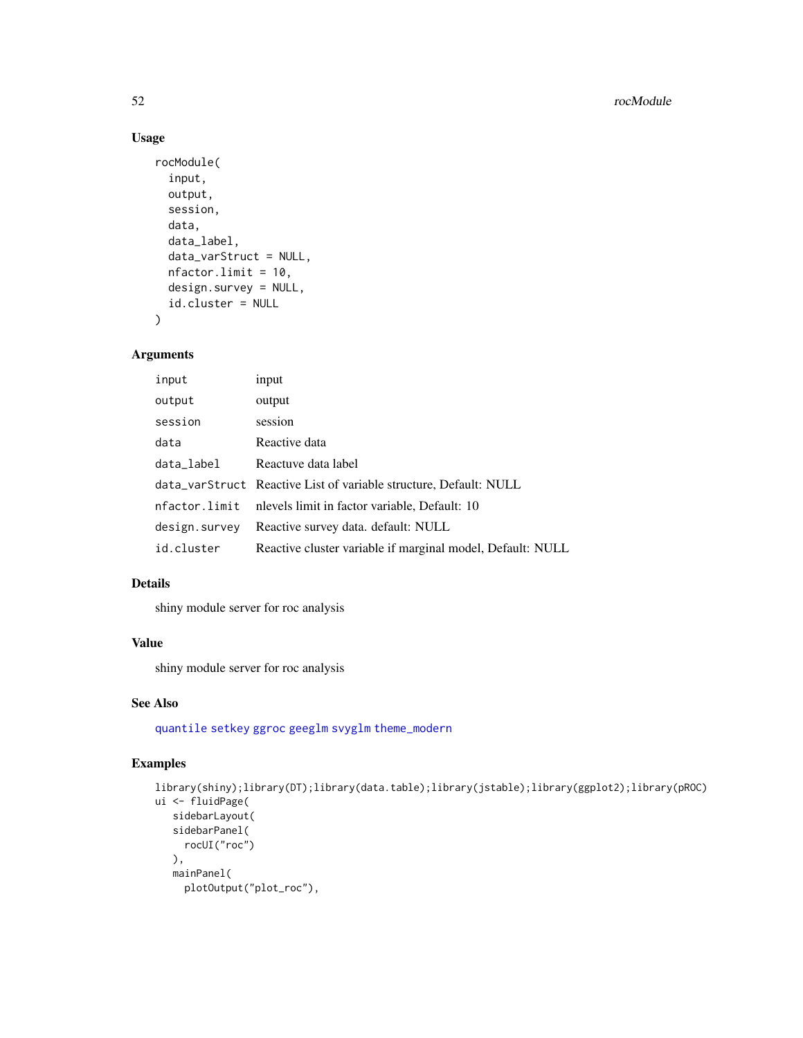## Usage

```
rocModule(
  input,
  output,
  session,
  data,
  data_label,
  data_varStruct = NULL,
  nfactor.limit = 10,
  design.survey = NULL,
  id.cluster = NULL
)
```

## Arguments

| | |
|---|---|
| input | input |
| output | output |
| session | session |
| data | Reactive data |
| data_label | Reactuve data label |
| data_varStruct | Reactive List of variable structure, Default: NULL |
| nfactor.limit | nlevels limit in factor variable, Default: 10 |
| design.survey | Reactive survey data. default: NULL |
| id.cluster | Reactive cluster variable if marginal model, Default: NULL |

## Details

shiny module server for roc analysis

## Value

shiny module server for roc analysis

## See Also

quantile setkey ggroc geeglm svyglm theme_modern

## Examples

```
library(shiny);library(DT);library(data.table);library(jstable);library(ggplot2);library(pROC)
ui <- fluidPage(
   sidebarLayout(
   sidebarPanel(
     rocUI("roc")
   ),
   mainPanel(
     plotOutput("plot_roc"),
```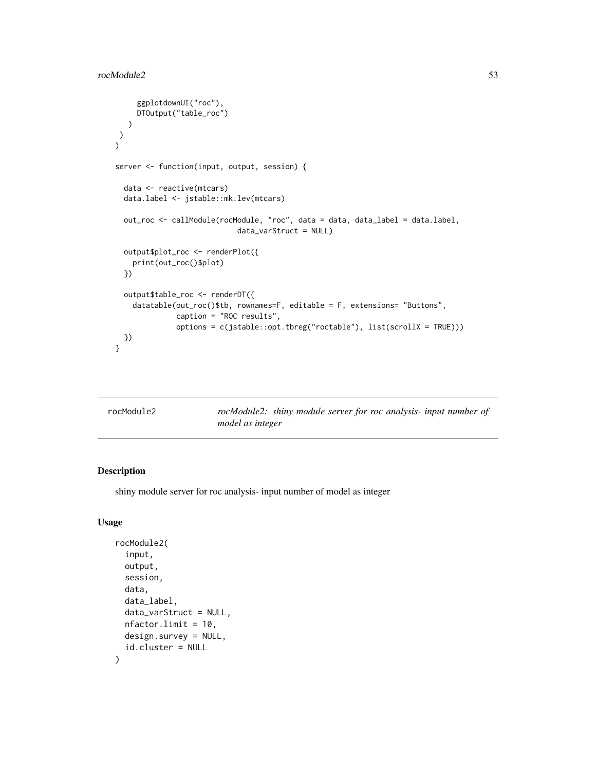```
      ggplotdownUI("roc"),
      DTOutput("table_roc")
    )
  )
)

server <- function(input, output, session) {

  data <- reactive(mtcars)
  data.label <- jstable::mk.lev(mtcars)

  out_roc <- callModule(rocModule, "roc", data = data, data_label = data.label,
                        data_varStruct = NULL)

  output$plot_roc <- renderPlot({
    print(out_roc()$plot)
  })

  output$table_roc <- renderDT({
    datatable(out_roc()$tb, rownames=F, editable = F, extensions= "Buttons",
              caption = "ROC results",
              options = c(jstable::opt.tbreg("roctable"), list(scrollX = TRUE)))
  })
}
```

---

rocModule2 — *rocModule2: shiny module server for roc analysis- input number of model as integer*

---

## Description

shiny module server for roc analysis- input number of model as integer

## Usage

```
rocModule2(
  input,
  output,
  session,
  data,
  data_label,
  data_varStruct = NULL,
  nfactor.limit = 10,
  design.survey = NULL,
  id.cluster = NULL
)
```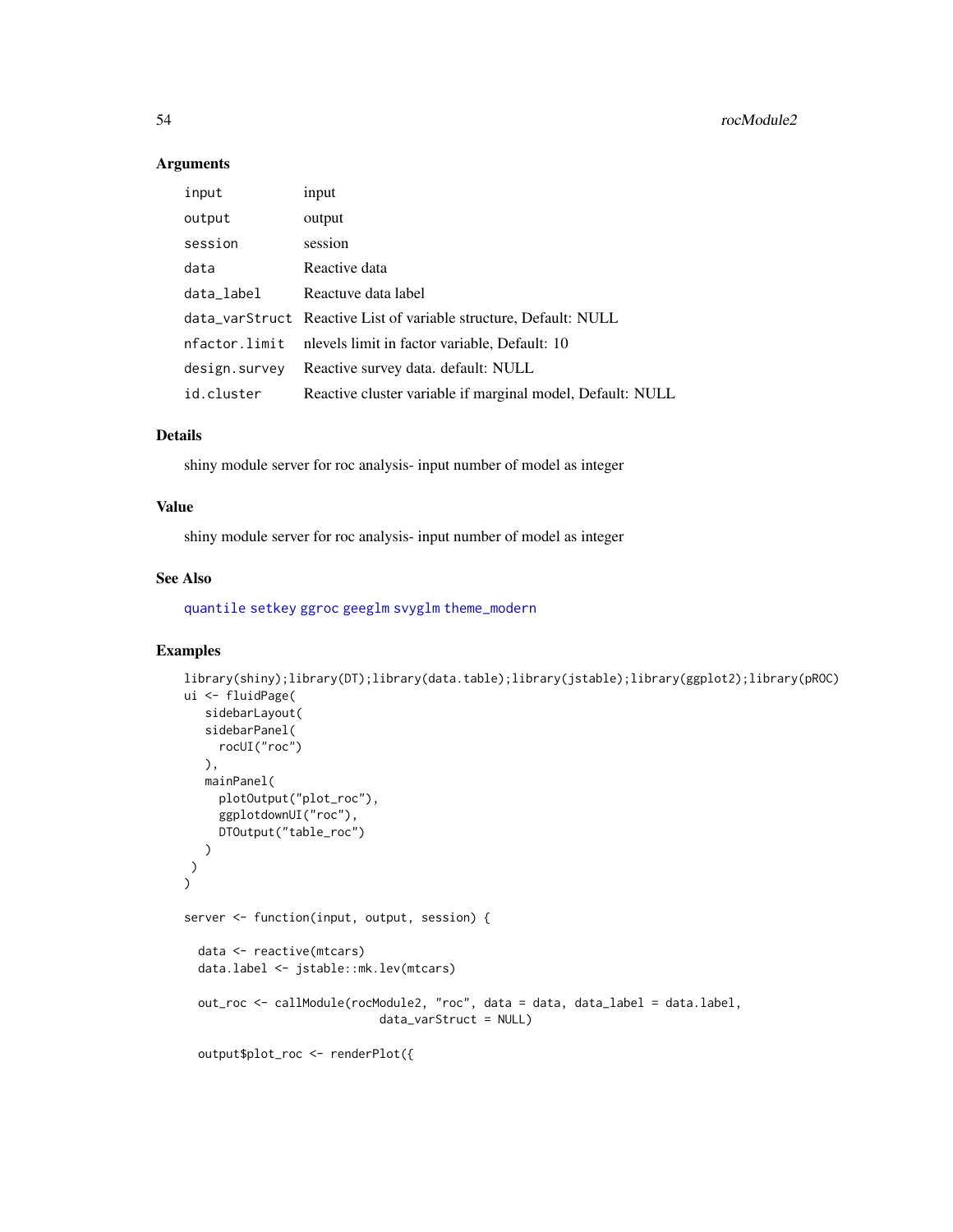## Arguments

| | |
|---|---|
| input | input |
| output | output |
| session | session |
| data | Reactive data |
| data_label | Reactuve data label |
| data_varStruct | Reactive List of variable structure, Default: NULL |
| nfactor.limit | nlevels limit in factor variable, Default: 10 |
| design.survey | Reactive survey data. default: NULL |
| id.cluster | Reactive cluster variable if marginal model, Default: NULL |

## Details

shiny module server for roc analysis- input number of model as integer

## Value

shiny module server for roc analysis- input number of model as integer

## See Also

quantile setkey ggroc geeglm svyglm theme_modern

## Examples

```
library(shiny);library(DT);library(data.table);library(jstable);library(ggplot2);library(pROC)
ui <- fluidPage(
   sidebarLayout(
   sidebarPanel(
     rocUI("roc")
   ),
   mainPanel(
     plotOutput("plot_roc"),
     ggplotdownUI("roc"),
     DTOutput("table_roc")
   )
 )
)

server <- function(input, output, session) {

  data <- reactive(mtcars)
  data.label <- jstable::mk.lev(mtcars)

  out_roc <- callModule(rocModule2, "roc", data = data, data_label = data.label,
                           data_varStruct = NULL)

  output$plot_roc <- renderPlot({
```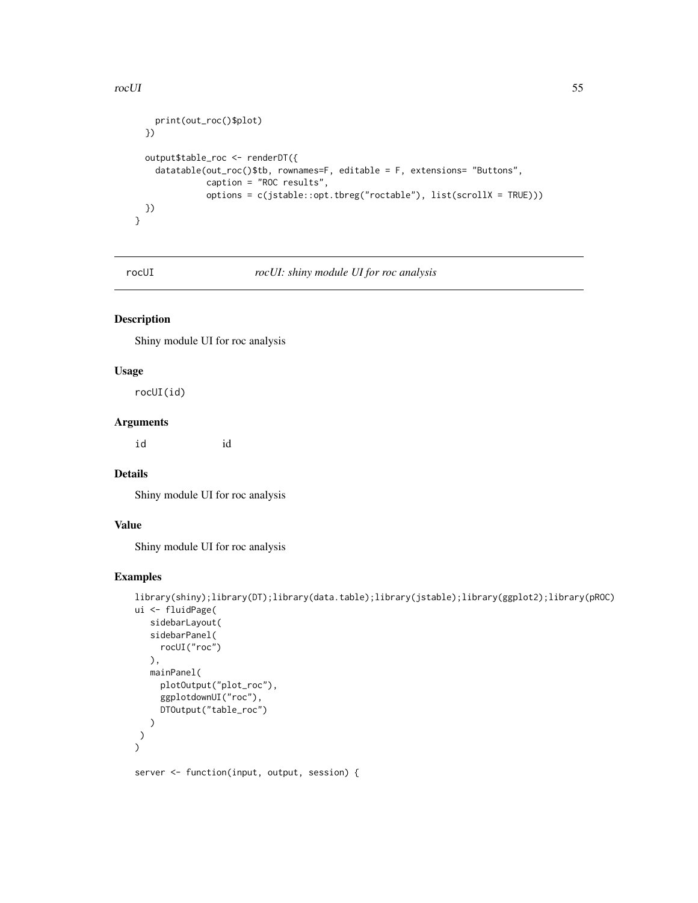```
    print(out_roc()$plot)
  })

  output$table_roc <- renderDT({
    datatable(out_roc()$tb, rownames=F, editable = F, extensions= "Buttons",
              caption = "ROC results",
              options = c(jstable::opt.tbreg("roctable"), list(scrollX = TRUE)))
  })
}
```

---

rocUI *rocUI: shiny module UI for roc analysis*

---

## Description

Shiny module UI for roc analysis

## Usage

```
rocUI(id)
```

## Arguments

| | |
|---|---|
| id | id |

## Details

Shiny module UI for roc analysis

## Value

Shiny module UI for roc analysis

## Examples

```
library(shiny);library(DT);library(data.table);library(jstable);library(ggplot2);library(pROC)
ui <- fluidPage(
   sidebarLayout(
   sidebarPanel(
     rocUI("roc")
   ),
   mainPanel(
     plotOutput("plot_roc"),
     ggplotdownUI("roc"),
     DTOutput("table_roc")
   )
 )
)

server <- function(input, output, session) {
```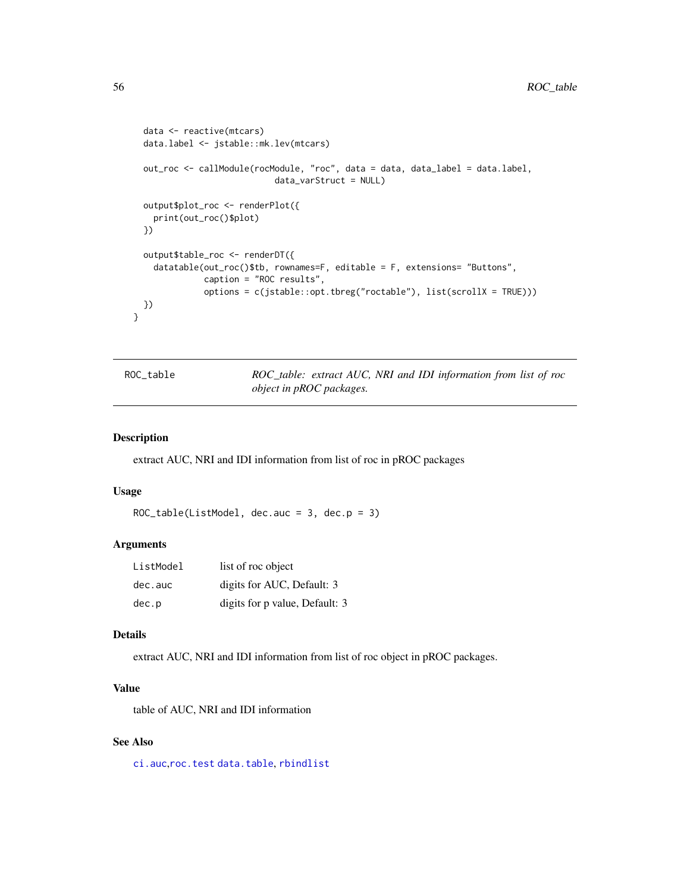```
  data <- reactive(mtcars)
  data.label <- jstable::mk.lev(mtcars)

  out_roc <- callModule(rocModule, "roc", data = data, data_label = data.label,
                           data_varStruct = NULL)

  output$plot_roc <- renderPlot({
    print(out_roc()$plot)
  })

  output$table_roc <- renderDT({
    datatable(out_roc()$tb, rownames=F, editable = F, extensions= "Buttons",
              caption = "ROC results",
              options = c(jstable::opt.tbreg("roctable"), list(scrollX = TRUE)))
  })
}
```

---

## ROC_table — *ROC_table: extract AUC, NRI and IDI information from list of roc object in pROC packages.*

### Description

extract AUC, NRI and IDI information from list of roc in pROC packages

### Usage

```
ROC_table(ListModel, dec.auc = 3, dec.p = 3)
```

### Arguments

| | |
|---|---|
| `ListModel` | list of roc object |
| `dec.auc` | digits for AUC, Default: 3 |
| `dec.p` | digits for p value, Default: 3 |

### Details

extract AUC, NRI and IDI information from list of roc object in pROC packages.

### Value

table of AUC, NRI and IDI information

### See Also

`ci.auc`,`roc.test` `data.table`, `rbindlist`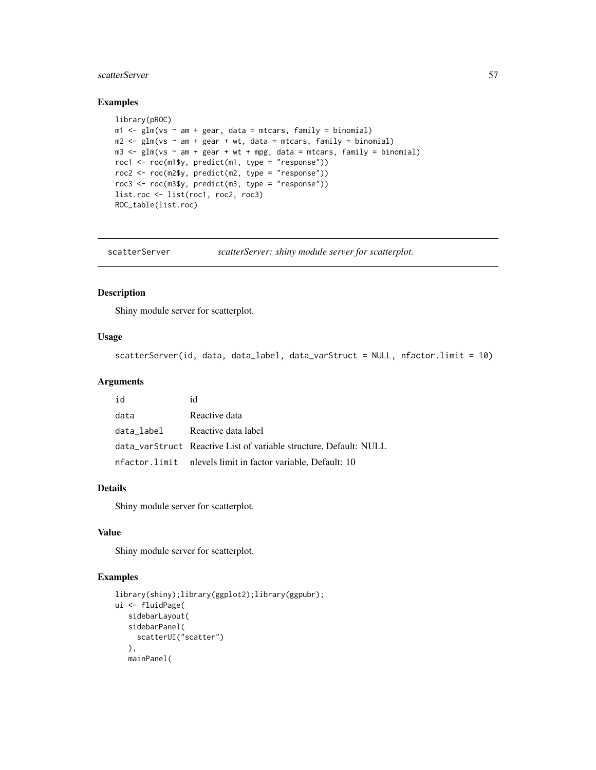## Examples

```
library(pROC)
m1 <- glm(vs ~ am + gear, data = mtcars, family = binomial)
m2 <- glm(vs ~ am + gear + wt, data = mtcars, family = binomial)
m3 <- glm(vs ~ am + gear + wt + mpg, data = mtcars, family = binomial)
roc1 <- roc(m1$y, predict(m1, type = "response"))
roc2 <- roc(m2$y, predict(m2, type = "response"))
roc3 <- roc(m3$y, predict(m3, type = "response"))
list.roc <- list(roc1, roc2, roc3)
ROC_table(list.roc)
```

---

# scatterServer — *scatterServer: shiny module server for scatterplot.*

## Description

Shiny module server for scatterplot.

## Usage

```
scatterServer(id, data, data_label, data_varStruct = NULL, nfactor.limit = 10)
```

## Arguments

| | |
|---|---|
| id | id |
| data | Reactive data |
| data_label | Reactive data label |
| data_varStruct | Reactive List of variable structure, Default: NULL |
| nfactor.limit | nlevels limit in factor variable, Default: 10 |

## Details

Shiny module server for scatterplot.

## Value

Shiny module server for scatterplot.

## Examples

```
library(shiny);library(ggplot2);library(ggpubr);
ui <- fluidPage(
   sidebarLayout(
   sidebarPanel(
     scatterUI("scatter")
   ),
   mainPanel(
```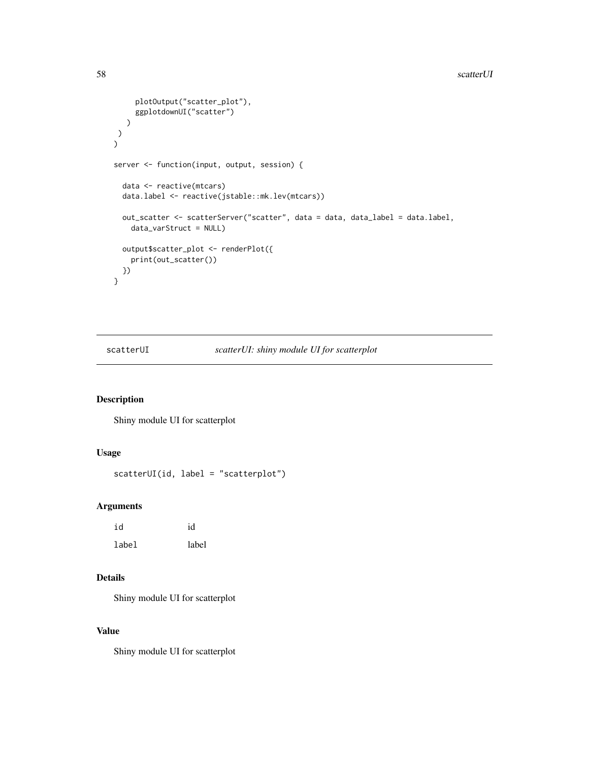```
      plotOutput("scatter_plot"),
      ggplotdownUI("scatter")
    )
  )
)

server <- function(input, output, session) {

  data <- reactive(mtcars)
  data.label <- reactive(jstable::mk.lev(mtcars))

  out_scatter <- scatterServer("scatter", data = data, data_label = data.label,
    data_varStruct = NULL)

  output$scatter_plot <- renderPlot({
    print(out_scatter())
  })
}
```

---

## scatterUI — *scatterUI: shiny module UI for scatterplot*

### Description

Shiny module UI for scatterplot

### Usage

```
scatterUI(id, label = "scatterplot")
```

### Arguments

| | |
|---|---|
| id | id |
| label | label |

### Details

Shiny module UI for scatterplot

### Value

Shiny module UI for scatterplot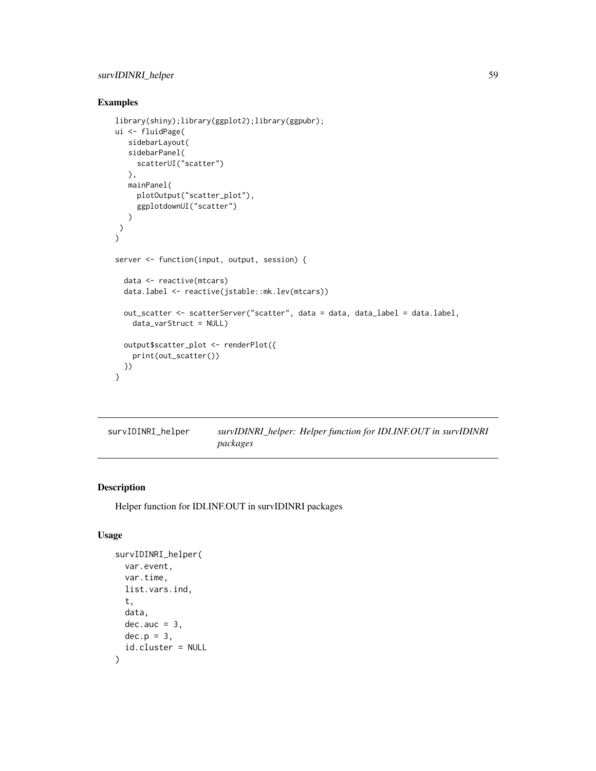## Examples

```
library(shiny);library(ggplot2);library(ggpubr);
ui <- fluidPage(
   sidebarLayout(
   sidebarPanel(
     scatterUI("scatter")
   ),
   mainPanel(
     plotOutput("scatter_plot"),
     ggplotdownUI("scatter")
   )
 )
)

server <- function(input, output, session) {

  data <- reactive(mtcars)
  data.label <- reactive(jstable::mk.lev(mtcars))

  out_scatter <- scatterServer("scatter", data = data, data_label = data.label,
    data_varStruct = NULL)

  output$scatter_plot <- renderPlot({
    print(out_scatter())
  })
}
```

---

# survIDINRI_helper — *survIDINRI_helper: Helper function for IDI.INF.OUT in survIDINRI packages*

## Description

Helper function for IDI.INF.OUT in survIDINRI packages

## Usage

```
survIDINRI_helper(
  var.event,
  var.time,
  list.vars.ind,
  t,
  data,
  dec.auc = 3,
  dec.p = 3,
  id.cluster = NULL
)
```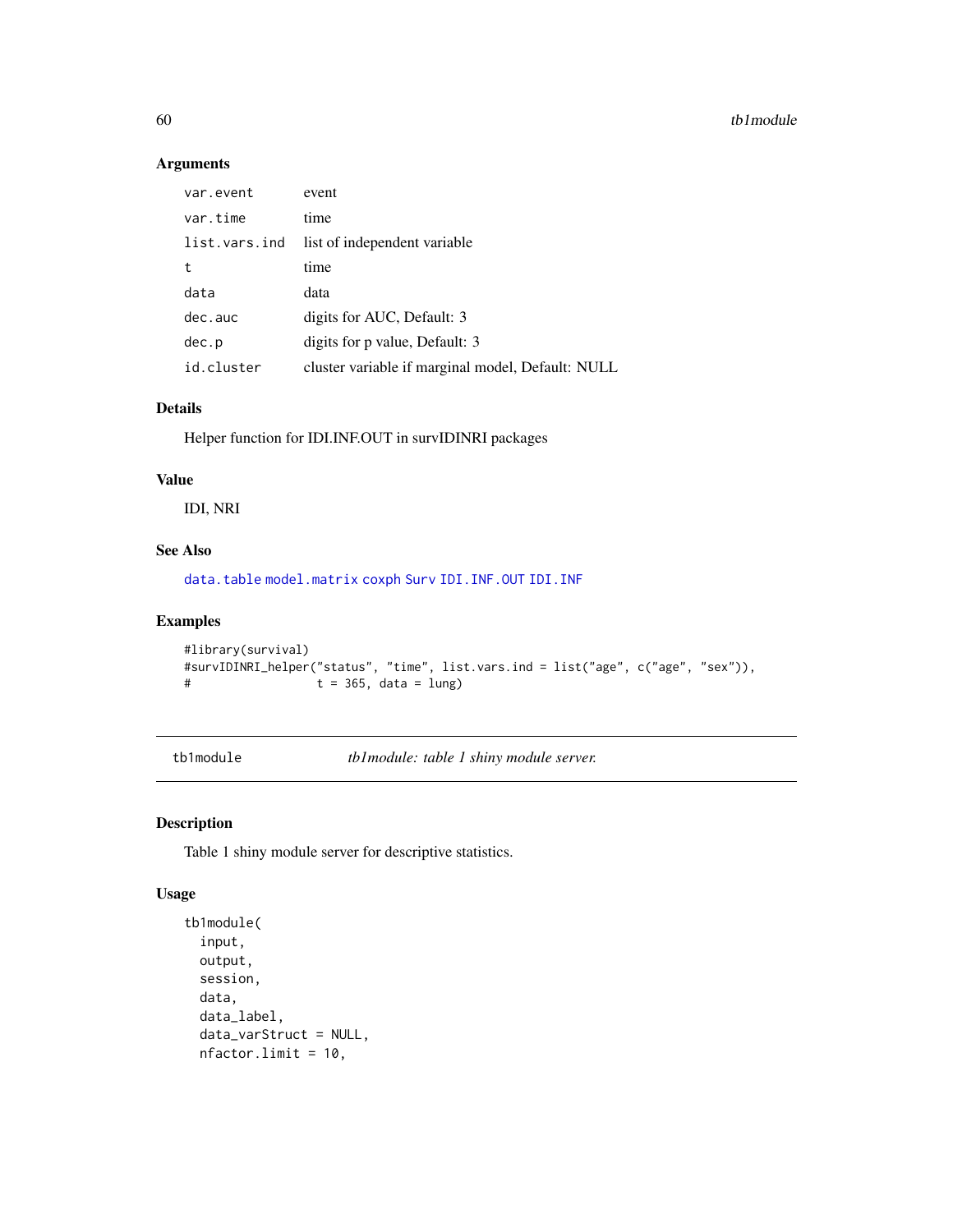### Arguments

| | |
|---|---|
| `var.event` | event |
| `var.time` | time |
| `list.vars.ind` | list of independent variable |
| `t` | time |
| `data` | data |
| `dec.auc` | digits for AUC, Default: 3 |
| `dec.p` | digits for p value, Default: 3 |
| `id.cluster` | cluster variable if marginal model, Default: NULL |

### Details

Helper function for IDI.INF.OUT in survIDINRI packages

### Value

IDI, NRI

### See Also

`data.table` `model.matrix` `coxph` `Surv` `IDI.INF.OUT` `IDI.INF`

### Examples

```
#library(survival)
#survIDINRI_helper("status", "time", list.vars.ind = list("age", c("age", "sex")),
#                 t = 365, data = lung)
```

---

## `tb1module` *tb1module: table 1 shiny module server.*

### Description

Table 1 shiny module server for descriptive statistics.

### Usage

```
tb1module(
  input,
  output,
  session,
  data,
  data_label,
  data_varStruct = NULL,
  nfactor.limit = 10,
```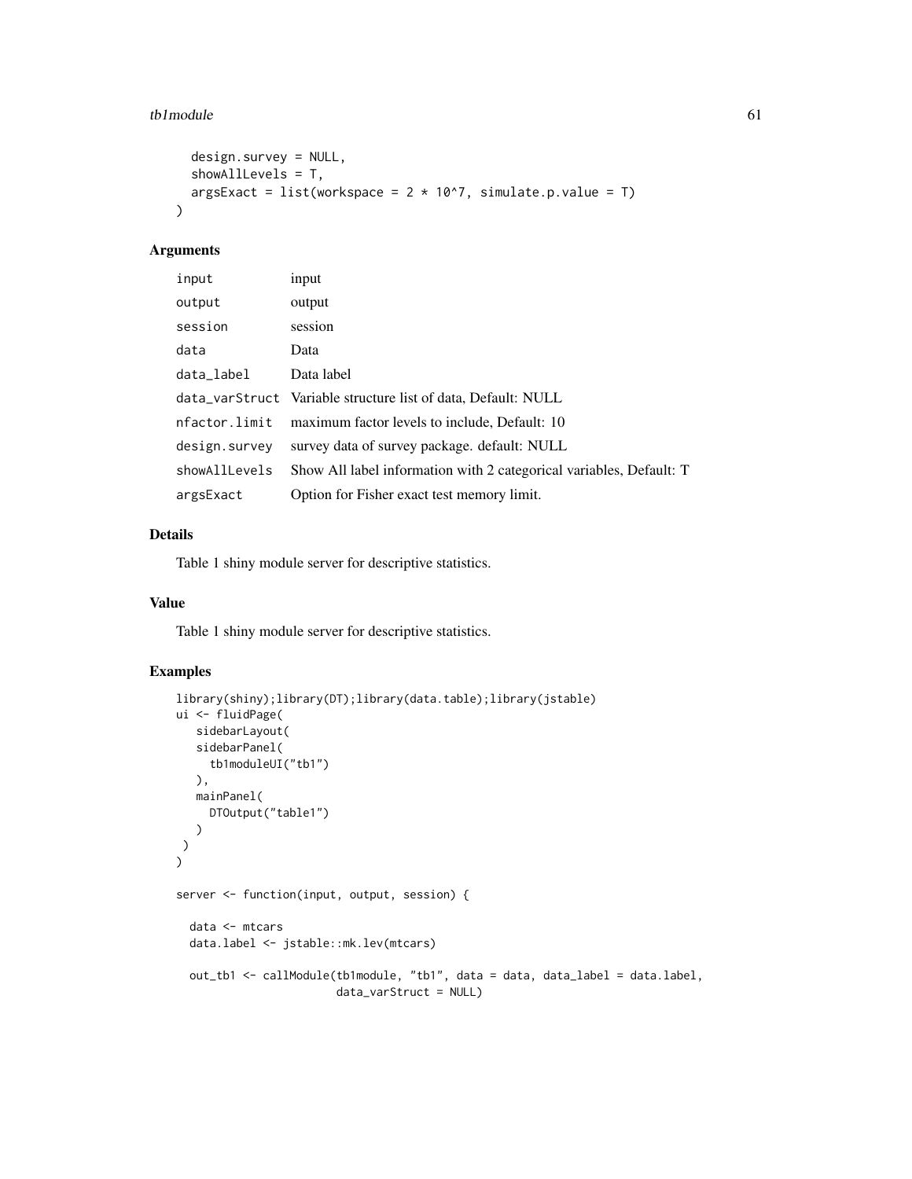```
  design.survey = NULL,
  showAllLevels = T,
  argsExact = list(workspace = 2 * 10^7, simulate.p.value = T)
)
```

### Arguments

| | |
|---|---|
| input | input |
| output | output |
| session | session |
| data | Data |
| data_label | Data label |
| data_varStruct | Variable structure list of data, Default: NULL |
| nfactor.limit | maximum factor levels to include, Default: 10 |
| design.survey | survey data of survey package. default: NULL |
| showAllLevels | Show All label information with 2 categorical variables, Default: T |
| argsExact | Option for Fisher exact test memory limit. |

### Details

Table 1 shiny module server for descriptive statistics.

### Value

Table 1 shiny module server for descriptive statistics.

### Examples

```
library(shiny);library(DT);library(data.table);library(jstable)
ui <- fluidPage(
   sidebarLayout(
   sidebarPanel(
     tb1moduleUI("tb1")
   ),
   mainPanel(
     DTOutput("table1")
   )
 )
)

server <- function(input, output, session) {

  data <- mtcars
  data.label <- jstable::mk.lev(mtcars)

  out_tb1 <- callModule(tb1module, "tb1", data = data, data_label = data.label,
                        data_varStruct = NULL)
```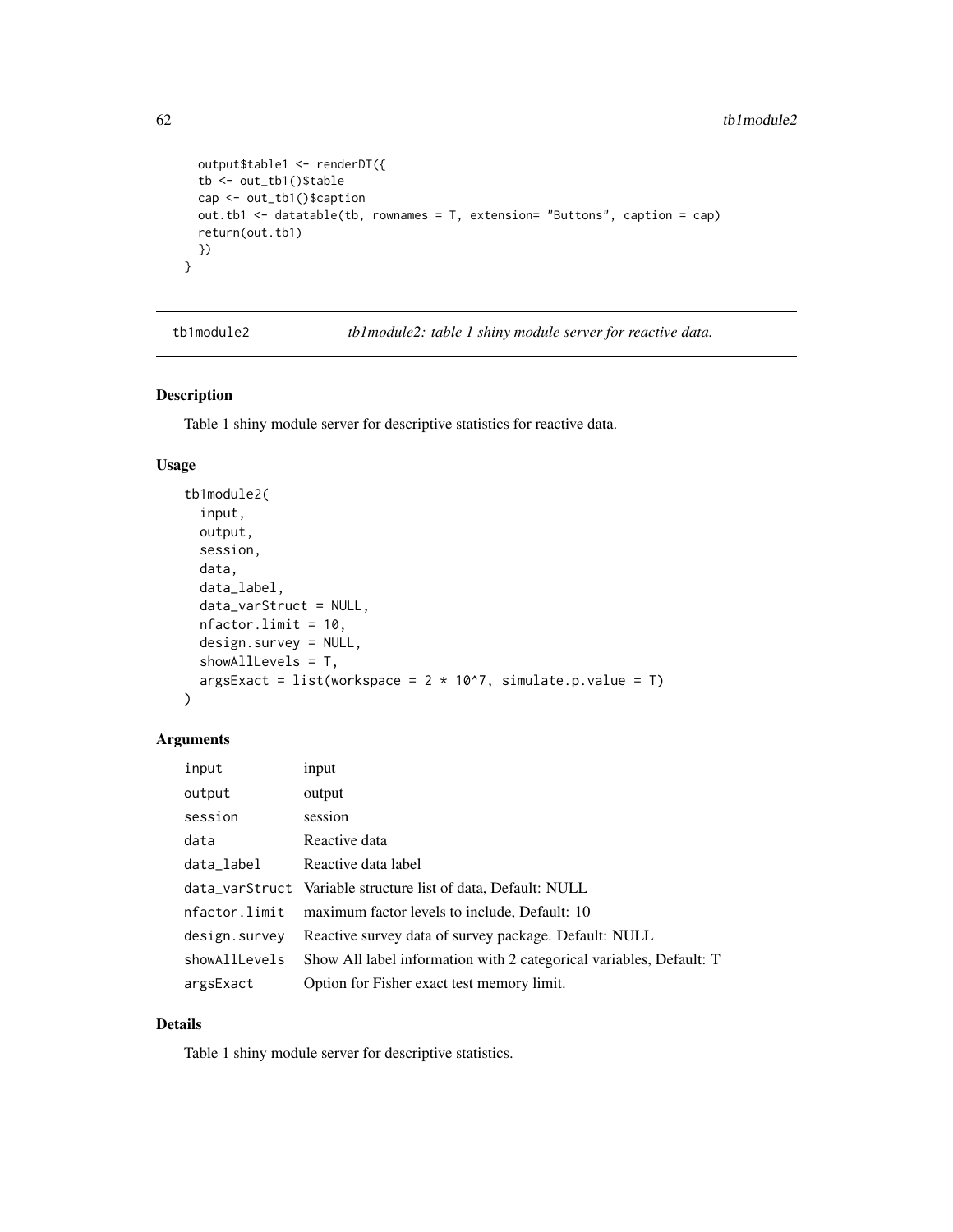```
  output$table1 <- renderDT({
  tb <- out_tb1()$table
  cap <- out_tb1()$caption
  out.tb1 <- datatable(tb, rownames = T, extension= "Buttons", caption = cap)
  return(out.tb1)
  })
}
```

## tb1module2 — *tb1module2: table 1 shiny module server for reactive data.*

### Description

Table 1 shiny module server for descriptive statistics for reactive data.

### Usage

```
tb1module2(
  input,
  output,
  session,
  data,
  data_label,
  data_varStruct = NULL,
  nfactor.limit = 10,
  design.survey = NULL,
  showAllLevels = T,
  argsExact = list(workspace = 2 * 10^7, simulate.p.value = T)
)
```

### Arguments

| | |
|---|---|
| input | input |
| output | output |
| session | session |
| data | Reactive data |
| data_label | Reactive data label |
| data_varStruct | Variable structure list of data, Default: NULL |
| nfactor.limit | maximum factor levels to include, Default: 10 |
| design.survey | Reactive survey data of survey package. Default: NULL |
| showAllLevels | Show All label information with 2 categorical variables, Default: T |
| argsExact | Option for Fisher exact test memory limit. |

### Details

Table 1 shiny module server for descriptive statistics.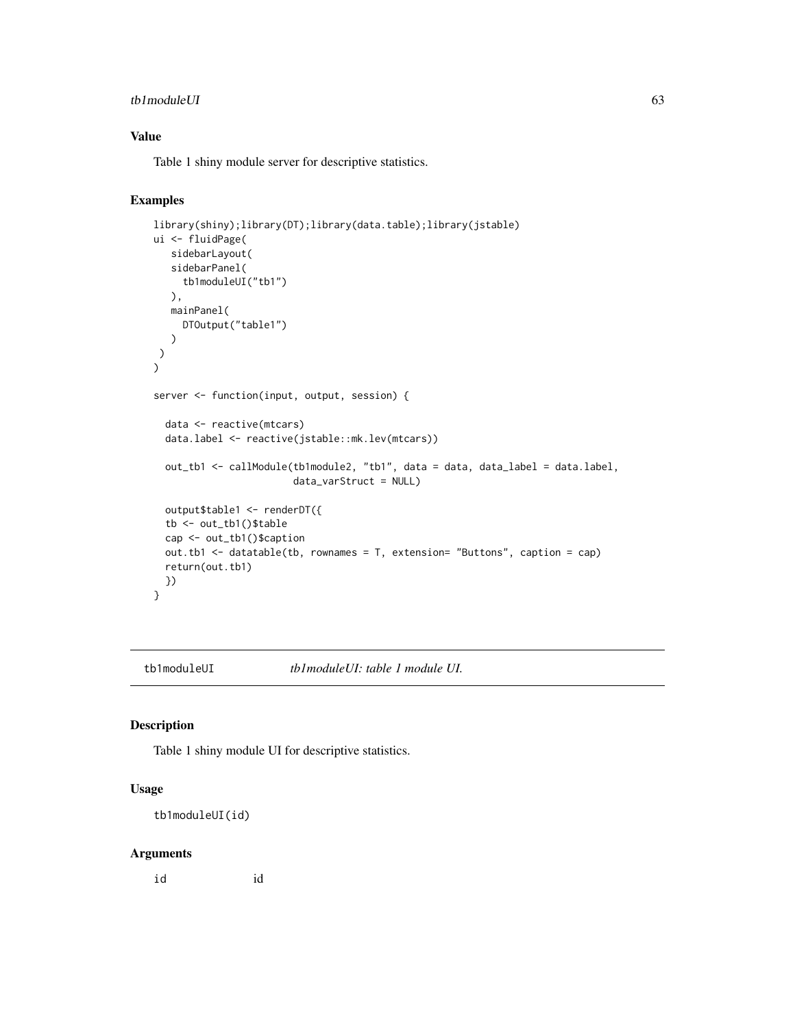## Value

Table 1 shiny module server for descriptive statistics.

## Examples

```
library(shiny);library(DT);library(data.table);library(jstable)
ui <- fluidPage(
   sidebarLayout(
   sidebarPanel(
     tb1moduleUI("tb1")
   ),
   mainPanel(
     DTOutput("table1")
   )
 )
)

server <- function(input, output, session) {

  data <- reactive(mtcars)
  data.label <- reactive(jstable::mk.lev(mtcars))

  out_tb1 <- callModule(tb1module2, "tb1", data = data, data_label = data.label,
                        data_varStruct = NULL)

  output$table1 <- renderDT({
  tb <- out_tb1()$table
  cap <- out_tb1()$caption
  out.tb1 <- datatable(tb, rownames = T, extension= "Buttons", caption = cap)
  return(out.tb1)
  })
}
```

---

# tb1moduleUI *tb1moduleUI: table 1 module UI.*

---

## Description

Table 1 shiny module UI for descriptive statistics.

## Usage

```
tb1moduleUI(id)
```

## Arguments

| | |
|---|---|
| id | id |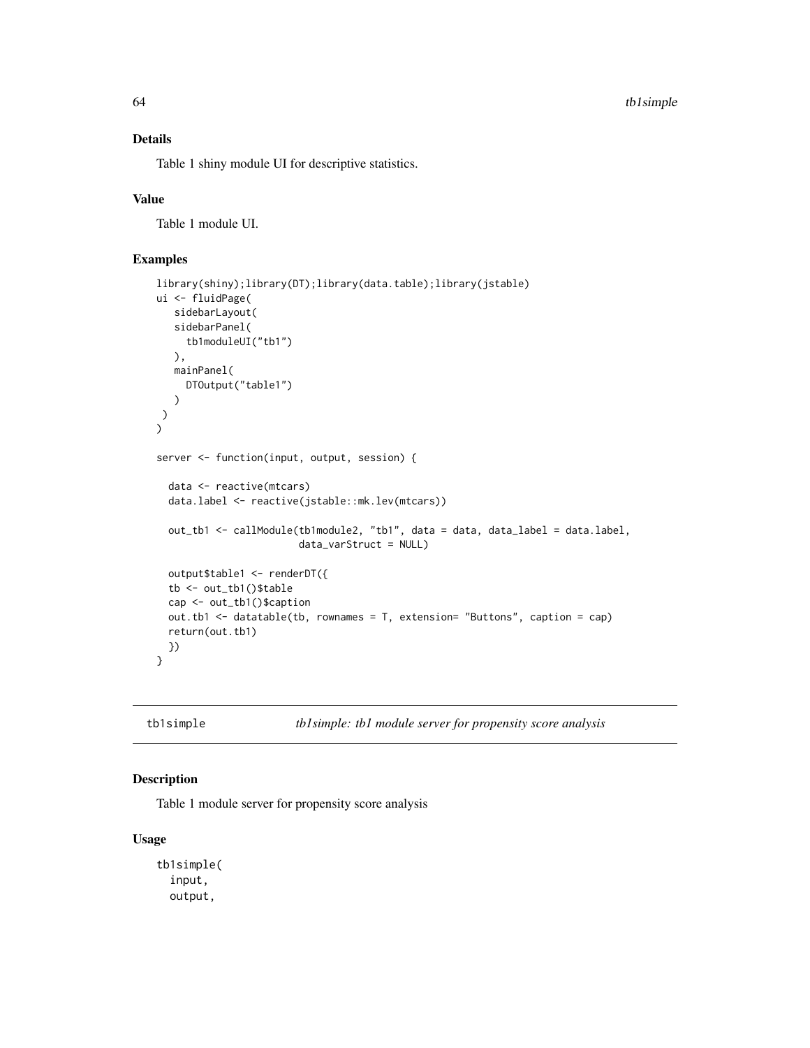## Details

Table 1 shiny module UI for descriptive statistics.

## Value

Table 1 module UI.

## Examples

```
library(shiny);library(DT);library(data.table);library(jstable)
ui <- fluidPage(
   sidebarLayout(
   sidebarPanel(
     tb1moduleUI("tb1")
   ),
   mainPanel(
     DTOutput("table1")
   )
 )
)

server <- function(input, output, session) {

  data <- reactive(mtcars)
  data.label <- reactive(jstable::mk.lev(mtcars))

  out_tb1 <- callModule(tb1module2, "tb1", data = data, data_label = data.label,
                        data_varStruct = NULL)

  output$table1 <- renderDT({
  tb <- out_tb1()$table
  cap <- out_tb1()$caption
  out.tb1 <- datatable(tb, rownames = T, extension= "Buttons", caption = cap)
  return(out.tb1)
  })
}
```

---

# tb1simple    *tb1simple: tb1 module server for propensity score analysis*

## Description

Table 1 module server for propensity score analysis

## Usage

```
tb1simple(
  input,
  output,
```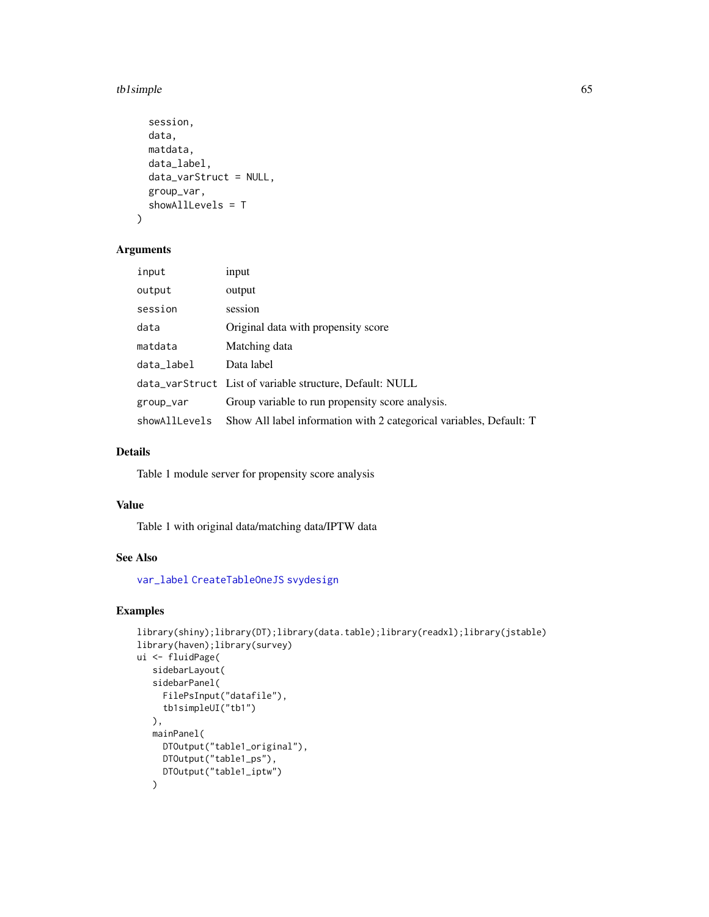```
  session,
  data,
  matdata,
  data_label,
  data_varStruct = NULL,
  group_var,
  showAllLevels = T
)
```

## Arguments

| | |
|---|---|
| input | input |
| output | output |
| session | session |
| data | Original data with propensity score |
| matdata | Matching data |
| data_label | Data label |
| data_varStruct | List of variable structure, Default: NULL |
| group_var | Group variable to run propensity score analysis. |
| showAllLevels | Show All label information with 2 categorical variables, Default: T |

## Details

Table 1 module server for propensity score analysis

## Value

Table 1 with original data/matching data/IPTW data

## See Also

var_label CreateTableOneJS svydesign

## Examples

```
library(shiny);library(DT);library(data.table);library(readxl);library(jstable)
library(haven);library(survey)
ui <- fluidPage(
   sidebarLayout(
   sidebarPanel(
     FilePsInput("datafile"),
     tb1simpleUI("tb1")
   ),
   mainPanel(
     DTOutput("table1_original"),
     DTOutput("table1_ps"),
     DTOutput("table1_iptw")
   )
```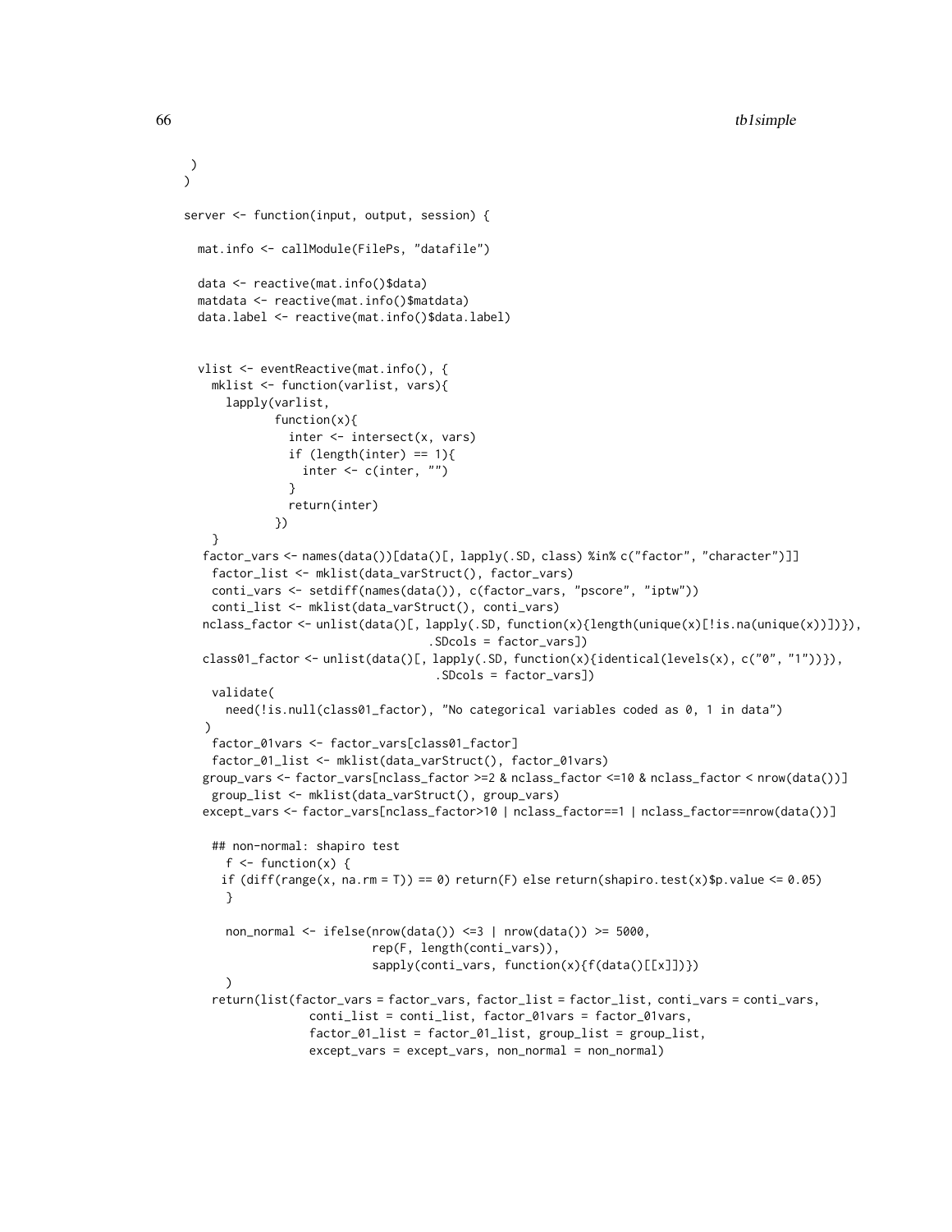```
  )
)

server <- function(input, output, session) {

  mat.info <- callModule(FilePs, "datafile")

  data <- reactive(mat.info()$data)
  matdata <- reactive(mat.info()$matdata)
  data.label <- reactive(mat.info()$data.label)


  vlist <- eventReactive(mat.info(), {
    mklist <- function(varlist, vars){
      lapply(varlist,
             function(x){
               inter <- intersect(x, vars)
               if (length(inter) == 1){
                 inter <- c(inter, "")
               }
               return(inter)
             })
    }
   factor_vars <- names(data())[data()[, lapply(.SD, class) %in% c("factor", "character")]]
    factor_list <- mklist(data_varStruct(), factor_vars)
    conti_vars <- setdiff(names(data()), c(factor_vars, "pscore", "iptw"))
    conti_list <- mklist(data_varStruct(), conti_vars)
   nclass_factor <- unlist(data()[, lapply(.SD, function(x){length(unique(x)[!is.na(unique(x))])}),
                                  .SDcols = factor_vars])
   class01_factor <- unlist(data()[, lapply(.SD, function(x){identical(levels(x), c("0", "1"))}),
                                    .SDcols = factor_vars])
    validate(
      need(!is.null(class01_factor), "No categorical variables coded as 0, 1 in data")
   )
    factor_01vars <- factor_vars[class01_factor]
    factor_01_list <- mklist(data_varStruct(), factor_01vars)
   group_vars <- factor_vars[nclass_factor >=2 & nclass_factor <=10 & nclass_factor < nrow(data())]
    group_list <- mklist(data_varStruct(), group_vars)
   except_vars <- factor_vars[nclass_factor>10 | nclass_factor==1 | nclass_factor==nrow(data())]

    ## non-normal: shapiro test
      f <- function(x) {
     if (diff(range(x, na.rm = T)) == 0) return(F) else return(shapiro.test(x)$p.value <= 0.05)
      }

      non_normal <- ifelse(nrow(data()) <=3 | nrow(data()) >= 5000,
                           rep(F, length(conti_vars)),
                           sapply(conti_vars, function(x){f(data()[[x]])})
      )
    return(list(factor_vars = factor_vars, factor_list = factor_list, conti_vars = conti_vars,
                conti_list = conti_list, factor_01vars = factor_01vars,
                factor_01_list = factor_01_list, group_list = group_list,
                except_vars = except_vars, non_normal = non_normal)
```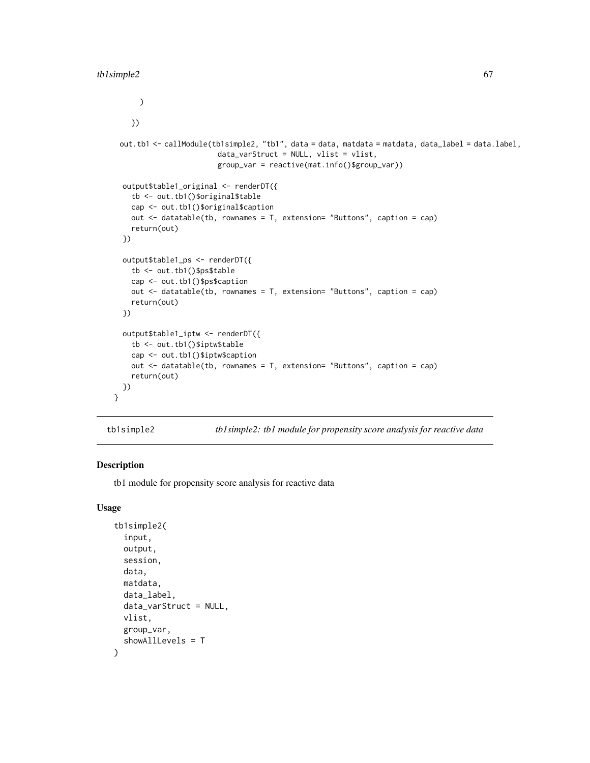```
      )

    })

  out.tb1 <- callModule(tb1simple2, "tb1", data = data, matdata = matdata, data_label = data.label,
                        data_varStruct = NULL, vlist = vlist,
                        group_var = reactive(mat.info()$group_var))

   output$table1_original <- renderDT({
     tb <- out.tb1()$original$table
     cap <- out.tb1()$original$caption
     out <- datatable(tb, rownames = T, extension= "Buttons", caption = cap)
     return(out)
   })

   output$table1_ps <- renderDT({
     tb <- out.tb1()$ps$table
     cap <- out.tb1()$ps$caption
     out <- datatable(tb, rownames = T, extension= "Buttons", caption = cap)
     return(out)
   })

   output$table1_iptw <- renderDT({
     tb <- out.tb1()$iptw$table
     cap <- out.tb1()$iptw$caption
     out <- datatable(tb, rownames = T, extension= "Buttons", caption = cap)
     return(out)
   })
}
```

## tb1simple2 — *tb1simple2: tb1 module for propensity score analysis for reactive data*

### Description

tb1 module for propensity score analysis for reactive data

### Usage

```
tb1simple2(
  input,
  output,
  session,
  data,
  matdata,
  data_label,
  data_varStruct = NULL,
  vlist,
  group_var,
  showAllLevels = T
)
```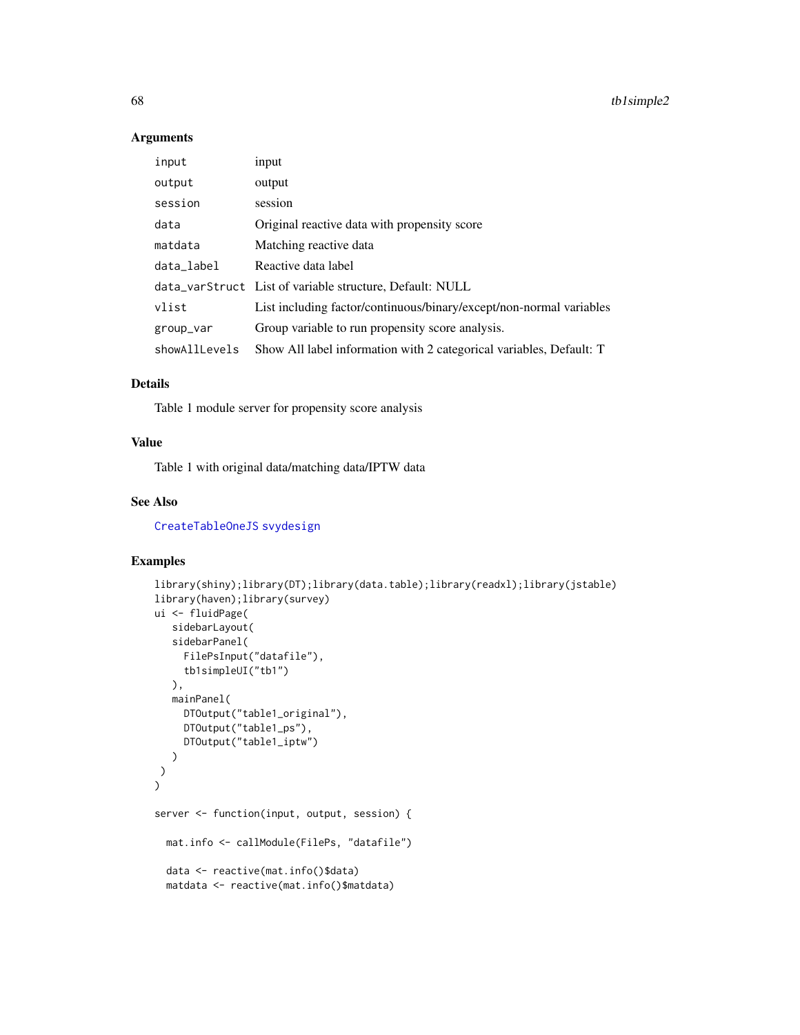## Arguments

| | |
|---|---|
| input | input |
| output | output |
| session | session |
| data | Original reactive data with propensity score |
| matdata | Matching reactive data |
| data_label | Reactive data label |
| data_varStruct | List of variable structure, Default: NULL |
| vlist | List including factor/continuous/binary/except/non-normal variables |
| group_var | Group variable to run propensity score analysis. |
| showAllLevels | Show All label information with 2 categorical variables, Default: T |

## Details

Table 1 module server for propensity score analysis

## Value

Table 1 with original data/matching data/IPTW data

## See Also

CreateTableOneJS svydesign

## Examples

```
library(shiny);library(DT);library(data.table);library(readxl);library(jstable)
library(haven);library(survey)
ui <- fluidPage(
   sidebarLayout(
   sidebarPanel(
     FilePsInput("datafile"),
     tb1simpleUI("tb1")
   ),
   mainPanel(
     DTOutput("table1_original"),
     DTOutput("table1_ps"),
     DTOutput("table1_iptw")
   )
 )
)

server <- function(input, output, session) {

  mat.info <- callModule(FilePs, "datafile")

  data <- reactive(mat.info()$data)
  matdata <- reactive(mat.info()$matdata)
```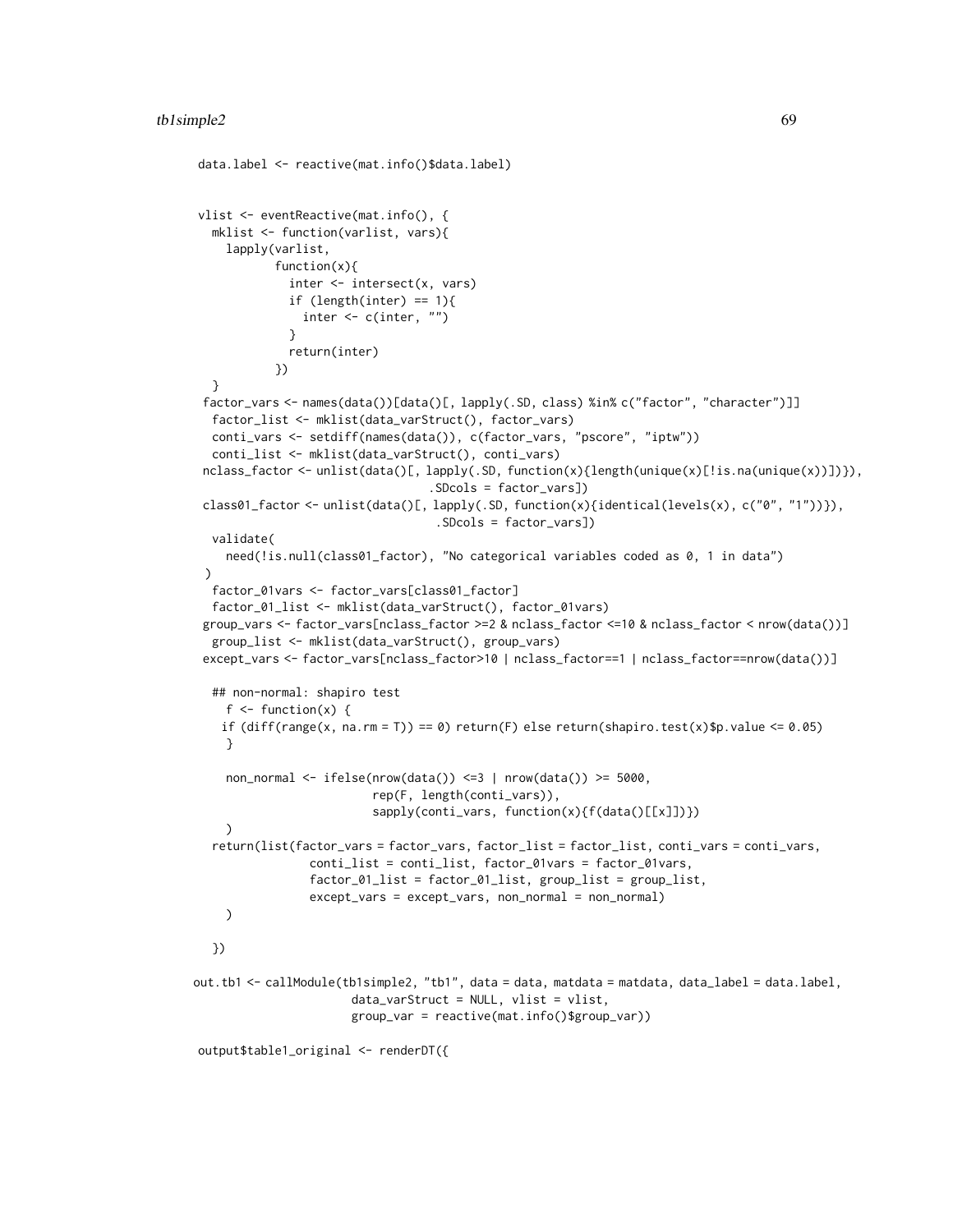```
data.label <- reactive(mat.info()$data.label)


vlist <- eventReactive(mat.info(), {
  mklist <- function(varlist, vars){
    lapply(varlist,
           function(x){
             inter <- intersect(x, vars)
             if (length(inter) == 1){
               inter <- c(inter, "")
             }
             return(inter)
           })
  }
 factor_vars <- names(data())[data()[, lapply(.SD, class) %in% c("factor", "character")]]
  factor_list <- mklist(data_varStruct(), factor_vars)
  conti_vars <- setdiff(names(data()), c(factor_vars, "pscore", "iptw"))
  conti_list <- mklist(data_varStruct(), conti_vars)
 nclass_factor <- unlist(data()[, lapply(.SD, function(x){length(unique(x)[!is.na(unique(x))])}),
                                 .SDcols = factor_vars])
 class01_factor <- unlist(data()[, lapply(.SD, function(x){identical(levels(x), c("0", "1"))}),
                                  .SDcols = factor_vars])
  validate(
    need(!is.null(class01_factor), "No categorical variables coded as 0, 1 in data")
 )
  factor_01vars <- factor_vars[class01_factor]
  factor_01_list <- mklist(data_varStruct(), factor_01vars)
 group_vars <- factor_vars[nclass_factor >=2 & nclass_factor <=10 & nclass_factor < nrow(data())]
  group_list <- mklist(data_varStruct(), group_vars)
 except_vars <- factor_vars[nclass_factor>10 | nclass_factor==1 | nclass_factor==nrow(data())]

  ## non-normal: shapiro test
    f <- function(x) {
   if (diff(range(x, na.rm = T)) == 0) return(F) else return(shapiro.test(x)$p.value <= 0.05)
    }

    non_normal <- ifelse(nrow(data()) <=3 | nrow(data()) >= 5000,
                         rep(F, length(conti_vars)),
                         sapply(conti_vars, function(x){f(data()[[x]])})
    )
  return(list(factor_vars = factor_vars, factor_list = factor_list, conti_vars = conti_vars,
              conti_list = conti_list, factor_01vars = factor_01vars,
              factor_01_list = factor_01_list, group_list = group_list,
              except_vars = except_vars, non_normal = non_normal)
    )

  })

out.tb1 <- callModule(tb1simple2, "tb1", data = data, matdata = matdata, data_label = data.label,
                      data_varStruct = NULL, vlist = vlist,
                      group_var = reactive(mat.info()$group_var))

output$table1_original <- renderDT({
```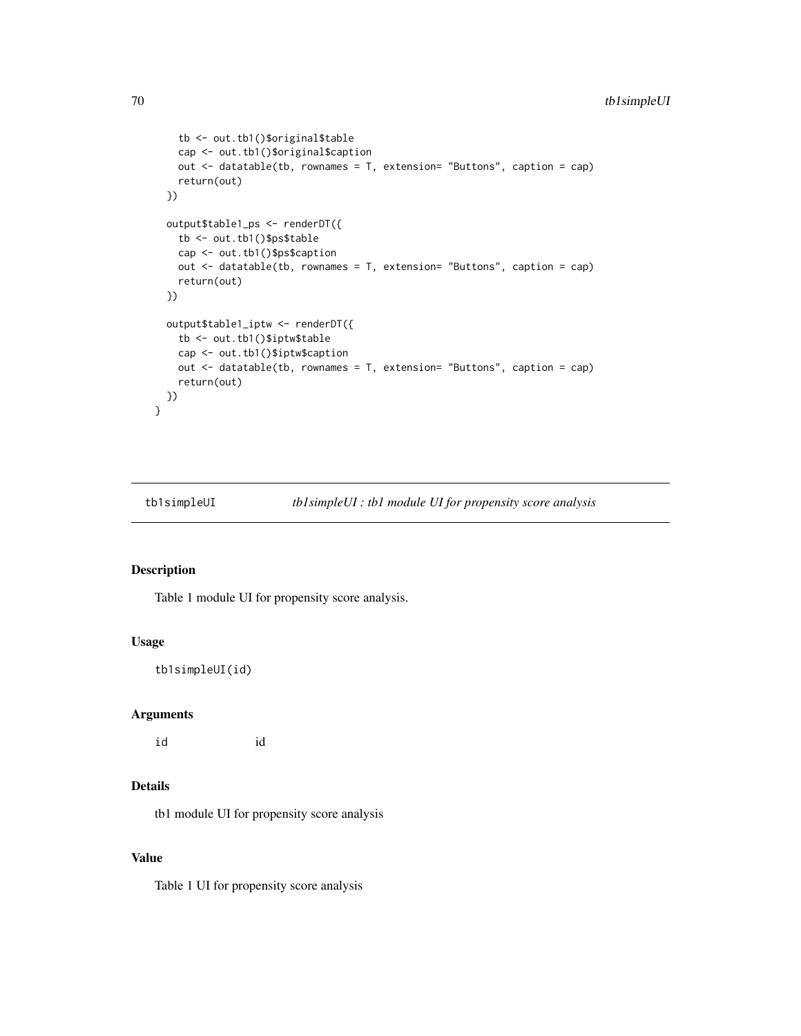```
    tb <- out.tb1()$original$table
    cap <- out.tb1()$original$caption
    out <- datatable(tb, rownames = T, extension= "Buttons", caption = cap)
    return(out)
  })

  output$table1_ps <- renderDT({
    tb <- out.tb1()$ps$table
    cap <- out.tb1()$ps$caption
    out <- datatable(tb, rownames = T, extension= "Buttons", caption = cap)
    return(out)
  })

  output$table1_iptw <- renderDT({
    tb <- out.tb1()$iptw$table
    cap <- out.tb1()$iptw$caption
    out <- datatable(tb, rownames = T, extension= "Buttons", caption = cap)
    return(out)
  })
}
```

## tb1simpleUI *tb1simpleUI : tb1 module UI for propensity score analysis*

### Description

Table 1 module UI for propensity score analysis.

### Usage

```
tb1simpleUI(id)
```

### Arguments

| | |
|---|---|
| id | id |

### Details

tb1 module UI for propensity score analysis

### Value

Table 1 UI for propensity score analysis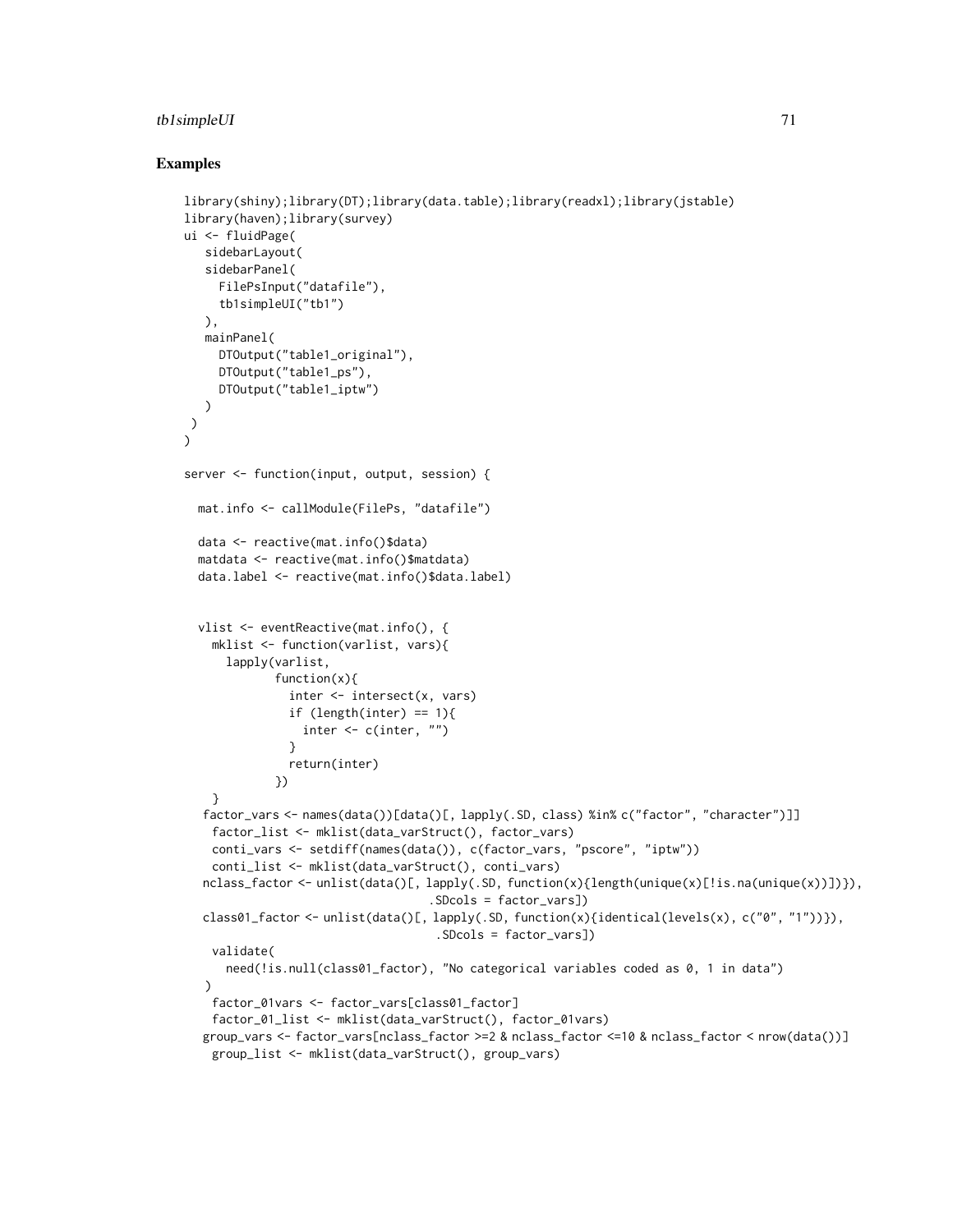## Examples

```
library(shiny);library(DT);library(data.table);library(readxl);library(jstable)
library(haven);library(survey)
ui <- fluidPage(
   sidebarLayout(
   sidebarPanel(
     FilePsInput("datafile"),
     tb1simpleUI("tb1")
   ),
   mainPanel(
     DTOutput("table1_original"),
     DTOutput("table1_ps"),
     DTOutput("table1_iptw")
   )
 )
)

server <- function(input, output, session) {

  mat.info <- callModule(FilePs, "datafile")

  data <- reactive(mat.info()$data)
  matdata <- reactive(mat.info()$matdata)
  data.label <- reactive(mat.info()$data.label)


  vlist <- eventReactive(mat.info(), {
    mklist <- function(varlist, vars){
      lapply(varlist,
             function(x){
               inter <- intersect(x, vars)
               if (length(inter) == 1){
                 inter <- c(inter, "")
               }
               return(inter)
             })
    }
   factor_vars <- names(data())[data()[, lapply(.SD, class) %in% c("factor", "character")]]
    factor_list <- mklist(data_varStruct(), factor_vars)
    conti_vars <- setdiff(names(data()), c(factor_vars, "pscore", "iptw"))
    conti_list <- mklist(data_varStruct(), conti_vars)
   nclass_factor <- unlist(data()[, lapply(.SD, function(x){length(unique(x)[!is.na(unique(x))])}),
                                  .SDcols = factor_vars])
   class01_factor <- unlist(data()[, lapply(.SD, function(x){identical(levels(x), c("0", "1"))}),
                                   .SDcols = factor_vars])
    validate(
      need(!is.null(class01_factor), "No categorical variables coded as 0, 1 in data")
   )
    factor_01vars <- factor_vars[class01_factor]
    factor_01_list <- mklist(data_varStruct(), factor_01vars)
   group_vars <- factor_vars[nclass_factor >=2 & nclass_factor <=10 & nclass_factor < nrow(data())]
    group_list <- mklist(data_varStruct(), group_vars)
```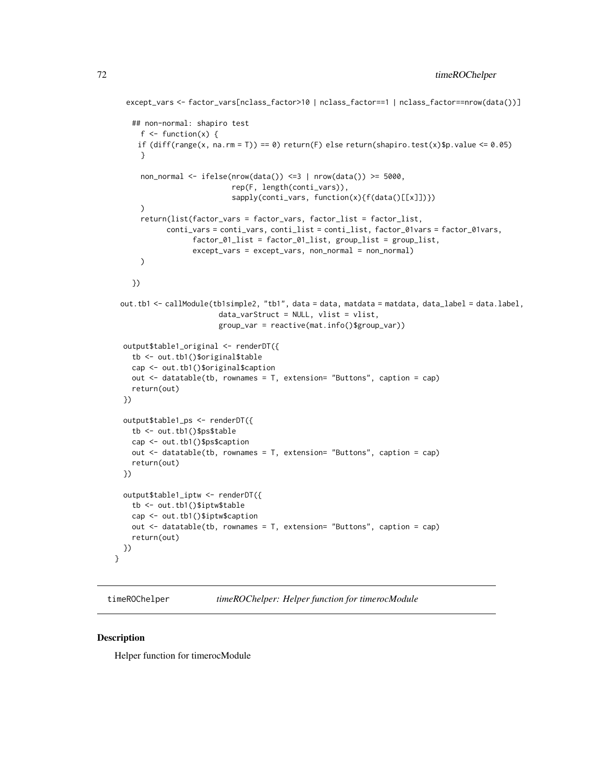```
except_vars <- factor_vars[nclass_factor>10 | nclass_factor==1 | nclass_factor==nrow(data())]

    ## non-normal: shapiro test
      f <- function(x) {
     if (diff(range(x, na.rm = T)) == 0) return(F) else return(shapiro.test(x)$p.value <= 0.05)
      }

      non_normal <- ifelse(nrow(data()) <=3 | nrow(data()) >= 5000,
                           rep(F, length(conti_vars)),
                           sapply(conti_vars, function(x){f(data()[[x]])})
      )
      return(list(factor_vars = factor_vars, factor_list = factor_list,
            conti_vars = conti_vars, conti_list = conti_list, factor_01vars = factor_01vars,
                  factor_01_list = factor_01_list, group_list = group_list,
                  except_vars = except_vars, non_normal = non_normal)
      )

    })

  out.tb1 <- callModule(tb1simple2, "tb1", data = data, matdata = matdata, data_label = data.label,
                        data_varStruct = NULL, vlist = vlist,
                        group_var = reactive(mat.info()$group_var))

   output$table1_original <- renderDT({
     tb <- out.tb1()$original$table
     cap <- out.tb1()$original$caption
     out <- datatable(tb, rownames = T, extension= "Buttons", caption = cap)
     return(out)
   })

   output$table1_ps <- renderDT({
     tb <- out.tb1()$ps$table
     cap <- out.tb1()$ps$caption
     out <- datatable(tb, rownames = T, extension= "Buttons", caption = cap)
     return(out)
   })

   output$table1_iptw <- renderDT({
     tb <- out.tb1()$iptw$table
     cap <- out.tb1()$iptw$caption
     out <- datatable(tb, rownames = T, extension= "Buttons", caption = cap)
     return(out)
   })
}
```

---

`timeROChelper` *timeROChelper: Helper function for timerocModule*

---

## Description

Helper function for timerocModule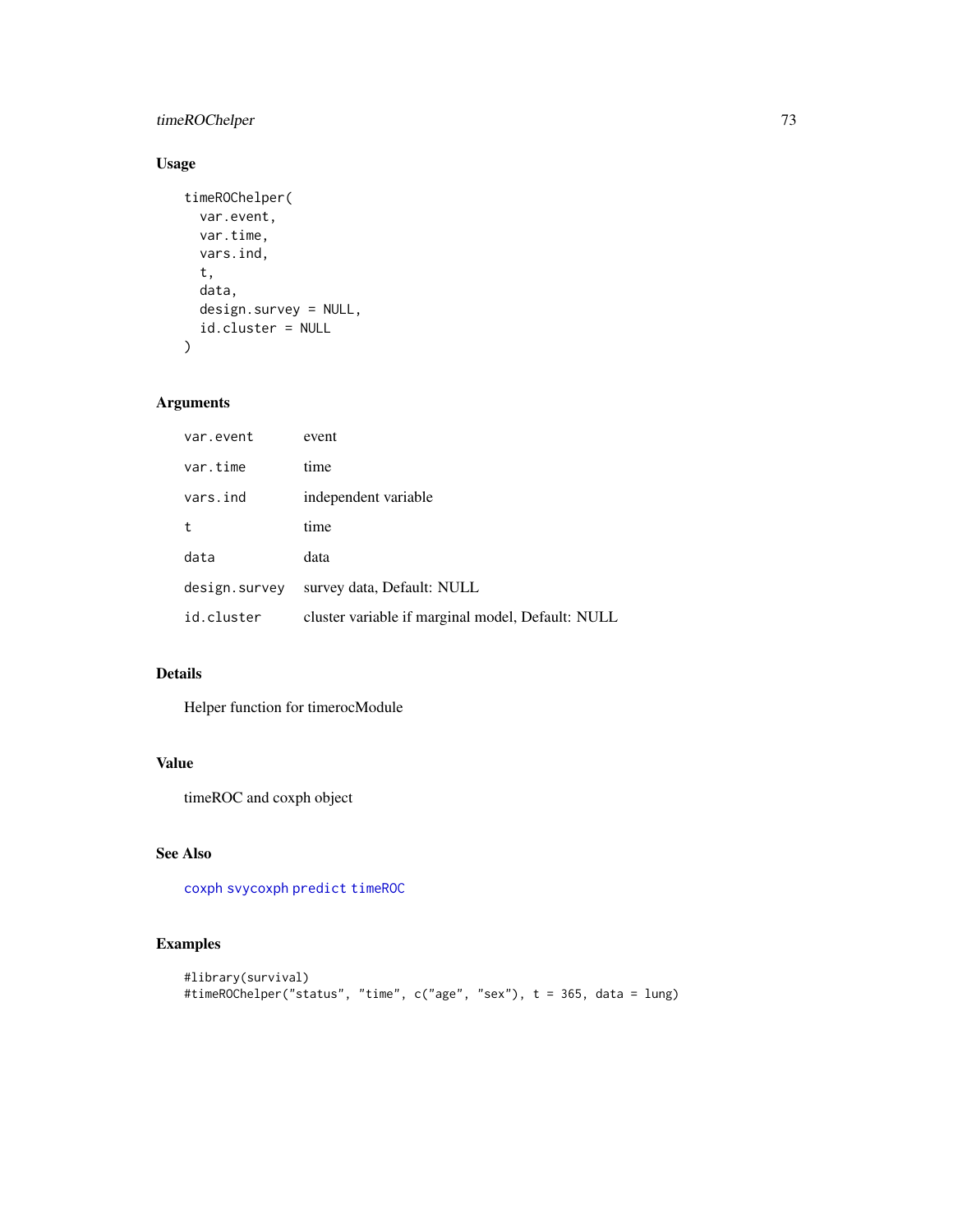## Usage

```
timeROChelper(
  var.event,
  var.time,
  vars.ind,
  t,
  data,
  design.survey = NULL,
  id.cluster = NULL
)
```

## Arguments

| | |
|---|---|
| var.event | event |
| var.time | time |
| vars.ind | independent variable |
| t | time |
| data | data |
| design.survey | survey data, Default: NULL |
| id.cluster | cluster variable if marginal model, Default: NULL |

## Details

Helper function for timerocModule

## Value

timeROC and coxph object

## See Also

coxph svycoxph predict timeROC

## Examples

```
#library(survival)
#timeROChelper("status", "time", c("age", "sex"), t = 365, data = lung)
```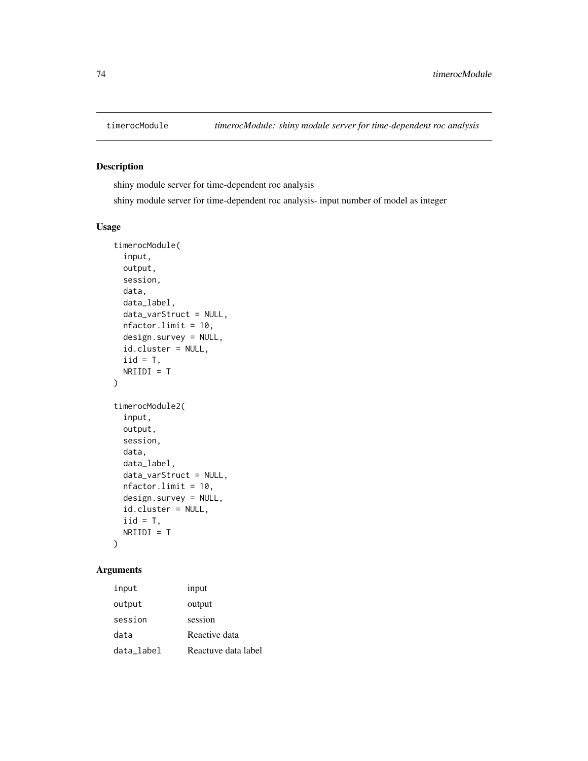## timerocModule — *timerocModule: shiny module server for time-dependent roc analysis*

### Description

shiny module server for time-dependent roc analysis

shiny module server for time-dependent roc analysis- input number of model as integer

### Usage

```
timerocModule(
  input,
  output,
  session,
  data,
  data_label,
  data_varStruct = NULL,
  nfactor.limit = 10,
  design.survey = NULL,
  id.cluster = NULL,
  iid = T,
  NRIIDI = T
)

timerocModule2(
  input,
  output,
  session,
  data,
  data_label,
  data_varStruct = NULL,
  nfactor.limit = 10,
  design.survey = NULL,
  id.cluster = NULL,
  iid = T,
  NRIIDI = T
)
```

### Arguments

| | |
|---|---|
| input | input |
| output | output |
| session | session |
| data | Reactive data |
| data_label | Reactuve data label |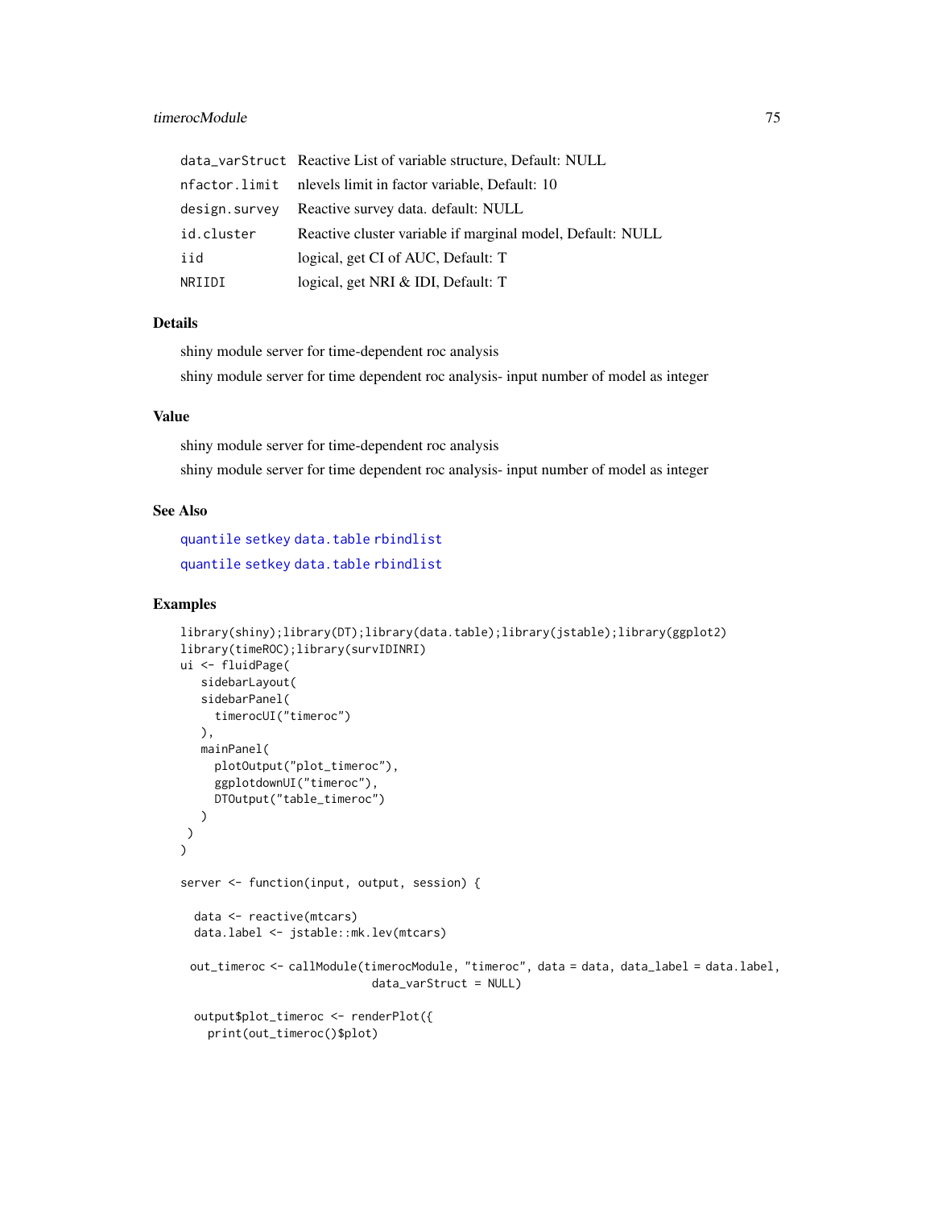| | |
|---|---|
| data_varStruct | Reactive List of variable structure, Default: NULL |
| nfactor.limit | nlevels limit in factor variable, Default: 10 |
| design.survey | Reactive survey data. default: NULL |
| id.cluster | Reactive cluster variable if marginal model, Default: NULL |
| iid | logical, get CI of AUC, Default: T |
| NRIIDI | logical, get NRI & IDI, Default: T |

## Details

shiny module server for time-dependent roc analysis

shiny module server for time dependent roc analysis- input number of model as integer

## Value

shiny module server for time-dependent roc analysis

shiny module server for time dependent roc analysis- input number of model as integer

## See Also

quantile setkey data.table rbindlist

quantile setkey data.table rbindlist

## Examples

```
library(shiny);library(DT);library(data.table);library(jstable);library(ggplot2)
library(timeROC);library(survIDINRI)
ui <- fluidPage(
   sidebarLayout(
   sidebarPanel(
     timerocUI("timeroc")
   ),
   mainPanel(
     plotOutput("plot_timeroc"),
     ggplotdownUI("timeroc"),
     DTOutput("table_timeroc")
   )
 )
)

server <- function(input, output, session) {

  data <- reactive(mtcars)
  data.label <- jstable::mk.lev(mtcars)

 out_timeroc <- callModule(timerocModule, "timeroc", data = data, data_label = data.label,
                           data_varStruct = NULL)

  output$plot_timeroc <- renderPlot({
    print(out_timeroc()$plot)
```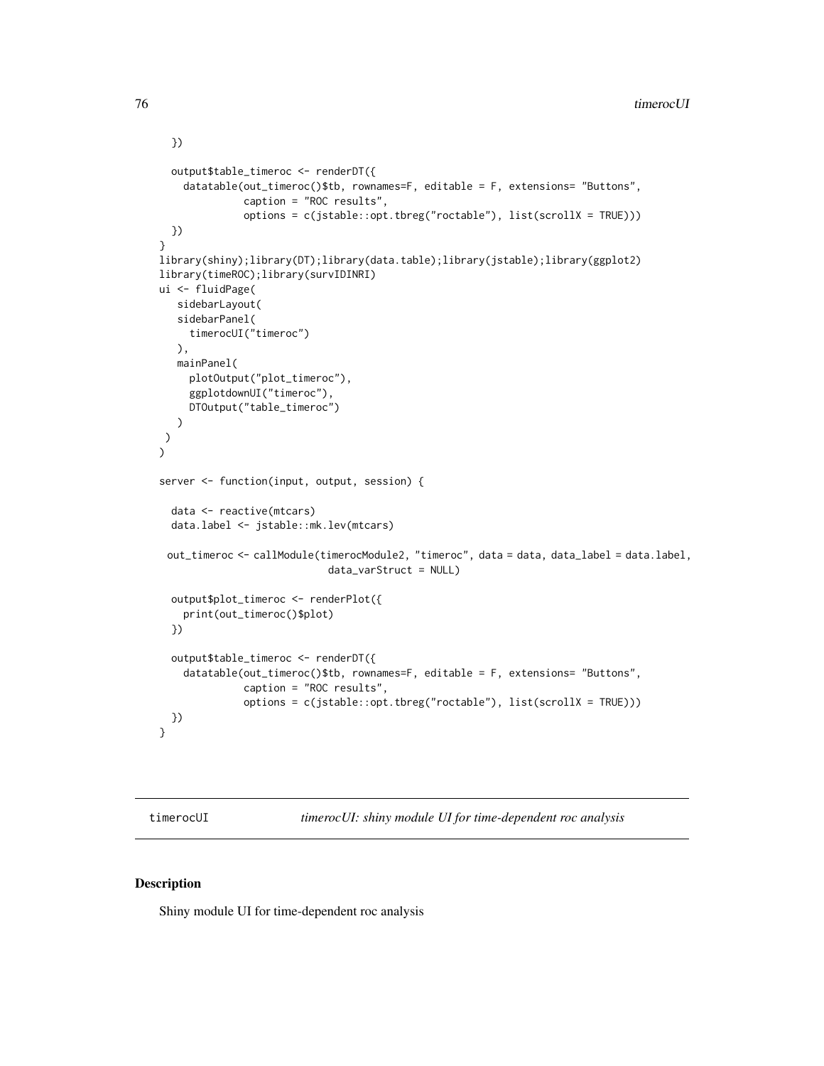```
  })

  output$table_timeroc <- renderDT({
    datatable(out_timeroc()$tb, rownames=F, editable = F, extensions= "Buttons",
              caption = "ROC results",
              options = c(jstable::opt.tbreg("roctable"), list(scrollX = TRUE)))
  })
}
library(shiny);library(DT);library(data.table);library(jstable);library(ggplot2)
library(timeROC);library(survIDINRI)
ui <- fluidPage(
   sidebarLayout(
   sidebarPanel(
     timerocUI("timeroc")
   ),
   mainPanel(
     plotOutput("plot_timeroc"),
     ggplotdownUI("timeroc"),
     DTOutput("table_timeroc")
   )
 )
)

server <- function(input, output, session) {

  data <- reactive(mtcars)
  data.label <- jstable::mk.lev(mtcars)

 out_timeroc <- callModule(timerocModule2, "timeroc", data = data, data_label = data.label,
                           data_varStruct = NULL)

  output$plot_timeroc <- renderPlot({
    print(out_timeroc()$plot)
  })

  output$table_timeroc <- renderDT({
    datatable(out_timeroc()$tb, rownames=F, editable = F, extensions= "Buttons",
              caption = "ROC results",
              options = c(jstable::opt.tbreg("roctable"), list(scrollX = TRUE)))
  })
}
```

---

## timerocUI *timerocUI: shiny module UI for time-dependent roc analysis*

### Description

Shiny module UI for time-dependent roc analysis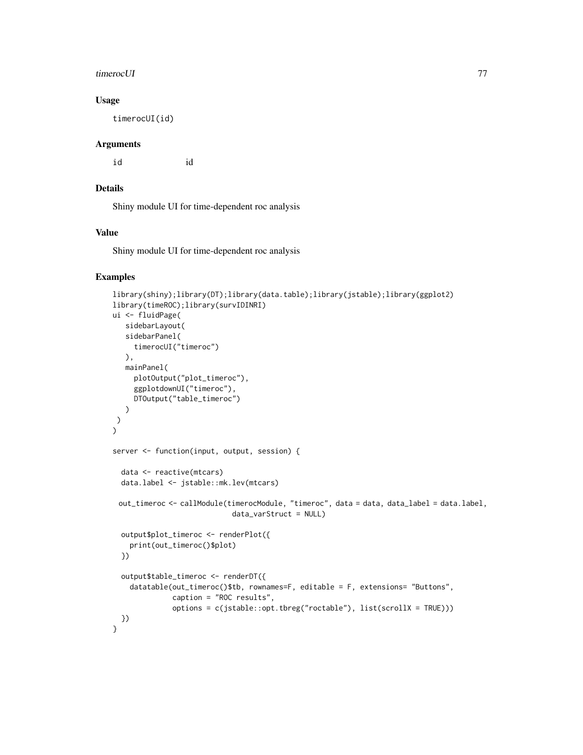## Usage

```
timerocUI(id)
```

## Arguments

id id

## Details

Shiny module UI for time-dependent roc analysis

## Value

Shiny module UI for time-dependent roc analysis

## Examples

```
library(shiny);library(DT);library(data.table);library(jstable);library(ggplot2)
library(timeROC);library(survIDINRI)
ui <- fluidPage(
   sidebarLayout(
   sidebarPanel(
     timerocUI("timeroc")
   ),
   mainPanel(
     plotOutput("plot_timeroc"),
     ggplotdownUI("timeroc"),
     DTOutput("table_timeroc")
   )
 )
)

server <- function(input, output, session) {

  data <- reactive(mtcars)
  data.label <- jstable::mk.lev(mtcars)

 out_timeroc <- callModule(timerocModule, "timeroc", data = data, data_label = data.label,
                           data_varStruct = NULL)

  output$plot_timeroc <- renderPlot({
    print(out_timeroc()$plot)
  })

  output$table_timeroc <- renderDT({
    datatable(out_timeroc()$tb, rownames=F, editable = F, extensions= "Buttons",
              caption = "ROC results",
              options = c(jstable::opt.tbreg("roctable"), list(scrollX = TRUE)))
  })
}
```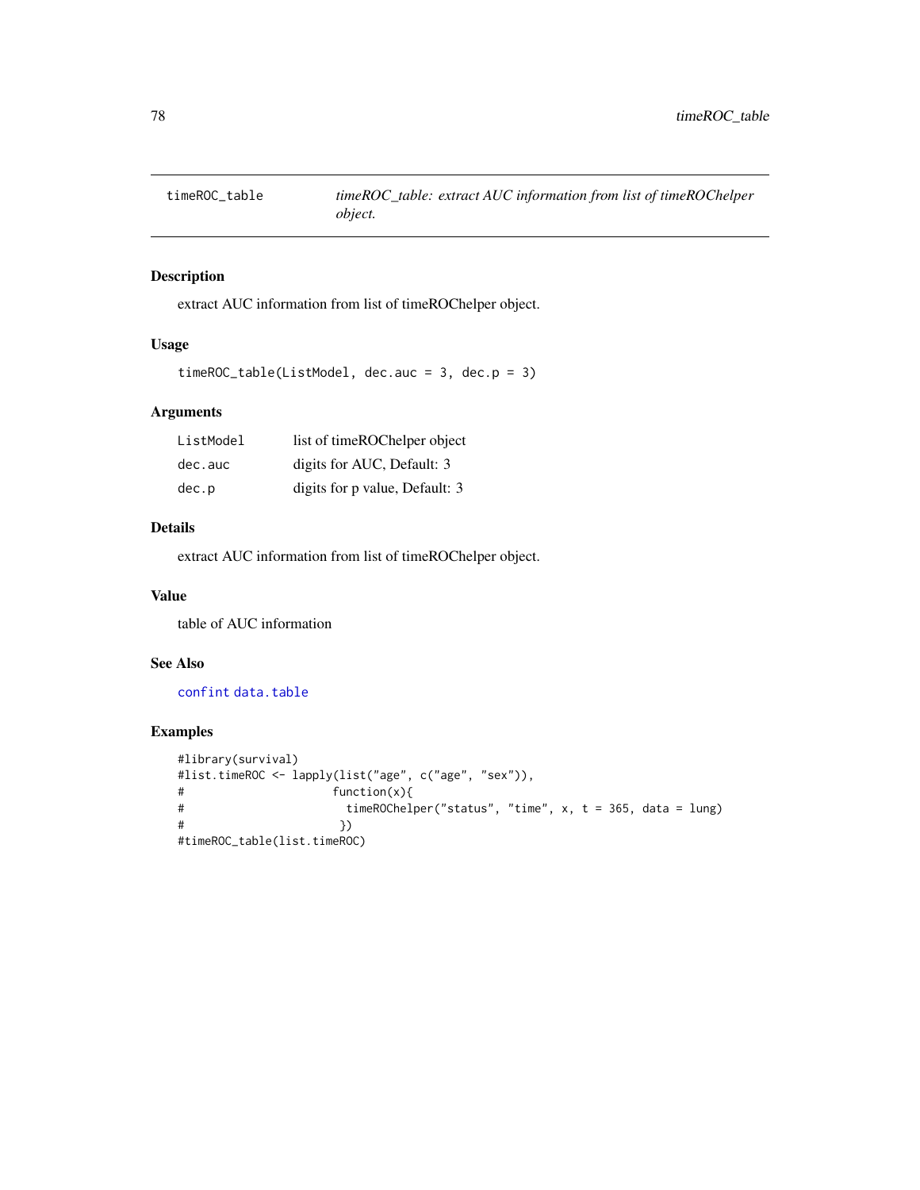## timeROC_table

*timeROC_table: extract AUC information from list of timeROChelper object.*

### Description

extract AUC information from list of timeROChelper object.

### Usage

```
timeROC_table(ListModel, dec.auc = 3, dec.p = 3)
```

### Arguments

| | |
|---|---|
| ListModel | list of timeROChelper object |
| dec.auc | digits for AUC, Default: 3 |
| dec.p | digits for p value, Default: 3 |

### Details

extract AUC information from list of timeROChelper object.

### Value

table of AUC information

### See Also

confint data.table

### Examples

```
#library(survival)
#list.timeROC <- lapply(list("age", c("age", "sex")),
#                      function(x){
#                        timeROChelper("status", "time", x, t = 365, data = lung)
#                       })
#timeROC_table(list.timeROC)
```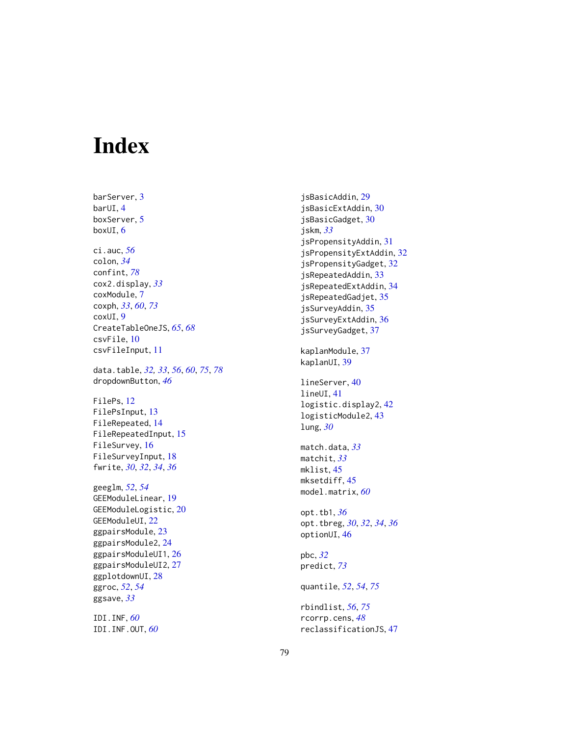# Index

barServer, 3
barUI, 4
boxServer, 5
boxUI, 6

ci.auc, *56*
colon, *34*
confint, *78*
cox2.display, *33*
coxModule, 7
coxph, *33*, *60*, *73*
coxUI, 9
CreateTableOneJS, *65*, *68*
csvFile, 10
csvFileInput, 11

data.table, *32, 33*, *56*, *60*, *75*, *78*
dropdownButton, *46*

FilePs, 12
FilePsInput, 13
FileRepeated, 14
FileRepeatedInput, 15
FileSurvey, 16
FileSurveyInput, 18
fwrite, *30*, *32*, *34*, *36*

geeglm, *52*, *54*
GEEModuleLinear, 19
GEEModuleLogistic, 20
GEEModuleUI, 22
ggpairsModule, 23
ggpairsModule2, 24
ggpairsModuleUI1, 26
ggpairsModuleUI2, 27
ggplotdownUI, 28
ggroc, *52*, *54*
ggsave, *33*

IDI.INF, *60*
IDI.INF.OUT, *60*

jsBasicAddin, 29
jsBasicExtAddin, 30
jsBasicGadget, 30
jskm, *33*
jsPropensityAddin, 31
jsPropensityExtAddin, 32
jsPropensityGadget, 32
jsRepeatedAddin, 33
jsRepeatedExtAddin, 34
jsRepeatedGadjet, 35
jsSurveyAddin, 35
jsSurveyExtAddin, 36
jsSurveyGadget, 37

kaplanModule, 37
kaplanUI, 39

lineServer, 40
lineUI, 41
logistic.display2, 42
logisticModule2, 43
lung, *30*

match.data, *33*
matchit, *33*
mklist, 45
mksetdiff, 45
model.matrix, *60*

opt.tb1, *36*
opt.tbreg, *30*, *32*, *34*, *36*
optionUI, 46

pbc, *32*
predict, *73*

quantile, *52*, *54*, *75*

rbindlist, *56*, *75*
rcorrp.cens, *48*
reclassificationJS, 47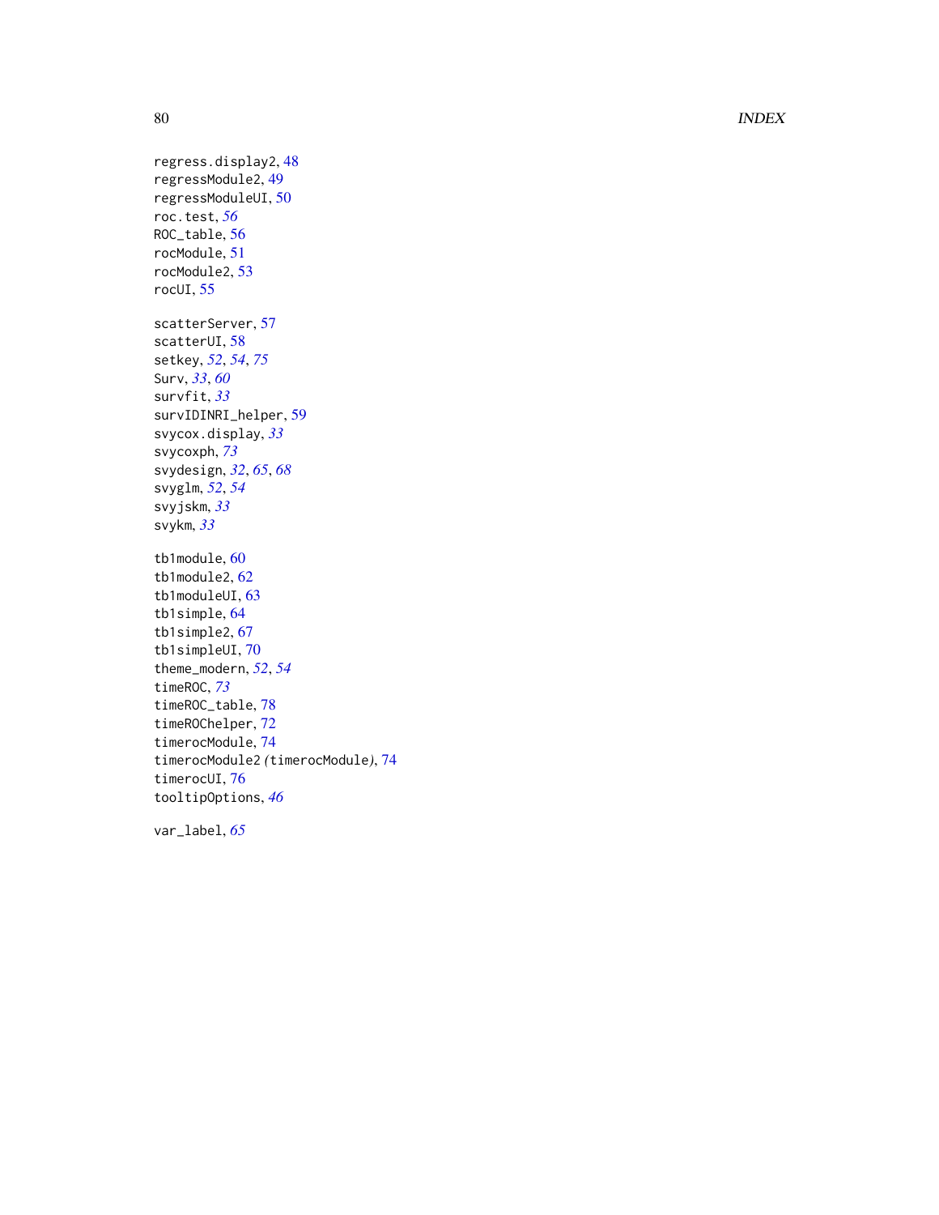regress.display2, 48
regressModule2, 49
regressModuleUI, 50
roc.test, *56*
ROC_table, 56
rocModule, 51
rocModule2, 53
rocUI, 55

scatterServer, 57
scatterUI, 58
setkey, *52*, *54*, *75*
Surv, *33*, *60*
survfit, *33*
survIDINRI_helper, 59
svycox.display, *33*
svycoxph, *73*
svydesign, *32*, *65*, *68*
svyglm, *52*, *54*
svyjskm, *33*
svykm, *33*

tb1module, 60
tb1module2, 62
tb1moduleUI, 63
tb1simple, 64
tb1simple2, 67
tb1simpleUI, 70
theme_modern, *52*, *54*
timeROC, *73*
timeROC_table, 78
timeROChelper, 72
timerocModule, 74
timerocModule2 *(*timerocModule*)*, 74
timerocUI, 76
tooltipOptions, *46*

var_label, *65*